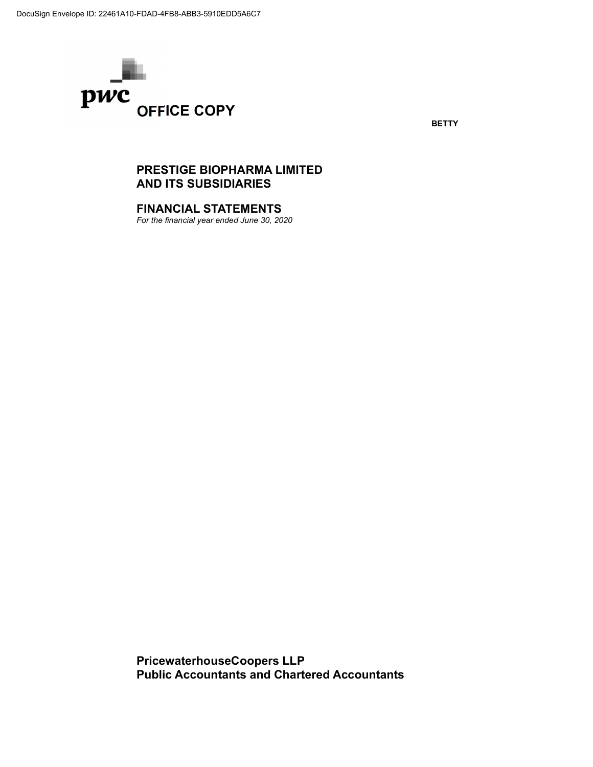DocuSign Envelope ID: 22461A10-FDAD-4FB8-ABB3-5910EDD5A6C7

pwc

**OFFICE COPY**

**BETTY**

# PRESTIGE BIOPHARMA LIMITED AND ITS SUBSIDIARIES

## FINANCIAL STATEMENTS

*For the financial year ended June 30, 2020*

**PricewaterhouseCoopers LLP**
**Public Accountants and Chartered Accountants**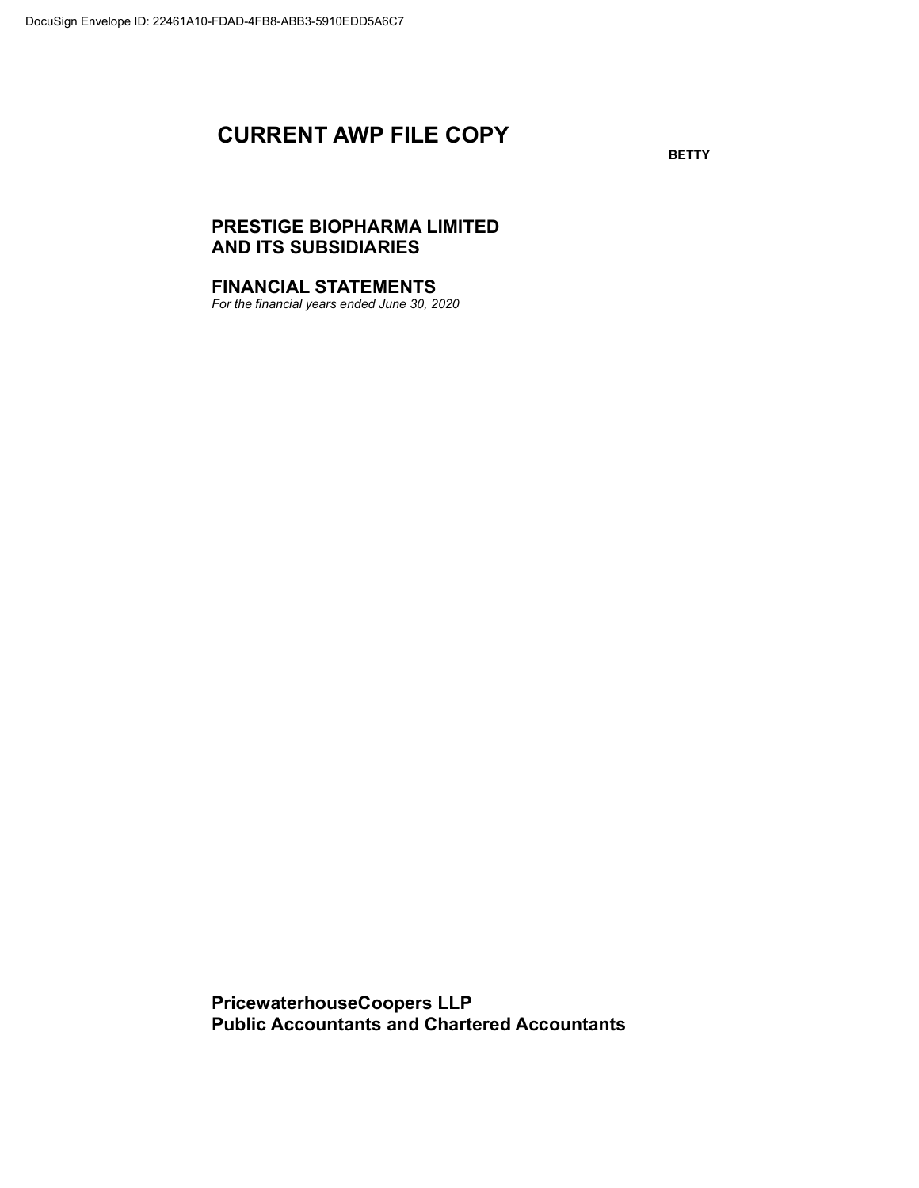DocuSign Envelope ID: 22461A10-FDAD-4FB8-ABB3-5910EDD5A6C7

# CURRENT AWP FILE COPY

**BETTY**

## PRESTIGE BIOPHARMA LIMITED AND ITS SUBSIDIARIES

## FINANCIAL STATEMENTS

*For the financial years ended June 30, 2020*

**PricewaterhouseCoopers LLP**
**Public Accountants and Chartered Accountants**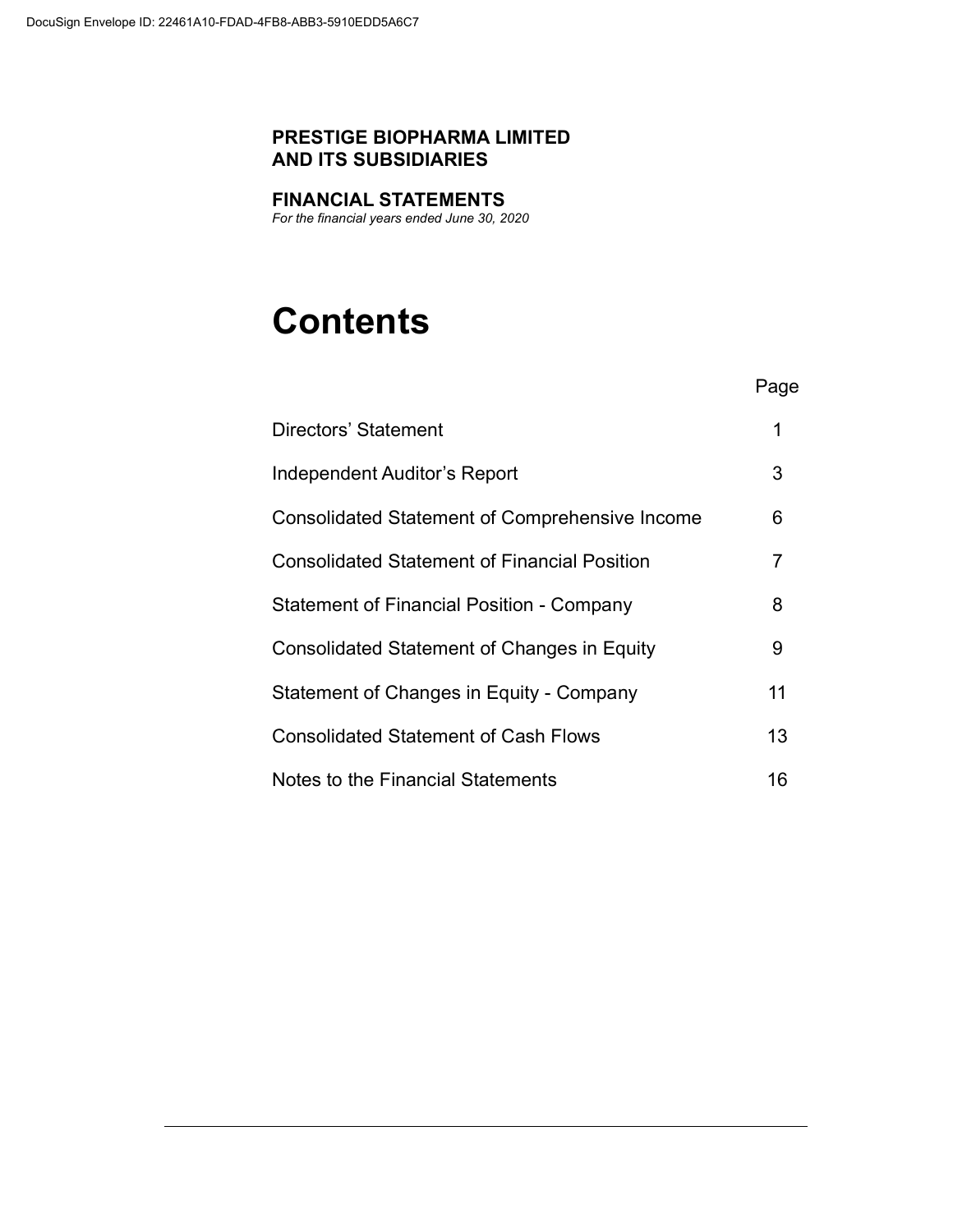**PRESTIGE BIOPHARMA LIMITED AND ITS SUBSIDIARIES**

**FINANCIAL STATEMENTS**
*For the financial years ended June 30, 2020*

# Contents

| | Page |
|---|---|
| Directors' Statement | 1 |
| Independent Auditor's Report | 3 |
| Consolidated Statement of Comprehensive Income | 6 |
| Consolidated Statement of Financial Position | 7 |
| Statement of Financial Position - Company | 8 |
| Consolidated Statement of Changes in Equity | 9 |
| Statement of Changes in Equity - Company | 11 |
| Consolidated Statement of Cash Flows | 13 |
| Notes to the Financial Statements | 16 |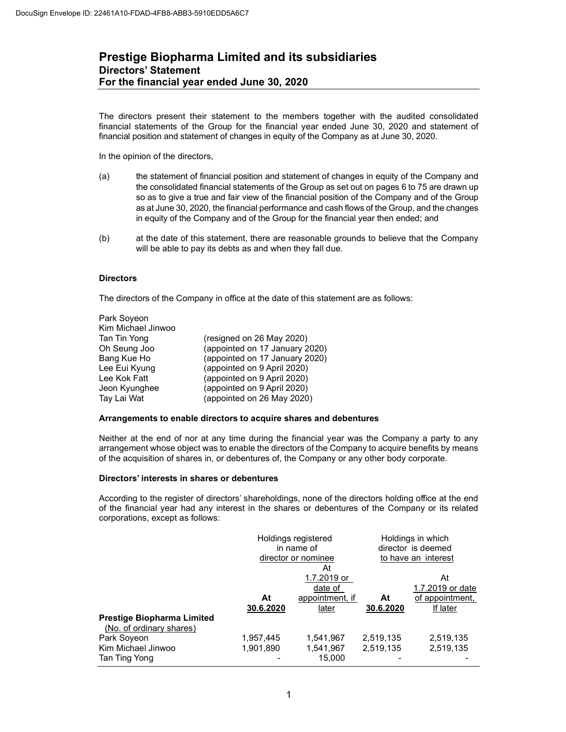DocuSign Envelope ID: 22461A10-FDAD-4FB8-ABB3-5910EDD5A6C7

# Prestige Biopharma Limited and its subsidiaries
## Directors' Statement
## For the financial year ended June 30, 2020

The directors present their statement to the members together with the audited consolidated financial statements of the Group for the financial year ended June 30, 2020 and statement of financial position and statement of changes in equity of the Company as at June 30, 2020.

In the opinion of the directors,

(a) the statement of financial position and statement of changes in equity of the Company and the consolidated financial statements of the Group as set out on pages 6 to 75 are drawn up so as to give a true and fair view of the financial position of the Company and of the Group as at June 30, 2020, the financial performance and cash flows of the Group, and the changes in equity of the Company and of the Group for the financial year then ended; and

(b) at the date of this statement, there are reasonable grounds to believe that the Company will be able to pay its debts as and when they fall due.

**Directors**

The directors of the Company in office at the date of this statement are as follows:

Park Soyeon
Kim Michael Jinwoo
Tan Tin Yong (resigned on 26 May 2020)
Oh Seung Joo (appointed on 17 January 2020)
Bang Kue Ho (appointed on 17 January 2020)
Lee Eui Kyung (appointed on 9 April 2020)
Lee Kok Fatt (appointed on 9 April 2020)
Jeon Kyunghee (appointed on 9 April 2020)
Tay Lai Wat (appointed on 26 May 2020)

**Arrangements to enable directors to acquire shares and debentures**

Neither at the end of nor at any time during the financial year was the Company a party to any arrangement whose object was to enable the directors of the Company to acquire benefits by means of the acquisition of shares in, or debentures of, the Company or any other body corporate.

**Directors' interests in shares or debentures**

According to the register of directors' shareholdings, none of the directors holding office at the end of the financial year had any interest in the shares or debentures of the Company or its related corporations, except as follows:

| | Holdings registered in name of director or nominee | | Holdings in which director is deemed to have an interest | |
|---|---|---|---|---|
| | At 30.6.2020 | At 1.7.2019 or date of appointment, if later | At 30.6.2020 | At 1.7.2019 or date of appointment, If later |
| **Prestige Biopharma Limited** (No. of ordinary shares) | | | | |
| Park Soyeon | 1,957,445 | 1,541,967 | 2,519,135 | 2,519,135 |
| Kim Michael Jinwoo | 1,901,890 | 1,541,967 | 2,519,135 | 2,519,135 |
| Tan Ting Yong | - | 15,000 | - | - |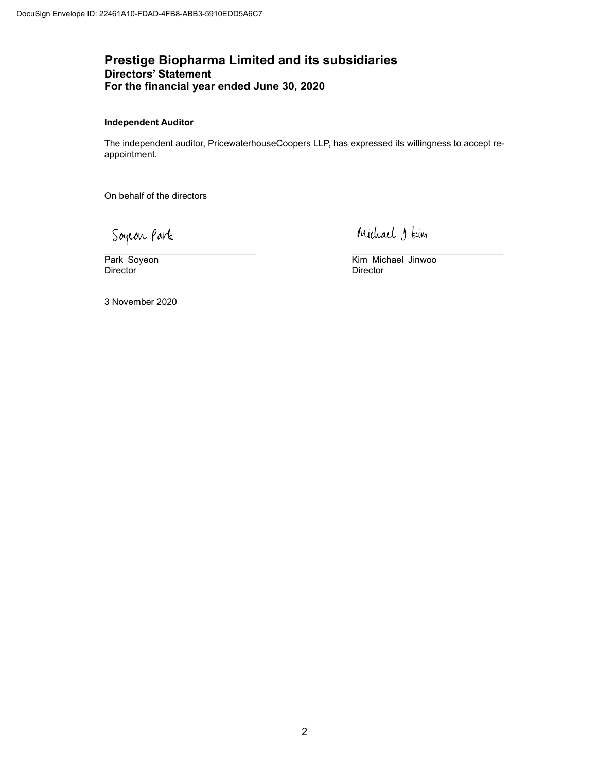# Prestige Biopharma Limited and its subsidiaries

## Directors' Statement

## For the financial year ended June 30, 2020

**Independent Auditor**

The independent auditor, PricewaterhouseCoopers LLP, has expressed its willingness to accept re-appointment.

On behalf of the directors

Soyeon Park

Park Soyeon
Director

Michael J Kim

Kim Michael Jinwoo
Director

3 November 2020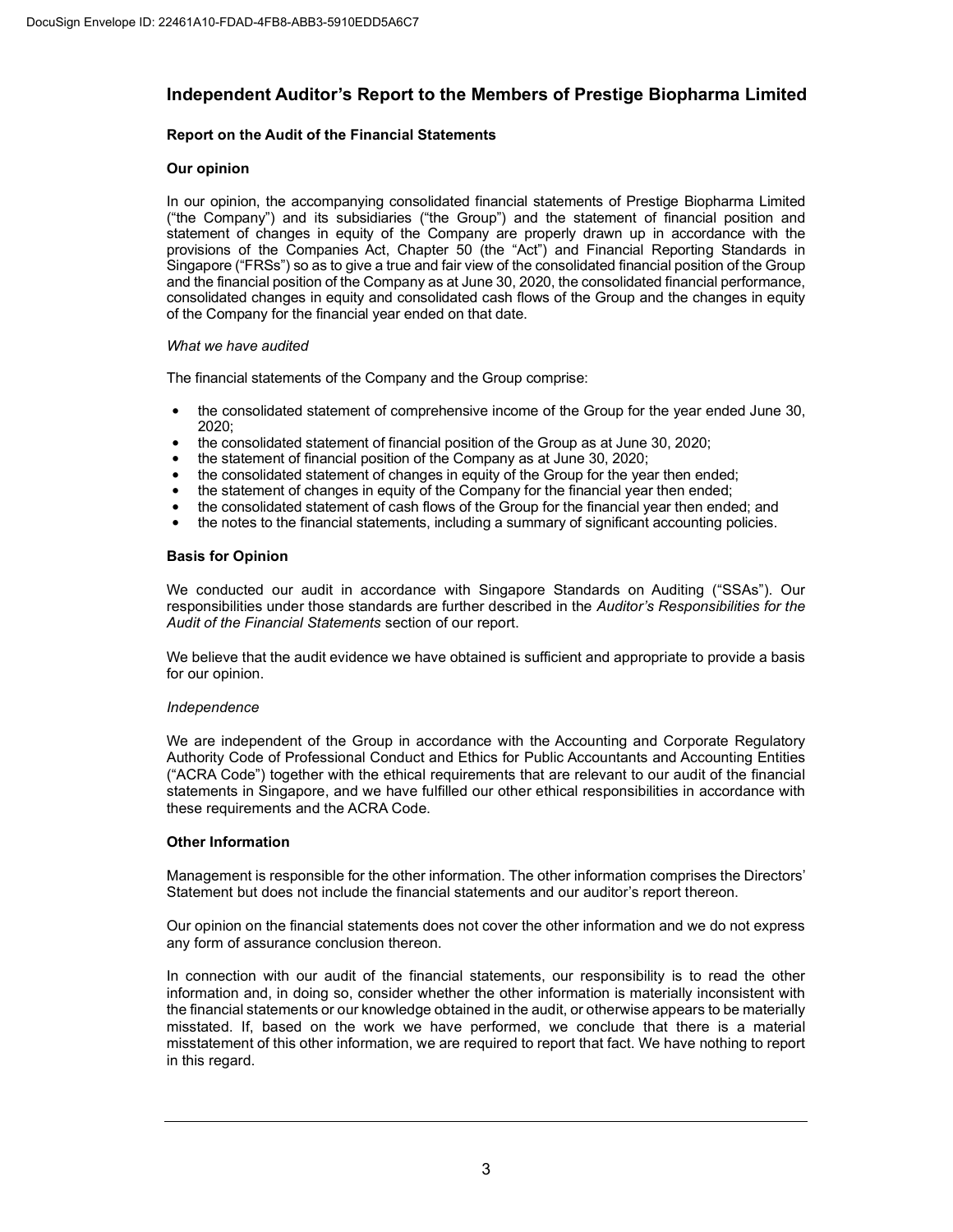# Independent Auditor's Report to the Members of Prestige Biopharma Limited

## Report on the Audit of the Financial Statements

### Our opinion

In our opinion, the accompanying consolidated financial statements of Prestige Biopharma Limited ("the Company") and its subsidiaries ("the Group") and the statement of financial position and statement of changes in equity of the Company are properly drawn up in accordance with the provisions of the Companies Act, Chapter 50 (the "Act") and Financial Reporting Standards in Singapore ("FRSs") so as to give a true and fair view of the consolidated financial position of the Group and the financial position of the Company as at June 30, 2020, the consolidated financial performance, consolidated changes in equity and consolidated cash flows of the Group and the changes in equity of the Company for the financial year ended on that date.

*What we have audited*

The financial statements of the Company and the Group comprise:

- the consolidated statement of comprehensive income of the Group for the year ended June 30, 2020;
- the consolidated statement of financial position of the Group as at June 30, 2020;
- the statement of financial position of the Company as at June 30, 2020;
- the consolidated statement of changes in equity of the Group for the year then ended;
- the statement of changes in equity of the Company for the financial year then ended;
- the consolidated statement of cash flows of the Group for the financial year then ended; and
- the notes to the financial statements, including a summary of significant accounting policies.

### Basis for Opinion

We conducted our audit in accordance with Singapore Standards on Auditing ("SSAs"). Our responsibilities under those standards are further described in the *Auditor's Responsibilities for the Audit of the Financial Statements* section of our report.

We believe that the audit evidence we have obtained is sufficient and appropriate to provide a basis for our opinion.

*Independence*

We are independent of the Group in accordance with the Accounting and Corporate Regulatory Authority Code of Professional Conduct and Ethics for Public Accountants and Accounting Entities ("ACRA Code") together with the ethical requirements that are relevant to our audit of the financial statements in Singapore, and we have fulfilled our other ethical responsibilities in accordance with these requirements and the ACRA Code.

### Other Information

Management is responsible for the other information. The other information comprises the Directors' Statement but does not include the financial statements and our auditor's report thereon.

Our opinion on the financial statements does not cover the other information and we do not express any form of assurance conclusion thereon.

In connection with our audit of the financial statements, our responsibility is to read the other information and, in doing so, consider whether the other information is materially inconsistent with the financial statements or our knowledge obtained in the audit, or otherwise appears to be materially misstated. If, based on the work we have performed, we conclude that there is a material misstatement of this other information, we are required to report that fact. We have nothing to report in this regard.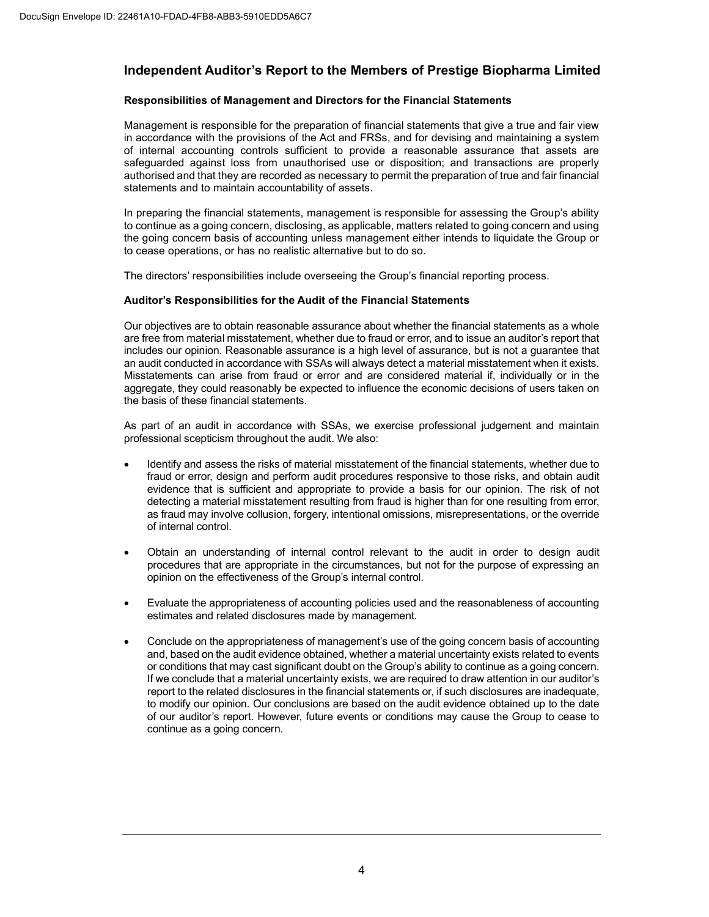## Independent Auditor's Report to the Members of Prestige Biopharma Limited

### Responsibilities of Management and Directors for the Financial Statements

Management is responsible for the preparation of financial statements that give a true and fair view in accordance with the provisions of the Act and FRSs, and for devising and maintaining a system of internal accounting controls sufficient to provide a reasonable assurance that assets are safeguarded against loss from unauthorised use or disposition; and transactions are properly authorised and that they are recorded as necessary to permit the preparation of true and fair financial statements and to maintain accountability of assets.

In preparing the financial statements, management is responsible for assessing the Group's ability to continue as a going concern, disclosing, as applicable, matters related to going concern and using the going concern basis of accounting unless management either intends to liquidate the Group or to cease operations, or has no realistic alternative but to do so.

The directors' responsibilities include overseeing the Group's financial reporting process.

### Auditor's Responsibilities for the Audit of the Financial Statements

Our objectives are to obtain reasonable assurance about whether the financial statements as a whole are free from material misstatement, whether due to fraud or error, and to issue an auditor's report that includes our opinion. Reasonable assurance is a high level of assurance, but is not a guarantee that an audit conducted in accordance with SSAs will always detect a material misstatement when it exists. Misstatements can arise from fraud or error and are considered material if, individually or in the aggregate, they could reasonably be expected to influence the economic decisions of users taken on the basis of these financial statements.

As part of an audit in accordance with SSAs, we exercise professional judgement and maintain professional scepticism throughout the audit. We also:

- Identify and assess the risks of material misstatement of the financial statements, whether due to fraud or error, design and perform audit procedures responsive to those risks, and obtain audit evidence that is sufficient and appropriate to provide a basis for our opinion. The risk of not detecting a material misstatement resulting from fraud is higher than for one resulting from error, as fraud may involve collusion, forgery, intentional omissions, misrepresentations, or the override of internal control.

- Obtain an understanding of internal control relevant to the audit in order to design audit procedures that are appropriate in the circumstances, but not for the purpose of expressing an opinion on the effectiveness of the Group's internal control.

- Evaluate the appropriateness of accounting policies used and the reasonableness of accounting estimates and related disclosures made by management.

- Conclude on the appropriateness of management's use of the going concern basis of accounting and, based on the audit evidence obtained, whether a material uncertainty exists related to events or conditions that may cast significant doubt on the Group's ability to continue as a going concern. If we conclude that a material uncertainty exists, we are required to draw attention in our auditor's report to the related disclosures in the financial statements or, if such disclosures are inadequate, to modify our opinion. Our conclusions are based on the audit evidence obtained up to the date of our auditor's report. However, future events or conditions may cause the Group to cease to continue as a going concern.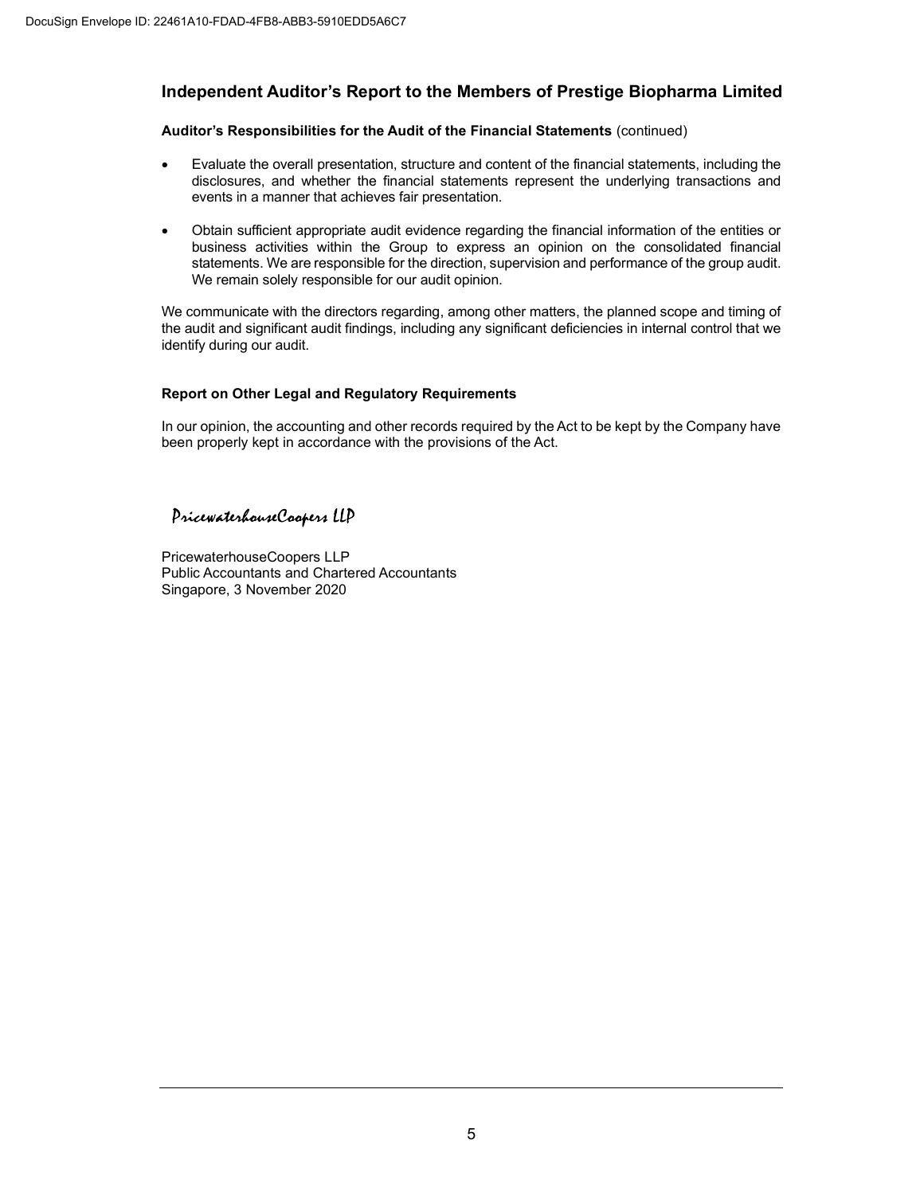## Independent Auditor's Report to the Members of Prestige Biopharma Limited

**Auditor's Responsibilities for the Audit of the Financial Statements** (continued)

- Evaluate the overall presentation, structure and content of the financial statements, including the disclosures, and whether the financial statements represent the underlying transactions and events in a manner that achieves fair presentation.
- Obtain sufficient appropriate audit evidence regarding the financial information of the entities or business activities within the Group to express an opinion on the consolidated financial statements. We are responsible for the direction, supervision and performance of the group audit. We remain solely responsible for our audit opinion.

We communicate with the directors regarding, among other matters, the planned scope and timing of the audit and significant audit findings, including any significant deficiencies in internal control that we identify during our audit.

**Report on Other Legal and Regulatory Requirements**

In our opinion, the accounting and other records required by the Act to be kept by the Company have been properly kept in accordance with the provisions of the Act.

*PricewaterhouseCoopers LLP*

PricewaterhouseCoopers LLP
Public Accountants and Chartered Accountants
Singapore, 3 November 2020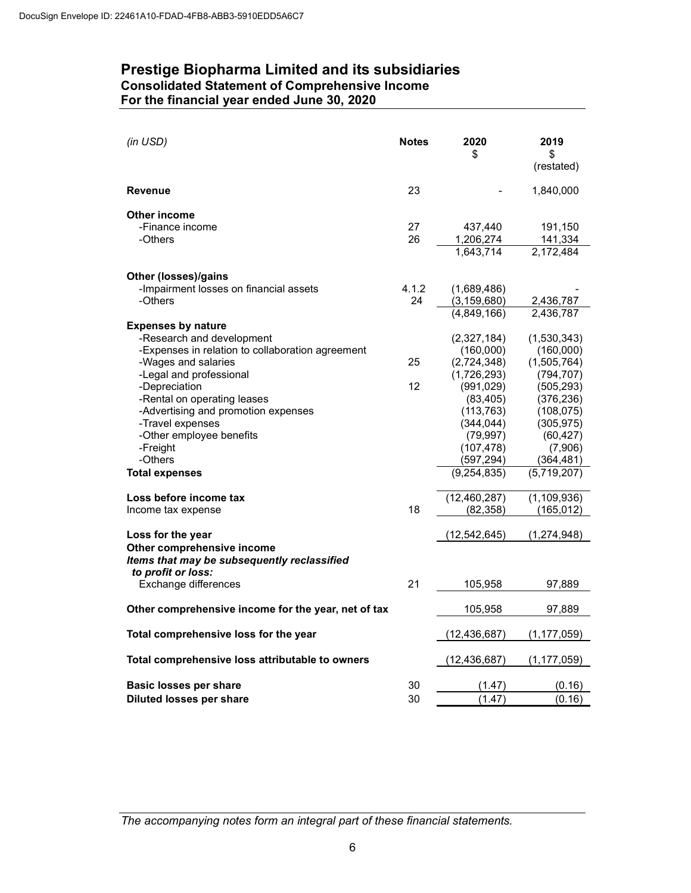DocuSign Envelope ID: 22461A10-FDAD-4FB8-ABB3-5910EDD5A6C7

# Prestige Biopharma Limited and its subsidiaries
## Consolidated Statement of Comprehensive Income
## For the financial year ended June 30, 2020

| *(in USD)* | Notes | 2020 $ | 2019 $ (restated) |
|---|---|---|---|
| **Revenue** | 23 | - | 1,840,000 |
| **Other income** | | | |
| -Finance income | 27 | 437,440 | 191,150 |
| -Others | 26 | 1,206,274 | 141,334 |
| | | 1,643,714 | 2,172,484 |
| **Other (losses)/gains** | | | |
| -Impairment losses on financial assets | 4.1.2 | (1,689,486) | - |
| -Others | 24 | (3,159,680) | 2,436,787 |
| | | (4,849,166) | 2,436,787 |
| **Expenses by nature** | | | |
| -Research and development | | (2,327,184) | (1,530,343) |
| -Expenses in relation to collaboration agreement | | (160,000) | (160,000) |
| -Wages and salaries | 25 | (2,724,348) | (1,505,764) |
| -Legal and professional | | (1,726,293) | (794,707) |
| -Depreciation | 12 | (991,029) | (505,293) |
| -Rental on operating leases | | (83,405) | (376,236) |
| -Advertising and promotion expenses | | (113,763) | (108,075) |
| -Travel expenses | | (344,044) | (305,975) |
| -Other employee benefits | | (79,997) | (60,427) |
| -Freight | | (107,478) | (7,906) |
| -Others | | (597,294) | (364,481) |
| **Total expenses** | | (9,254,835) | (5,719,207) |
| **Loss before income tax** | | (12,460,287) | (1,109,936) |
| Income tax expense | 18 | (82,358) | (165,012) |
| **Loss for the year** | | (12,542,645) | (1,274,948) |
| **Other comprehensive income** | | | |
| ***Items that may be subsequently reclassified to profit or loss:*** | | | |
| Exchange differences | 21 | 105,958 | 97,889 |
| **Other comprehensive income for the year, net of tax** | | 105,958 | 97,889 |
| **Total comprehensive loss for the year** | | (12,436,687) | (1,177,059) |
| **Total comprehensive loss attributable to owners** | | (12,436,687) | (1,177,059) |
| **Basic losses per share** | 30 | (1.47) | (0.16) |
| **Diluted losses per share** | 30 | (1.47) | (0.16) |

*The accompanying notes form an integral part of these financial statements.*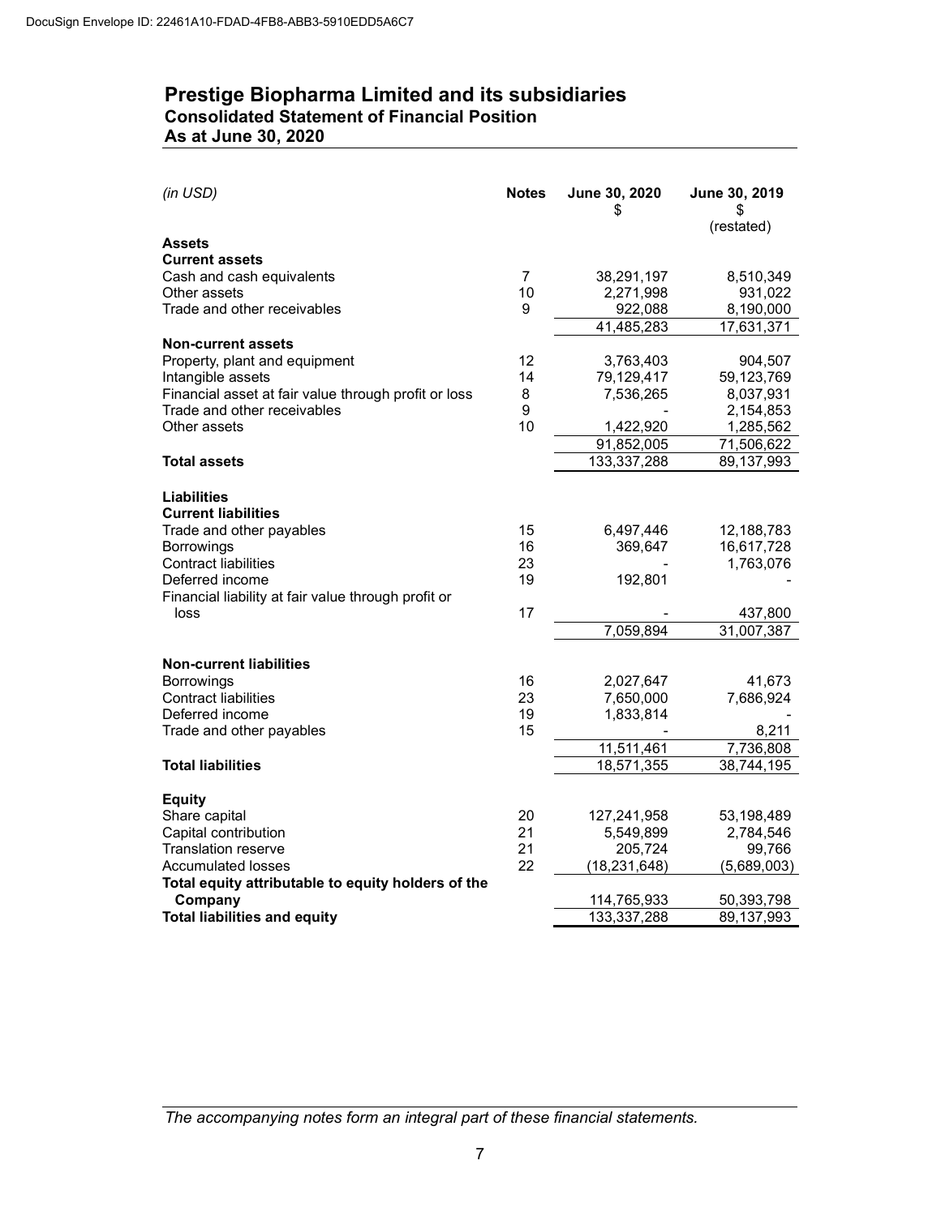# Prestige Biopharma Limited and its subsidiaries
## Consolidated Statement of Financial Position
## As at June 30, 2020

| *(in USD)* | Notes | June 30, 2020<br>$ | June 30, 2019<br>$<br>(restated) |
|---|---|---|---|
| **Assets** | | | |
| **Current assets** | | | |
| Cash and cash equivalents | 7 | 38,291,197 | 8,510,349 |
| Other assets | 10 | 2,271,998 | 931,022 |
| Trade and other receivables | 9 | 922,088 | 8,190,000 |
| | | 41,485,283 | 17,631,371 |
| **Non-current assets** | | | |
| Property, plant and equipment | 12 | 3,763,403 | 904,507 |
| Intangible assets | 14 | 79,129,417 | 59,123,769 |
| Financial asset at fair value through profit or loss | 8 | 7,536,265 | 8,037,931 |
| Trade and other receivables | 9 | - | 2,154,853 |
| Other assets | 10 | 1,422,920 | 1,285,562 |
| | | 91,852,005 | 71,506,622 |
| **Total assets** | | 133,337,288 | 89,137,993 |
| | | | |
| **Liabilities** | | | |
| **Current liabilities** | | | |
| Trade and other payables | 15 | 6,497,446 | 12,188,783 |
| Borrowings | 16 | 369,647 | 16,617,728 |
| Contract liabilities | 23 | - | 1,763,076 |
| Deferred income | 19 | 192,801 | - |
| Financial liability at fair value through profit or loss | 17 | - | 437,800 |
| | | 7,059,894 | 31,007,387 |
| | | | |
| **Non-current liabilities** | | | |
| Borrowings | 16 | 2,027,647 | 41,673 |
| Contract liabilities | 23 | 7,650,000 | 7,686,924 |
| Deferred income | 19 | 1,833,814 | - |
| Trade and other payables | 15 | - | 8,211 |
| | | 11,511,461 | 7,736,808 |
| **Total liabilities** | | 18,571,355 | 38,744,195 |
| | | | |
| **Equity** | | | |
| Share capital | 20 | 127,241,958 | 53,198,489 |
| Capital contribution | 21 | 5,549,899 | 2,784,546 |
| Translation reserve | 21 | 205,724 | 99,766 |
| Accumulated losses | 22 | (18,231,648) | (5,689,003) |
| **Total equity attributable to equity holders of the Company** | | 114,765,933 | 50,393,798 |
| **Total liabilities and equity** | | 133,337,288 | 89,137,993 |

*The accompanying notes form an integral part of these financial statements.*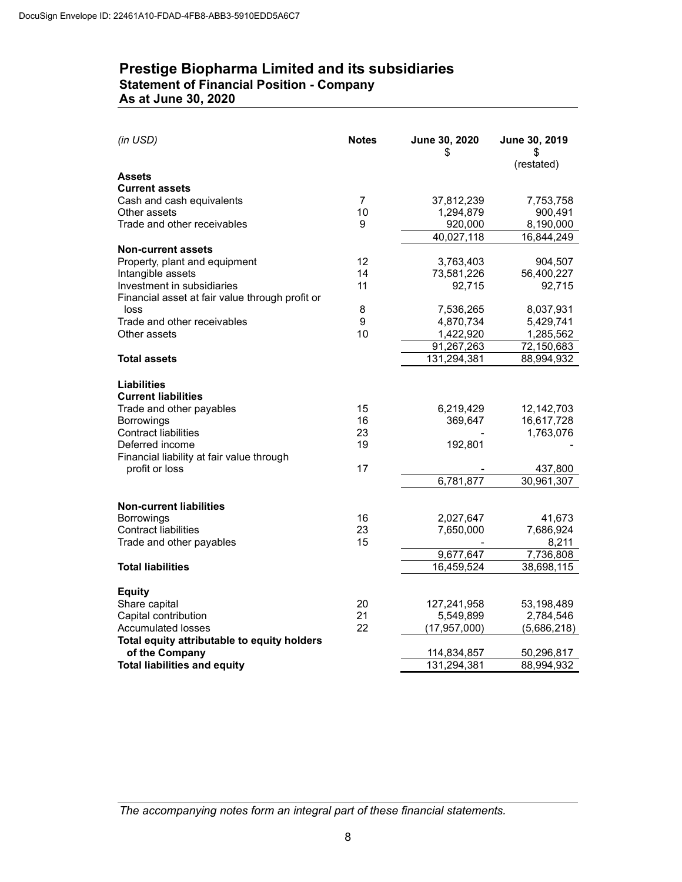DocuSign Envelope ID: 22461A10-FDAD-4FB8-ABB3-5910EDD5A6C7

# Prestige Biopharma Limited and its subsidiaries
## Statement of Financial Position - Company
## As at June 30, 2020

| *(in USD)* | Notes | June 30, 2020 $ | June 30, 2019 $ (restated) |
|---|---|---|---|
| **Assets** | | | |
| **Current assets** | | | |
| Cash and cash equivalents | 7 | 37,812,239 | 7,753,758 |
| Other assets | 10 | 1,294,879 | 900,491 |
| Trade and other receivables | 9 | 920,000 | 8,190,000 |
| | | 40,027,118 | 16,844,249 |
| **Non-current assets** | | | |
| Property, plant and equipment | 12 | 3,763,403 | 904,507 |
| Intangible assets | 14 | 73,581,226 | 56,400,227 |
| Investment in subsidiaries | 11 | 92,715 | 92,715 |
| Financial asset at fair value through profit or loss | 8 | 7,536,265 | 8,037,931 |
| Trade and other receivables | 9 | 4,870,734 | 5,429,741 |
| Other assets | 10 | 1,422,920 | 1,285,562 |
| | | 91,267,263 | 72,150,683 |
| **Total assets** | | 131,294,381 | 88,994,932 |
| **Liabilities** | | | |
| **Current liabilities** | | | |
| Trade and other payables | 15 | 6,219,429 | 12,142,703 |
| Borrowings | 16 | 369,647 | 16,617,728 |
| Contract liabilities | 23 | - | 1,763,076 |
| Deferred income | 19 | 192,801 | - |
| Financial liability at fair value through profit or loss | 17 | - | 437,800 |
| | | 6,781,877 | 30,961,307 |
| **Non-current liabilities** | | | |
| Borrowings | 16 | 2,027,647 | 41,673 |
| Contract liabilities | 23 | 7,650,000 | 7,686,924 |
| Trade and other payables | 15 | - | 8,211 |
| | | 9,677,647 | 7,736,808 |
| **Total liabilities** | | 16,459,524 | 38,698,115 |
| **Equity** | | | |
| Share capital | 20 | 127,241,958 | 53,198,489 |
| Capital contribution | 21 | 5,549,899 | 2,784,546 |
| Accumulated losses | 22 | (17,957,000) | (5,686,218) |
| **Total equity attributable to equity holders of the Company** | | 114,834,857 | 50,296,817 |
| **Total liabilities and equity** | | 131,294,381 | 88,994,932 |

*The accompanying notes form an integral part of these financial statements.*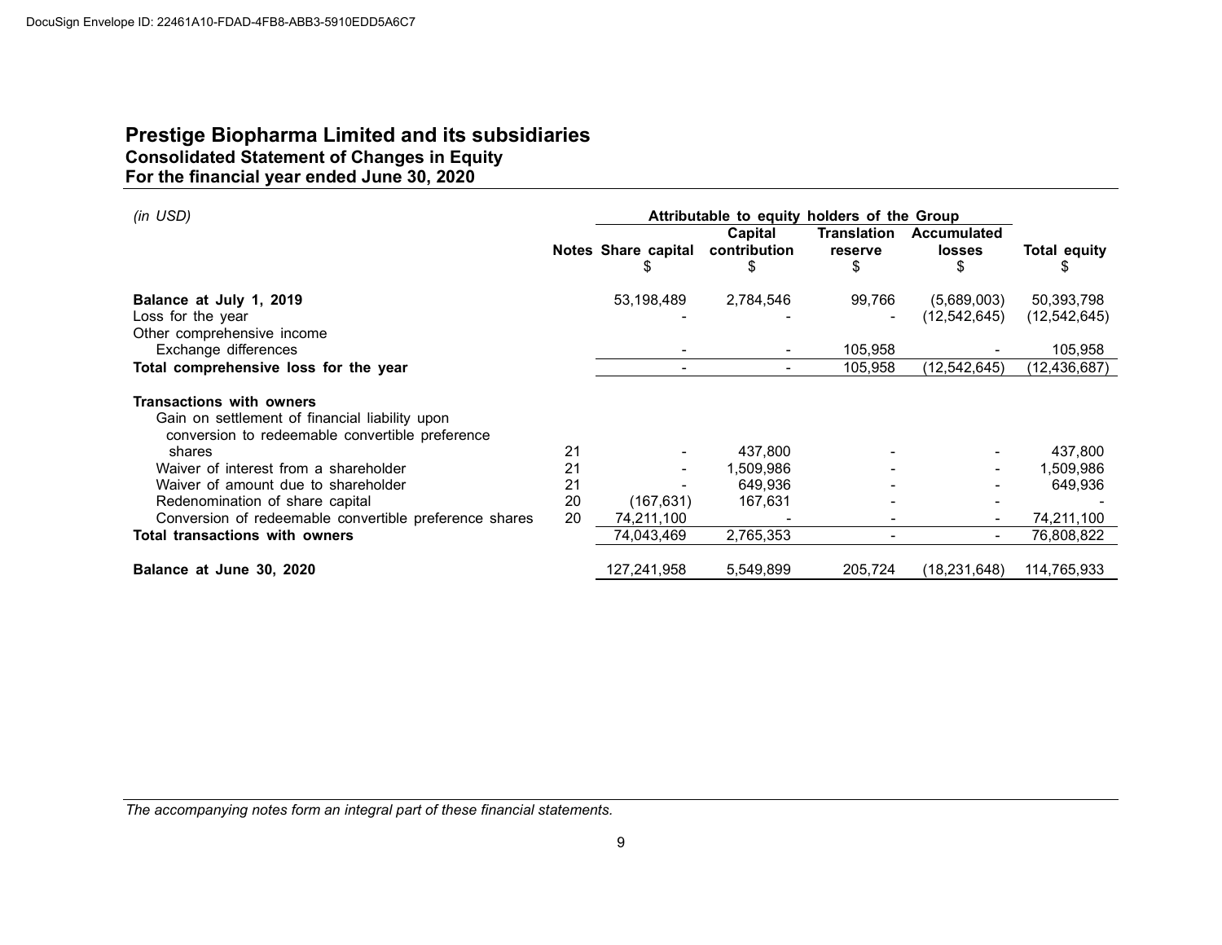# Prestige Biopharma Limited and its subsidiaries

## Consolidated Statement of Changes in Equity

## For the financial year ended June 30, 2020

| *(in USD)* | | Attributable to equity holders of the Group | | | | |
|---|---|---|---|---|---|---|
| | Notes | Share capital $ | Capital contribution $ | Translation reserve $ | Accumulated losses $ | Total equity $ |
| **Balance at July 1, 2019** | | 53,198,489 | 2,784,546 | 99,766 | (5,689,003) | 50,393,798 |
| Loss for the year | | - | - | - | (12,542,645) | (12,542,645) |
| Other comprehensive income | | | | | | |
| Exchange differences | | - | - | 105,958 | - | 105,958 |
| **Total comprehensive loss for the year** | | - | - | 105,958 | (12,542,645) | (12,436,687) |
| **Transactions with owners** | | | | | | |
| Gain on settlement of financial liability upon conversion to redeemable convertible preference shares | 21 | - | 437,800 | - | - | 437,800 |
| Waiver of interest from a shareholder | 21 | - | 1,509,986 | - | - | 1,509,986 |
| Waiver of amount due to shareholder | 21 | - | 649,936 | - | - | 649,936 |
| Redenomination of share capital | 20 | (167,631) | 167,631 | - | - | - |
| Conversion of redeemable convertible preference shares | 20 | 74,211,100 | - | - | - | 74,211,100 |
| **Total transactions with owners** | | 74,043,469 | 2,765,353 | - | - | 76,808,822 |
| **Balance at June 30, 2020** | | 127,241,958 | 5,549,899 | 205,724 | (18,231,648) | 114,765,933 |

*The accompanying notes form an integral part of these financial statements.*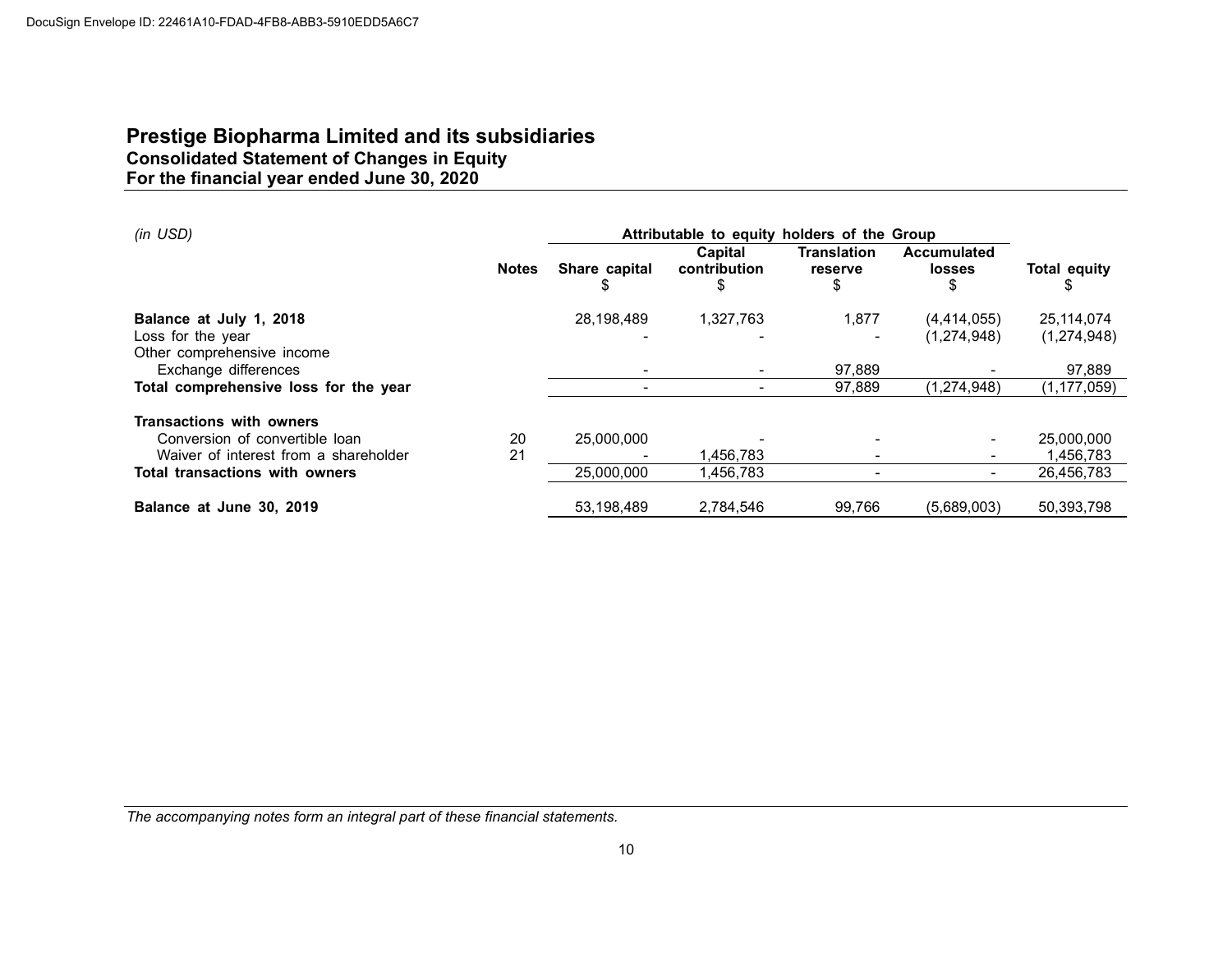# Prestige Biopharma Limited and its subsidiaries
## Consolidated Statement of Changes in Equity
## For the financial year ended June 30, 2020

| *(in USD)* | Notes | Attributable to equity holders of the Group | | | | |
|---|---|---|---|---|---|---|
| | | Share capital $ | Capital contribution $ | Translation reserve $ | Accumulated losses $ | Total equity $ |
| **Balance at July 1, 2018** | | 28,198,489 | 1,327,763 | 1,877 | (4,414,055) | 25,114,074 |
| Loss for the year | | - | - | - | (1,274,948) | (1,274,948) |
| Other comprehensive income | | | | | | |
| Exchange differences | | - | - | 97,889 | - | 97,889 |
| **Total comprehensive loss for the year** | | - | - | 97,889 | (1,274,948) | (1,177,059) |
| **Transactions with owners** | | | | | | |
| Conversion of convertible loan | 20 | 25,000,000 | - | - | - | 25,000,000 |
| Waiver of interest from a shareholder | 21 | - | 1,456,783 | - | - | 1,456,783 |
| **Total transactions with owners** | | 25,000,000 | 1,456,783 | - | - | 26,456,783 |
| **Balance at June 30, 2019** | | 53,198,489 | 2,784,546 | 99,766 | (5,689,003) | 50,393,798 |

*The accompanying notes form an integral part of these financial statements.*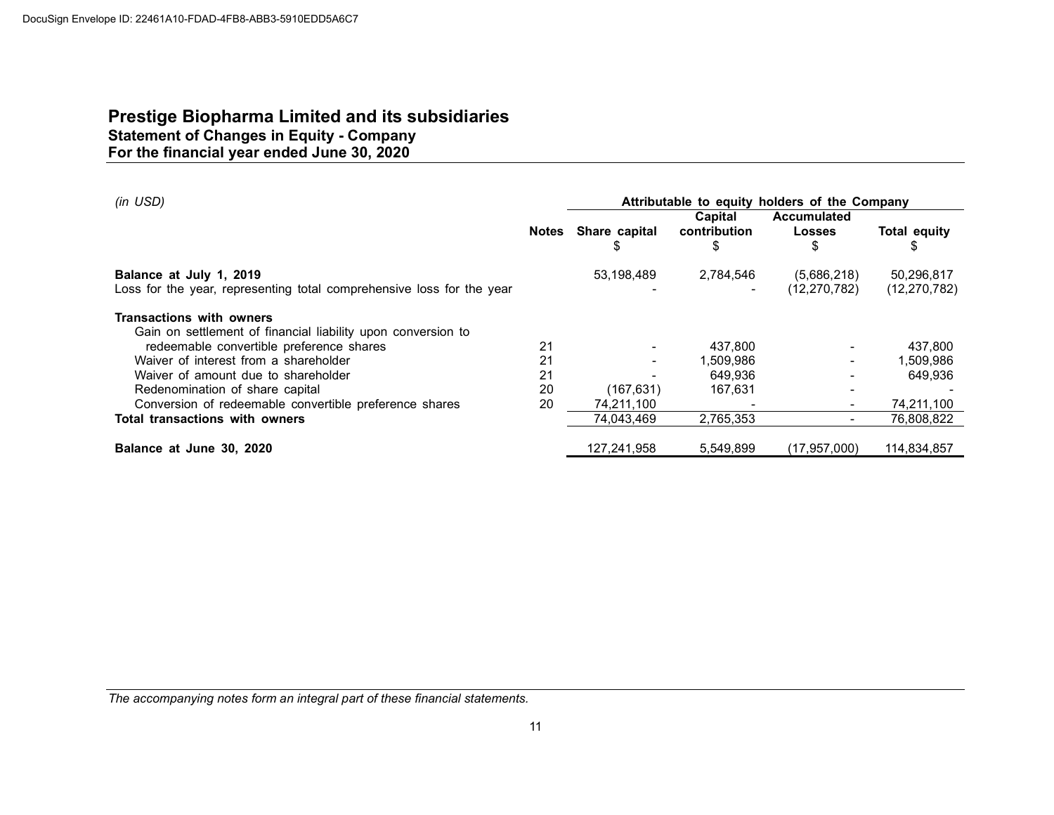DocuSign Envelope ID: 22461A10-FDAD-4FB8-ABB3-5910EDD5A6C7

# Prestige Biopharma Limited and its subsidiaries
## Statement of Changes in Equity - Company
## For the financial year ended June 30, 2020

| *(in USD)* | | Attributable to equity holders of the Company | | | |
|---|---|---|---|---|---|
| | **Notes** | **Share capital** $ | **Capital contribution** $ | **Accumulated Losses** $ | **Total equity** $ |
| **Balance at July 1, 2019** | | 53,198,489 | 2,784,546 | (5,686,218) | 50,296,817 |
| Loss for the year, representing total comprehensive loss for the year | | - | - | (12,270,782) | (12,270,782) |
| **Transactions with owners** | | | | | |
| Gain on settlement of financial liability upon conversion to redeemable convertible preference shares | 21 | - | 437,800 | - | 437,800 |
| Waiver of interest from a shareholder | 21 | - | 1,509,986 | - | 1,509,986 |
| Waiver of amount due to shareholder | 21 | - | 649,936 | - | 649,936 |
| Redenomination of share capital | 20 | (167,631) | 167,631 | - | - |
| Conversion of redeemable convertible preference shares | 20 | 74,211,100 | - | - | 74,211,100 |
| **Total transactions with owners** | | 74,043,469 | 2,765,353 | - | 76,808,822 |
| **Balance at June 30, 2020** | | 127,241,958 | 5,549,899 | (17,957,000) | 114,834,857 |

*The accompanying notes form an integral part of these financial statements.*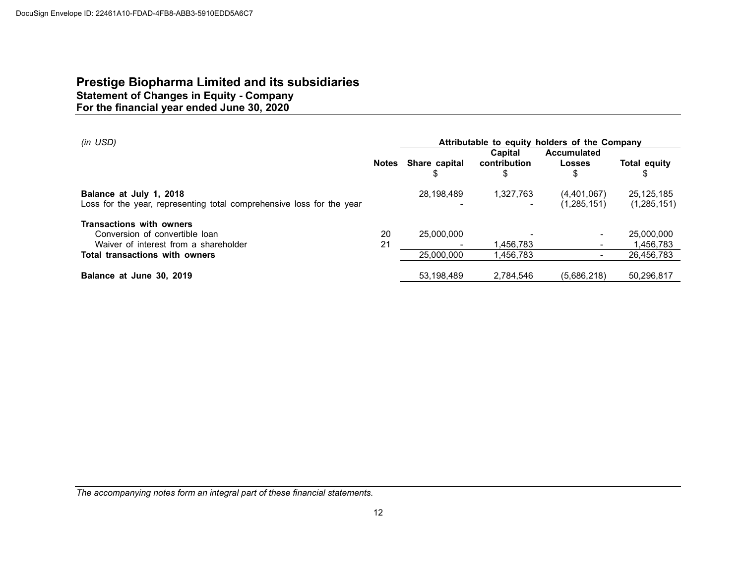# Prestige Biopharma Limited and its subsidiaries
## Statement of Changes in Equity - Company
## For the financial year ended June 30, 2020

| *(in USD)* | | Attributable to equity holders of the Company | | | |
|---|---|---|---|---|---|
| | Notes | Share capital<br>$ | Capital contribution<br>$ | Accumulated Losses<br>$ | Total equity<br>$ |
| **Balance at July 1, 2018** | | 28,198,489 | 1,327,763 | (4,401,067) | 25,125,185 |
| Loss for the year, representing total comprehensive loss for the year | | - | - | (1,285,151) | (1,285,151) |
| **Transactions with owners** | | | | | |
| Conversion of convertible loan | 20 | 25,000,000 | - | - | 25,000,000 |
| Waiver of interest from a shareholder | 21 | - | 1,456,783 | - | 1,456,783 |
| **Total transactions with owners** | | 25,000,000 | 1,456,783 | - | 26,456,783 |
| **Balance at June 30, 2019** | | 53,198,489 | 2,784,546 | (5,686,218) | 50,296,817 |

*The accompanying notes form an integral part of these financial statements.*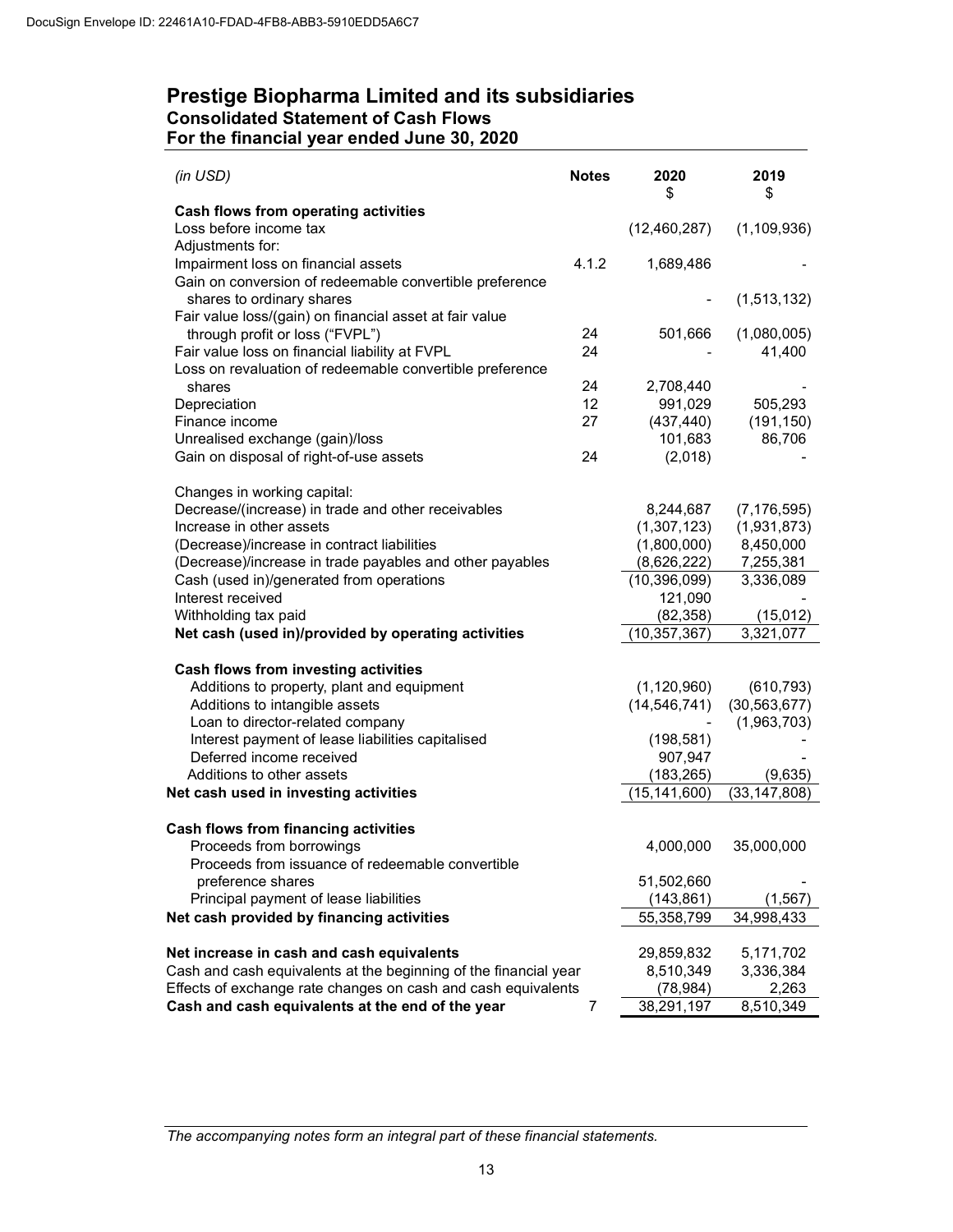# Prestige Biopharma Limited and its subsidiaries
## Consolidated Statement of Cash Flows
## For the financial year ended June 30, 2020

| *(in USD)* | Notes | 2020 $ | 2019 $ |
|---|---|---|---|
| **Cash flows from operating activities** | | | |
| Loss before income tax | | (12,460,287) | (1,109,936) |
| Adjustments for: | | | |
| Impairment loss on financial assets | 4.1.2 | 1,689,486 | - |
| Gain on conversion of redeemable convertible preference shares to ordinary shares | | - | (1,513,132) |
| Fair value loss/(gain) on financial asset at fair value through profit or loss ("FVPL") | 24 | 501,666 | (1,080,005) |
| Fair value loss on financial liability at FVPL | 24 | - | 41,400 |
| Loss on revaluation of redeemable convertible preference shares | 24 | 2,708,440 | - |
| Depreciation | 12 | 991,029 | 505,293 |
| Finance income | 27 | (437,440) | (191,150) |
| Unrealised exchange (gain)/loss | | 101,683 | 86,706 |
| Gain on disposal of right-of-use assets | 24 | (2,018) | - |
| Changes in working capital: | | | |
| Decrease/(increase) in trade and other receivables | | 8,244,687 | (7,176,595) |
| Increase in other assets | | (1,307,123) | (1,931,873) |
| (Decrease)/increase in contract liabilities | | (1,800,000) | 8,450,000 |
| (Decrease)/increase in trade payables and other payables | | (8,626,222) | 7,255,381 |
| Cash (used in)/generated from operations | | (10,396,099) | 3,336,089 |
| Interest received | | 121,090 | - |
| Withholding tax paid | | (82,358) | (15,012) |
| **Net cash (used in)/provided by operating activities** | | (10,357,367) | 3,321,077 |
| **Cash flows from investing activities** | | | |
| Additions to property, plant and equipment | | (1,120,960) | (610,793) |
| Additions to intangible assets | | (14,546,741) | (30,563,677) |
| Loan to director-related company | | - | (1,963,703) |
| Interest payment of lease liabilities capitalised | | (198,581) | - |
| Deferred income received | | 907,947 | - |
| Additions to other assets | | (183,265) | (9,635) |
| **Net cash used in investing activities** | | (15,141,600) | (33,147,808) |
| **Cash flows from financing activities** | | | |
| Proceeds from borrowings | | 4,000,000 | 35,000,000 |
| Proceeds from issuance of redeemable convertible preference shares | | 51,502,660 | - |
| Principal payment of lease liabilities | | (143,861) | (1,567) |
| **Net cash provided by financing activities** | | 55,358,799 | 34,998,433 |
| **Net increase in cash and cash equivalents** | | 29,859,832 | 5,171,702 |
| Cash and cash equivalents at the beginning of the financial year | | 8,510,349 | 3,336,384 |
| Effects of exchange rate changes on cash and cash equivalents | | (78,984) | 2,263 |
| **Cash and cash equivalents at the end of the year** | 7 | 38,291,197 | 8,510,349 |

*The accompanying notes form an integral part of these financial statements.*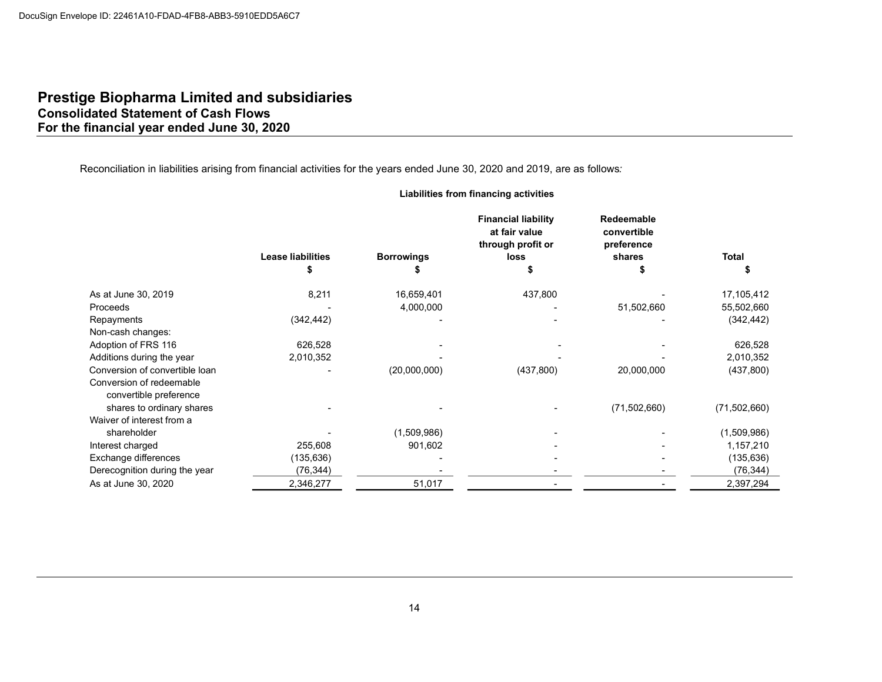# Prestige Biopharma Limited and subsidiaries
## Consolidated Statement of Cash Flows
## For the financial year ended June 30, 2020

Reconciliation in liabilities arising from financial activities for the years ended June 30, 2020 and 2019, are as follows:

| | Liabilities from financing activities | | | | |
|---|---|---|---|---|---|
| | Lease liabilities | Borrowings | Financial liability at fair value through profit or loss | Redeemable convertible preference shares | Total |
| | $ | $ | $ | $ | $ |
| As at June 30, 2019 | 8,211 | 16,659,401 | 437,800 | - | 17,105,412 |
| Proceeds | - | 4,000,000 | - | 51,502,660 | 55,502,660 |
| Repayments | (342,442) | - | - | - | (342,442) |
| Non-cash changes: | | | | | |
| Adoption of FRS 116 | 626,528 | - | - | - | 626,528 |
| Additions during the year | 2,010,352 | - | - | - | 2,010,352 |
| Conversion of convertible loan | - | (20,000,000) | (437,800) | 20,000,000 | (437,800) |
| Conversion of redeemable convertible preference shares to ordinary shares | - | - | - | (71,502,660) | (71,502,660) |
| Waiver of interest from a shareholder | - | (1,509,986) | - | - | (1,509,986) |
| Interest charged | 255,608 | 901,602 | - | - | 1,157,210 |
| Exchange differences | (135,636) | - | - | - | (135,636) |
| Derecognition during the year | (76,344) | - | - | - | (76,344) |
| As at June 30, 2020 | 2,346,277 | 51,017 | - | - | 2,397,294 |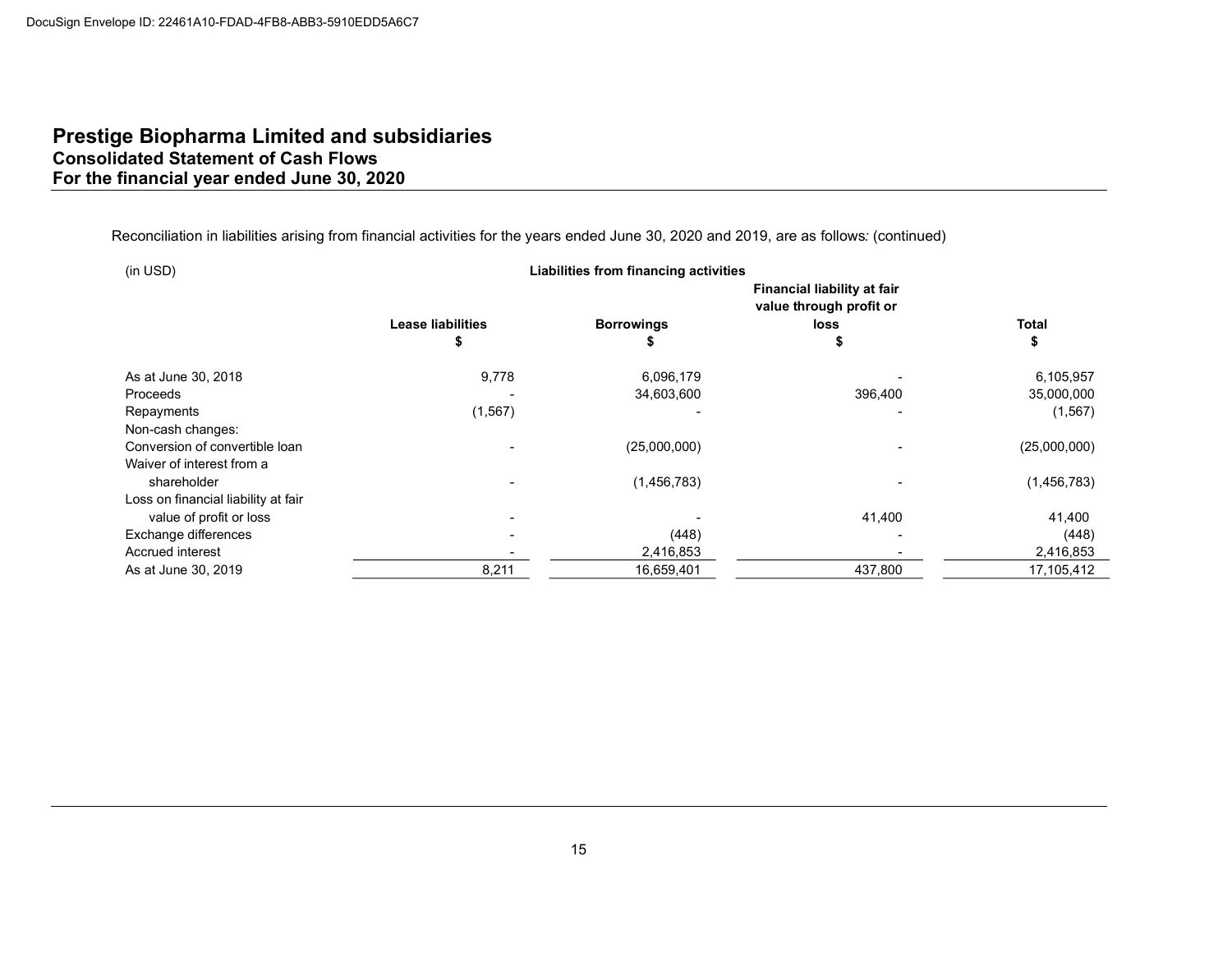# Prestige Biopharma Limited and subsidiaries
## Consolidated Statement of Cash Flows
## For the financial year ended June 30, 2020

Reconciliation in liabilities arising from financial activities for the years ended June 30, 2020 and 2019, are as follows*:* (continued)

| (in USD) | Liabilities from financing activities | | | |
|---|---|---|---|---|
| | **Lease liabilities** | **Borrowings** | **Financial liability at fair value through profit or loss** | **Total** |
| | **$** | **$** | **$** | **$** |
| As at June 30, 2018 | 9,778 | 6,096,179 | - | 6,105,957 |
| Proceeds | - | 34,603,600 | 396,400 | 35,000,000 |
| Repayments | (1,567) | - | - | (1,567) |
| Non-cash changes: | | | | |
| Conversion of convertible loan | - | (25,000,000) | - | (25,000,000) |
| Waiver of interest from a shareholder | - | (1,456,783) | - | (1,456,783) |
| Loss on financial liability at fair value of profit or loss | - | - | 41,400 | 41,400 |
| Exchange differences | - | (448) | - | (448) |
| Accrued interest | - | 2,416,853 | - | 2,416,853 |
| As at June 30, 2019 | 8,211 | 16,659,401 | 437,800 | 17,105,412 |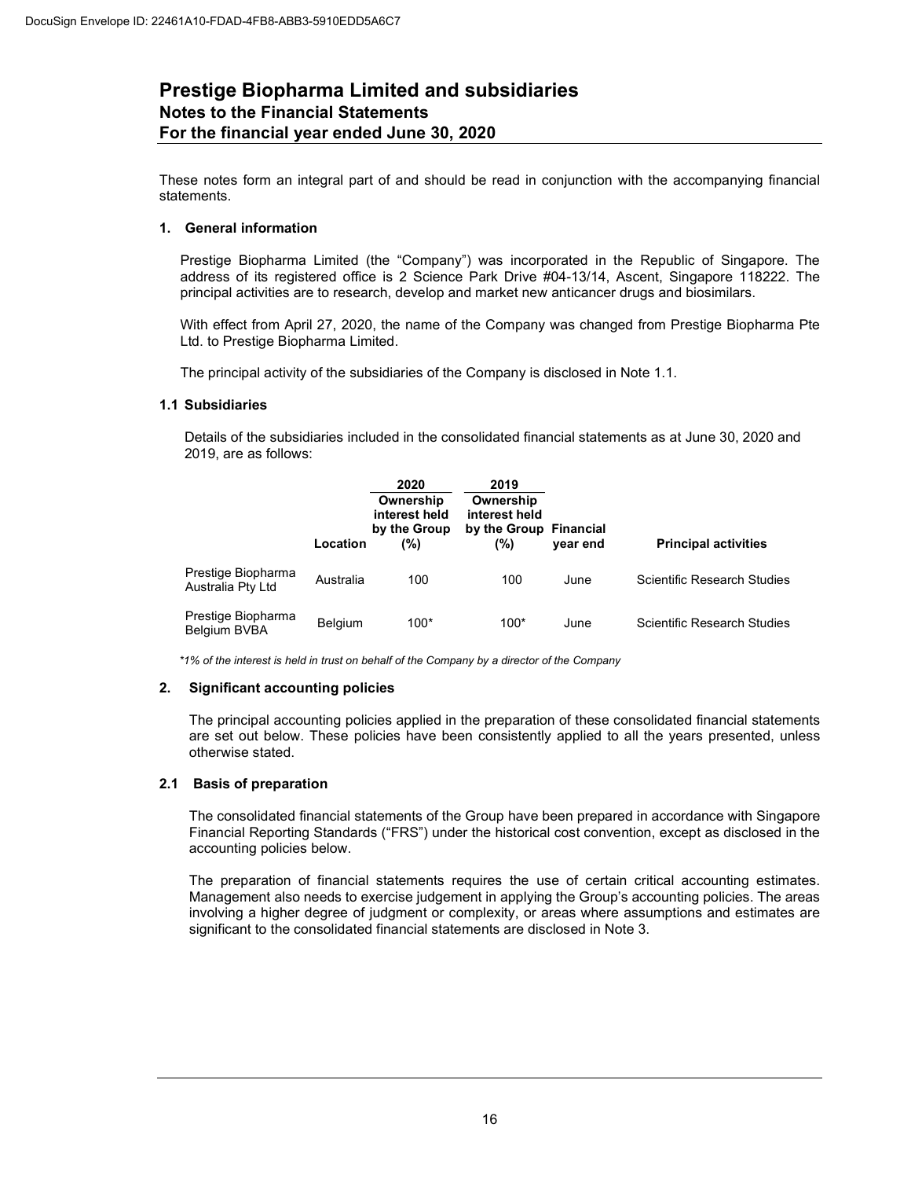# Prestige Biopharma Limited and subsidiaries
## Notes to the Financial Statements
## For the financial year ended June 30, 2020

These notes form an integral part of and should be read in conjunction with the accompanying financial statements.

### 1. General information

Prestige Biopharma Limited (the "Company") was incorporated in the Republic of Singapore. The address of its registered office is 2 Science Park Drive #04-13/14, Ascent, Singapore 118222. The principal activities are to research, develop and market new anticancer drugs and biosimilars.

With effect from April 27, 2020, the name of the Company was changed from Prestige Biopharma Pte Ltd. to Prestige Biopharma Limited.

The principal activity of the subsidiaries of the Company is disclosed in Note 1.1.

### 1.1 Subsidiaries

Details of the subsidiaries included in the consolidated financial statements as at June 30, 2020 and 2019, are as follows:

| | Location | 2020 Ownership interest held by the Group (%) | 2019 Ownership interest held by the Group (%) | Financial year end | Principal activities |
|---|---|---|---|---|---|
| Prestige Biopharma Australia Pty Ltd | Australia | 100 | 100 | June | Scientific Research Studies |
| Prestige Biopharma Belgium BVBA | Belgium | 100* | 100* | June | Scientific Research Studies |

*\*1% of the interest is held in trust on behalf of the Company by a director of the Company*

### 2. Significant accounting policies

The principal accounting policies applied in the preparation of these consolidated financial statements are set out below. These policies have been consistently applied to all the years presented, unless otherwise stated.

### 2.1 Basis of preparation

The consolidated financial statements of the Group have been prepared in accordance with Singapore Financial Reporting Standards ("FRS") under the historical cost convention, except as disclosed in the accounting policies below.

The preparation of financial statements requires the use of certain critical accounting estimates. Management also needs to exercise judgement in applying the Group's accounting policies. The areas involving a higher degree of judgment or complexity, or areas where assumptions and estimates are significant to the consolidated financial statements are disclosed in Note 3.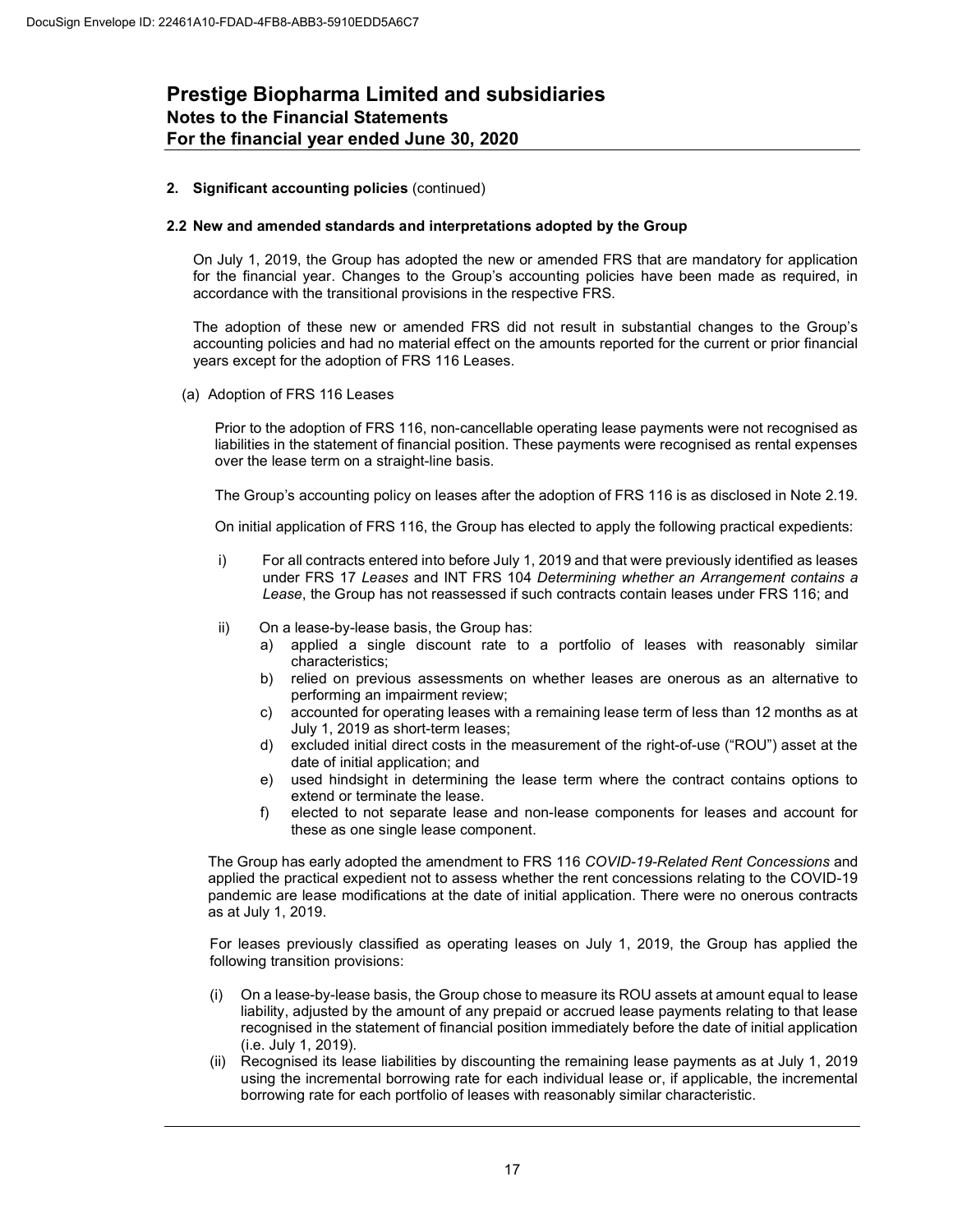# Prestige Biopharma Limited and subsidiaries
## Notes to the Financial Statements
## For the financial year ended June 30, 2020

**2. Significant accounting policies** (continued)

**2.2 New and amended standards and interpretations adopted by the Group**

On July 1, 2019, the Group has adopted the new or amended FRS that are mandatory for application for the financial year. Changes to the Group's accounting policies have been made as required, in accordance with the transitional provisions in the respective FRS.

The adoption of these new or amended FRS did not result in substantial changes to the Group's accounting policies and had no material effect on the amounts reported for the current or prior financial years except for the adoption of FRS 116 Leases.

(a) Adoption of FRS 116 Leases

Prior to the adoption of FRS 116, non-cancellable operating lease payments were not recognised as liabilities in the statement of financial position. These payments were recognised as rental expenses over the lease term on a straight-line basis.

The Group's accounting policy on leases after the adoption of FRS 116 is as disclosed in Note 2.19.

On initial application of FRS 116, the Group has elected to apply the following practical expedients:

i) For all contracts entered into before July 1, 2019 and that were previously identified as leases under FRS 17 *Leases* and INT FRS 104 *Determining whether an Arrangement contains a Lease*, the Group has not reassessed if such contracts contain leases under FRS 116; and

ii) On a lease-by-lease basis, the Group has:
   a) applied a single discount rate to a portfolio of leases with reasonably similar characteristics;
   b) relied on previous assessments on whether leases are onerous as an alternative to performing an impairment review;
   c) accounted for operating leases with a remaining lease term of less than 12 months as at July 1, 2019 as short-term leases;
   d) excluded initial direct costs in the measurement of the right-of-use ("ROU") asset at the date of initial application; and
   e) used hindsight in determining the lease term where the contract contains options to extend or terminate the lease.
   f) elected to not separate lease and non-lease components for leases and account for these as one single lease component.

The Group has early adopted the amendment to FRS 116 *COVID-19-Related Rent Concessions* and applied the practical expedient not to assess whether the rent concessions relating to the COVID-19 pandemic are lease modifications at the date of initial application. There were no onerous contracts as at July 1, 2019.

For leases previously classified as operating leases on July 1, 2019, the Group has applied the following transition provisions:

(i) On a lease-by-lease basis, the Group chose to measure its ROU assets at amount equal to lease liability, adjusted by the amount of any prepaid or accrued lease payments relating to that lease recognised in the statement of financial position immediately before the date of initial application (i.e. July 1, 2019).

(ii) Recognised its lease liabilities by discounting the remaining lease payments as at July 1, 2019 using the incremental borrowing rate for each individual lease or, if applicable, the incremental borrowing rate for each portfolio of leases with reasonably similar characteristic.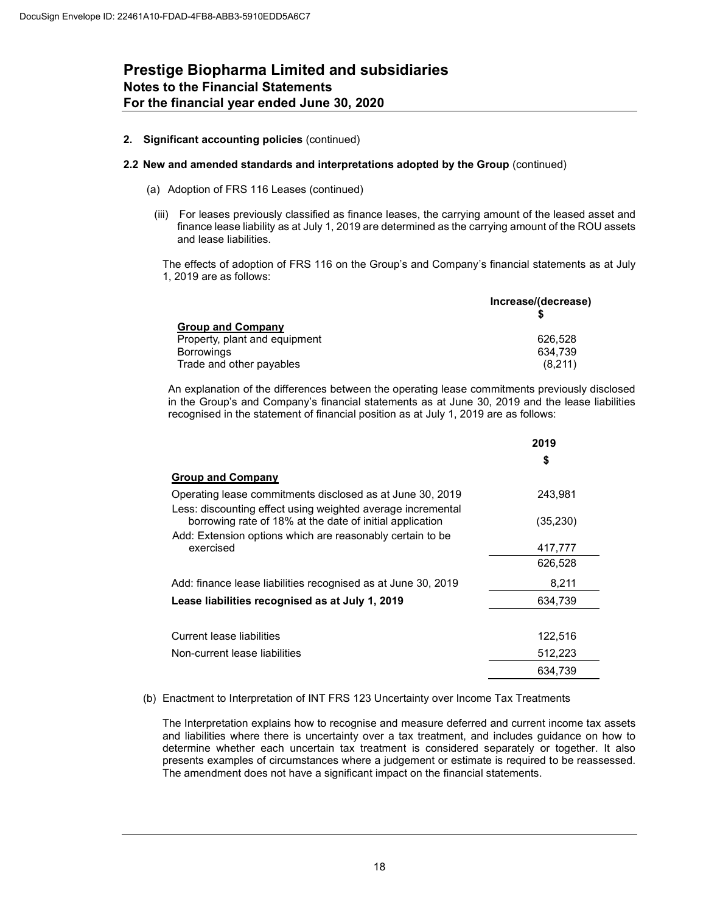# Prestige Biopharma Limited and subsidiaries

## Notes to the Financial Statements

## For the financial year ended June 30, 2020

**2. Significant accounting policies** (continued)

**2.2 New and amended standards and interpretations adopted by the Group** (continued)

(a) Adoption of FRS 116 Leases (continued)

(iii) For leases previously classified as finance leases, the carrying amount of the leased asset and finance lease liability as at July 1, 2019 are determined as the carrying amount of the ROU assets and lease liabilities.

The effects of adoption of FRS 116 on the Group's and Company's financial statements as at July 1, 2019 are as follows:

| | Increase/(decrease) |
|---|---|
| | $ |
| **Group and Company** | |
| Property, plant and equipment | 626,528 |
| Borrowings | 634,739 |
| Trade and other payables | (8,211) |

An explanation of the differences between the operating lease commitments previously disclosed in the Group's and Company's financial statements as at June 30, 2019 and the lease liabilities recognised in the statement of financial position as at July 1, 2019 are as follows:

| | 2019 |
|---|---|
| | $ |
| **Group and Company** | |
| Operating lease commitments disclosed as at June 30, 2019 | 243,981 |
| Less: discounting effect using weighted average incremental borrowing rate of 18% at the date of initial application | (35,230) |
| Add: Extension options which are reasonably certain to be exercised | 417,777 |
| | 626,528 |
| Add: finance lease liabilities recognised as at June 30, 2019 | 8,211 |
| **Lease liabilities recognised as at July 1, 2019** | 634,739 |
| | |
| Current lease liabilities | 122,516 |
| Non-current lease liabilities | 512,223 |
| | 634,739 |

(b) Enactment to Interpretation of INT FRS 123 Uncertainty over Income Tax Treatments

The Interpretation explains how to recognise and measure deferred and current income tax assets and liabilities where there is uncertainty over a tax treatment, and includes guidance on how to determine whether each uncertain tax treatment is considered separately or together. It also presents examples of circumstances where a judgement or estimate is required to be reassessed. The amendment does not have a significant impact on the financial statements.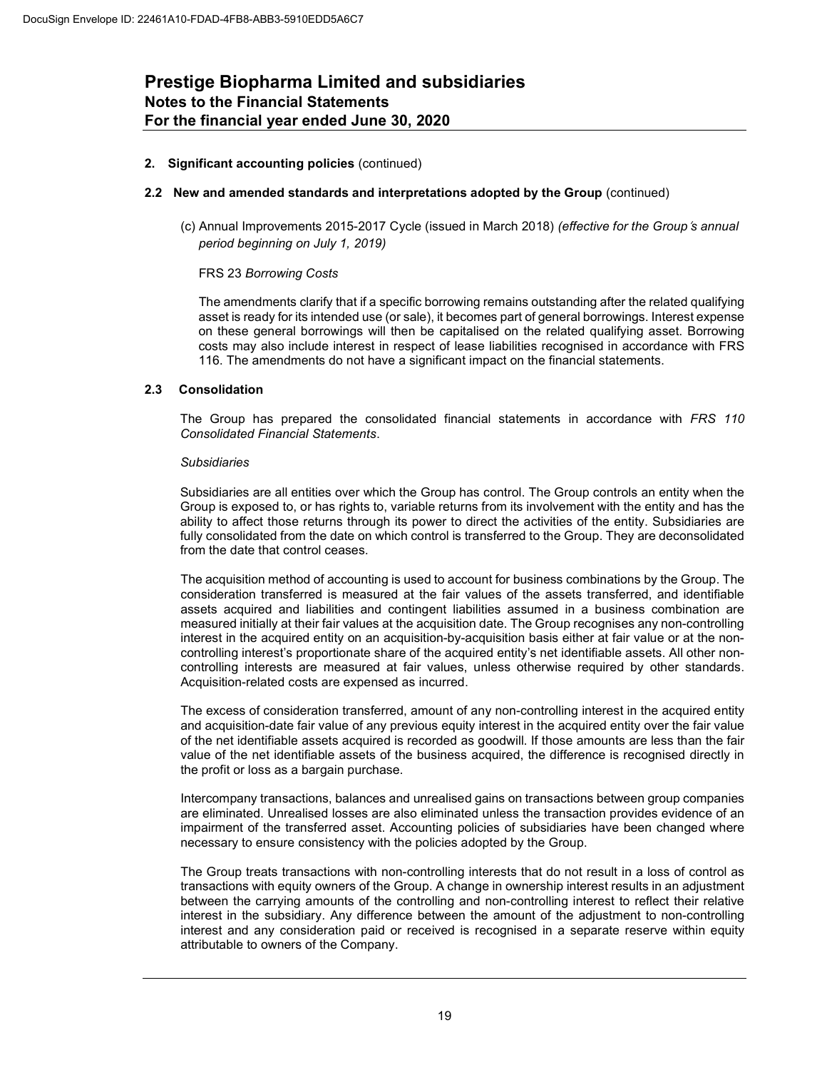## 2. Significant accounting policies (continued)

### 2.2 New and amended standards and interpretations adopted by the Group (continued)

(c) Annual Improvements 2015-2017 Cycle (issued in March 2018) *(effective for the Group's annual period beginning on July 1, 2019)*

FRS 23 *Borrowing Costs*

The amendments clarify that if a specific borrowing remains outstanding after the related qualifying asset is ready for its intended use (or sale), it becomes part of general borrowings. Interest expense on these general borrowings will then be capitalised on the related qualifying asset. Borrowing costs may also include interest in respect of lease liabilities recognised in accordance with FRS 116. The amendments do not have a significant impact on the financial statements.

### 2.3 Consolidation

The Group has prepared the consolidated financial statements in accordance with *FRS 110 Consolidated Financial Statements*.

*Subsidiaries*

Subsidiaries are all entities over which the Group has control. The Group controls an entity when the Group is exposed to, or has rights to, variable returns from its involvement with the entity and has the ability to affect those returns through its power to direct the activities of the entity. Subsidiaries are fully consolidated from the date on which control is transferred to the Group. They are deconsolidated from the date that control ceases.

The acquisition method of accounting is used to account for business combinations by the Group. The consideration transferred is measured at the fair values of the assets transferred, and identifiable assets acquired and liabilities and contingent liabilities assumed in a business combination are measured initially at their fair values at the acquisition date. The Group recognises any non-controlling interest in the acquired entity on an acquisition-by-acquisition basis either at fair value or at the non-controlling interest's proportionate share of the acquired entity's net identifiable assets. All other non-controlling interests are measured at fair values, unless otherwise required by other standards. Acquisition-related costs are expensed as incurred.

The excess of consideration transferred, amount of any non-controlling interest in the acquired entity and acquisition-date fair value of any previous equity interest in the acquired entity over the fair value of the net identifiable assets acquired is recorded as goodwill. If those amounts are less than the fair value of the net identifiable assets of the business acquired, the difference is recognised directly in the profit or loss as a bargain purchase.

Intercompany transactions, balances and unrealised gains on transactions between group companies are eliminated. Unrealised losses are also eliminated unless the transaction provides evidence of an impairment of the transferred asset. Accounting policies of subsidiaries have been changed where necessary to ensure consistency with the policies adopted by the Group.

The Group treats transactions with non-controlling interests that do not result in a loss of control as transactions with equity owners of the Group. A change in ownership interest results in an adjustment between the carrying amounts of the controlling and non-controlling interest to reflect their relative interest in the subsidiary. Any difference between the amount of the adjustment to non-controlling interest and any consideration paid or received is recognised in a separate reserve within equity attributable to owners of the Company.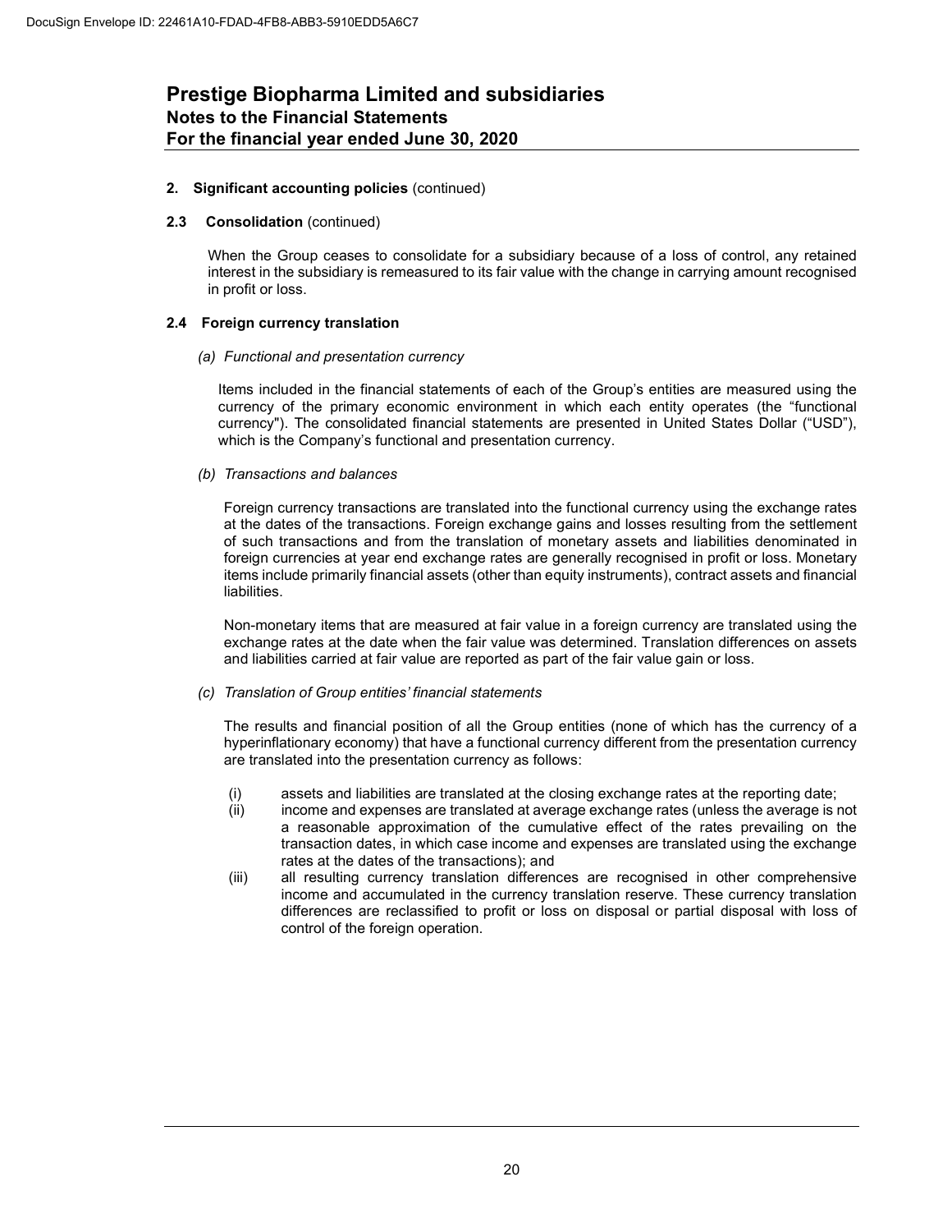**2. Significant accounting policies** (continued)

**2.3 Consolidation** (continued)

When the Group ceases to consolidate for a subsidiary because of a loss of control, any retained interest in the subsidiary is remeasured to its fair value with the change in carrying amount recognised in profit or loss.

**2.4 Foreign currency translation**

*(a) Functional and presentation currency*

Items included in the financial statements of each of the Group's entities are measured using the currency of the primary economic environment in which each entity operates (the "functional currency"). The consolidated financial statements are presented in United States Dollar ("USD"), which is the Company's functional and presentation currency.

*(b) Transactions and balances*

Foreign currency transactions are translated into the functional currency using the exchange rates at the dates of the transactions. Foreign exchange gains and losses resulting from the settlement of such transactions and from the translation of monetary assets and liabilities denominated in foreign currencies at year end exchange rates are generally recognised in profit or loss. Monetary items include primarily financial assets (other than equity instruments), contract assets and financial liabilities.

Non-monetary items that are measured at fair value in a foreign currency are translated using the exchange rates at the date when the fair value was determined. Translation differences on assets and liabilities carried at fair value are reported as part of the fair value gain or loss.

*(c) Translation of Group entities' financial statements*

The results and financial position of all the Group entities (none of which has the currency of a hyperinflationary economy) that have a functional currency different from the presentation currency are translated into the presentation currency as follows:

(i) assets and liabilities are translated at the closing exchange rates at the reporting date;

(ii) income and expenses are translated at average exchange rates (unless the average is not a reasonable approximation of the cumulative effect of the rates prevailing on the transaction dates, in which case income and expenses are translated using the exchange rates at the dates of the transactions); and

(iii) all resulting currency translation differences are recognised in other comprehensive income and accumulated in the currency translation reserve. These currency translation differences are reclassified to profit or loss on disposal or partial disposal with loss of control of the foreign operation.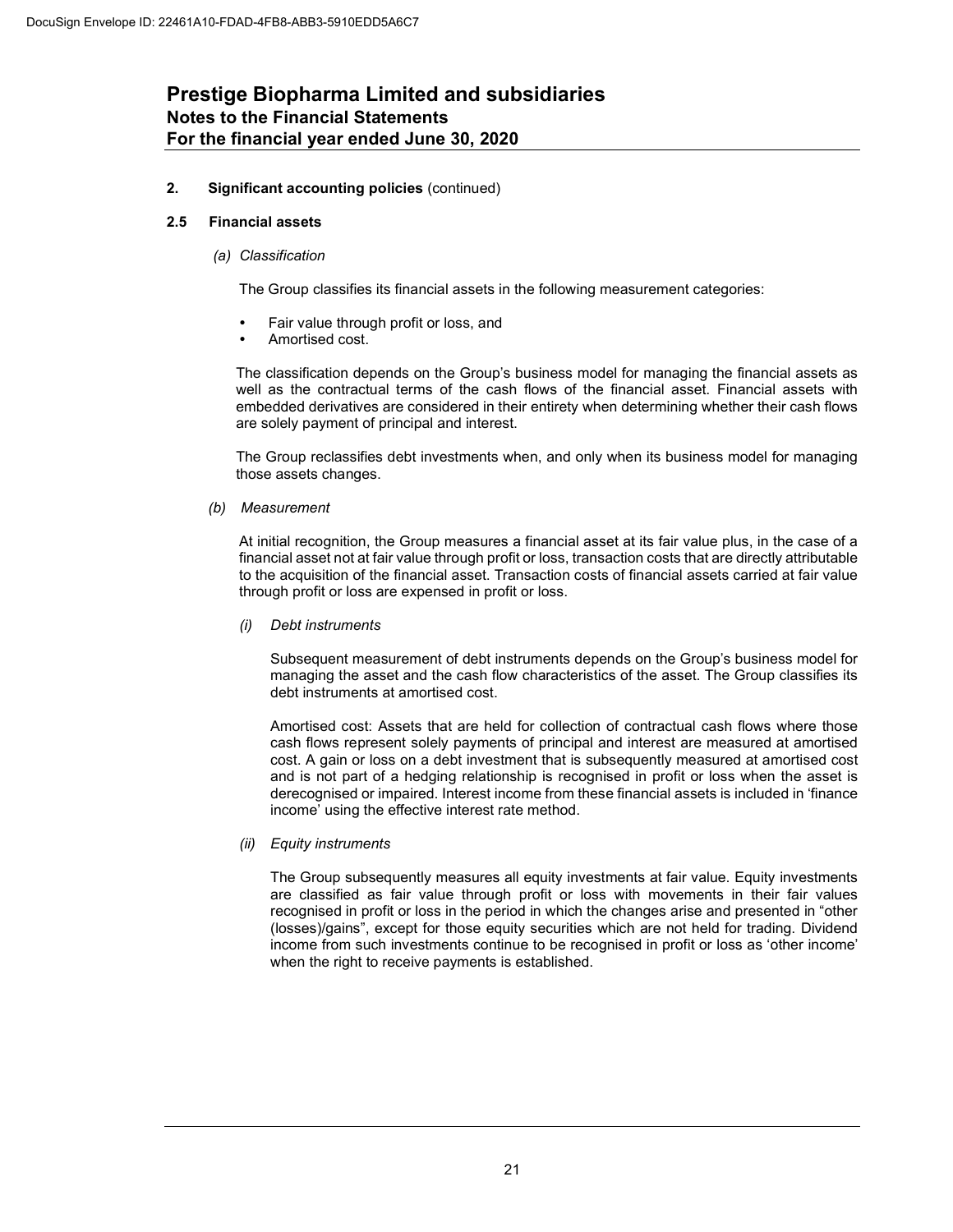## 2. Significant accounting policies (continued)

### 2.5 Financial assets

*(a) Classification*

The Group classifies its financial assets in the following measurement categories:

- Fair value through profit or loss, and
- Amortised cost.

The classification depends on the Group's business model for managing the financial assets as well as the contractual terms of the cash flows of the financial asset. Financial assets with embedded derivatives are considered in their entirety when determining whether their cash flows are solely payment of principal and interest.

The Group reclassifies debt investments when, and only when its business model for managing those assets changes.

*(b) Measurement*

At initial recognition, the Group measures a financial asset at its fair value plus, in the case of a financial asset not at fair value through profit or loss, transaction costs that are directly attributable to the acquisition of the financial asset. Transaction costs of financial assets carried at fair value through profit or loss are expensed in profit or loss.

*(i) Debt instruments*

Subsequent measurement of debt instruments depends on the Group's business model for managing the asset and the cash flow characteristics of the asset. The Group classifies its debt instruments at amortised cost.

Amortised cost: Assets that are held for collection of contractual cash flows where those cash flows represent solely payments of principal and interest are measured at amortised cost. A gain or loss on a debt investment that is subsequently measured at amortised cost and is not part of a hedging relationship is recognised in profit or loss when the asset is derecognised or impaired. Interest income from these financial assets is included in 'finance income' using the effective interest rate method.

*(ii) Equity instruments*

The Group subsequently measures all equity investments at fair value. Equity investments are classified as fair value through profit or loss with movements in their fair values recognised in profit or loss in the period in which the changes arise and presented in "other (losses)/gains", except for those equity securities which are not held for trading. Dividend income from such investments continue to be recognised in profit or loss as 'other income' when the right to receive payments is established.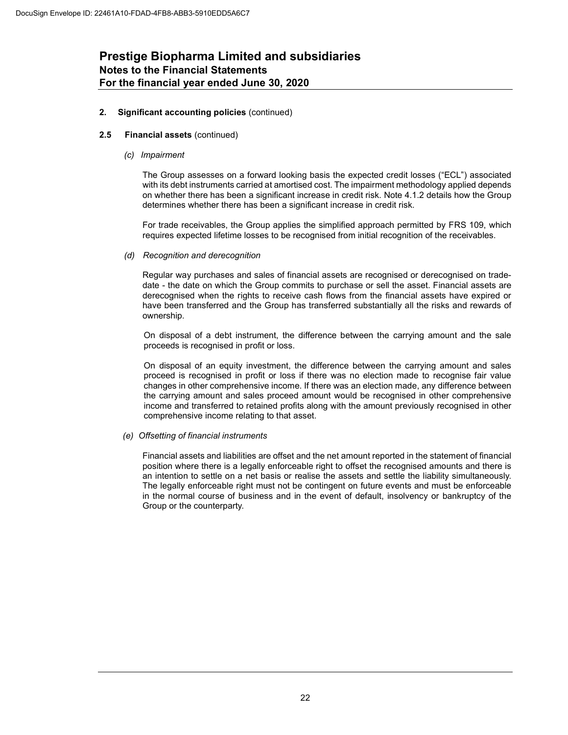**2. Significant accounting policies** (continued)

**2.5 Financial assets** (continued)

*(c) Impairment*

The Group assesses on a forward looking basis the expected credit losses ("ECL") associated with its debt instruments carried at amortised cost. The impairment methodology applied depends on whether there has been a significant increase in credit risk. Note 4.1.2 details how the Group determines whether there has been a significant increase in credit risk.

For trade receivables, the Group applies the simplified approach permitted by FRS 109, which requires expected lifetime losses to be recognised from initial recognition of the receivables.

*(d) Recognition and derecognition*

Regular way purchases and sales of financial assets are recognised or derecognised on trade-date - the date on which the Group commits to purchase or sell the asset. Financial assets are derecognised when the rights to receive cash flows from the financial assets have expired or have been transferred and the Group has transferred substantially all the risks and rewards of ownership.

On disposal of a debt instrument, the difference between the carrying amount and the sale proceeds is recognised in profit or loss.

On disposal of an equity investment, the difference between the carrying amount and sales proceed is recognised in profit or loss if there was no election made to recognise fair value changes in other comprehensive income. If there was an election made, any difference between the carrying amount and sales proceed amount would be recognised in other comprehensive income and transferred to retained profits along with the amount previously recognised in other comprehensive income relating to that asset.

*(e) Offsetting of financial instruments*

Financial assets and liabilities are offset and the net amount reported in the statement of financial position where there is a legally enforceable right to offset the recognised amounts and there is an intention to settle on a net basis or realise the assets and settle the liability simultaneously. The legally enforceable right must not be contingent on future events and must be enforceable in the normal course of business and in the event of default, insolvency or bankruptcy of the Group or the counterparty.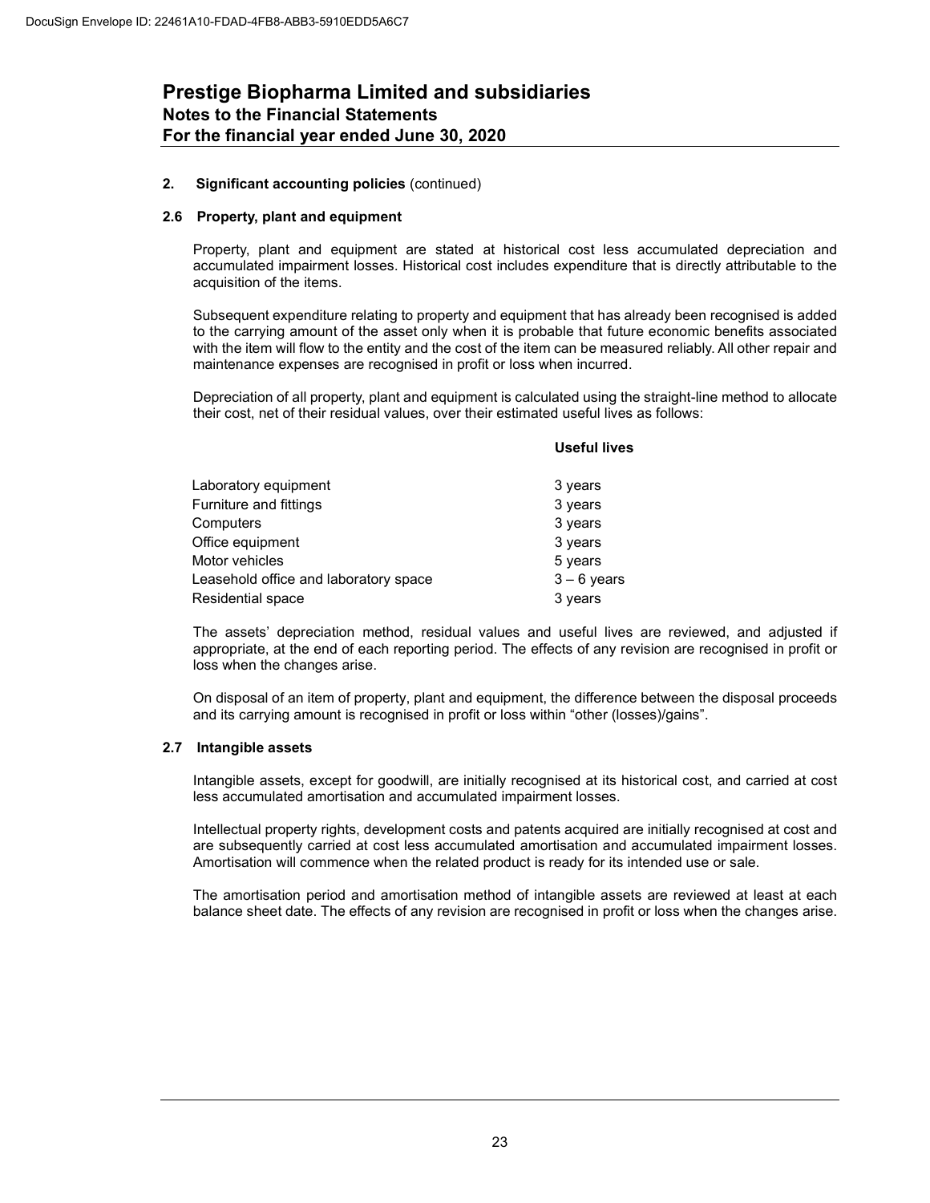# Prestige Biopharma Limited and subsidiaries
## Notes to the Financial Statements
## For the financial year ended June 30, 2020

### 2. Significant accounting policies (continued)

#### 2.6 Property, plant and equipment

Property, plant and equipment are stated at historical cost less accumulated depreciation and accumulated impairment losses. Historical cost includes expenditure that is directly attributable to the acquisition of the items.

Subsequent expenditure relating to property and equipment that has already been recognised is added to the carrying amount of the asset only when it is probable that future economic benefits associated with the item will flow to the entity and the cost of the item can be measured reliably. All other repair and maintenance expenses are recognised in profit or loss when incurred.

Depreciation of all property, plant and equipment is calculated using the straight-line method to allocate their cost, net of their residual values, over their estimated useful lives as follows:

| | Useful lives |
|---|---|
| Laboratory equipment | 3 years |
| Furniture and fittings | 3 years |
| Computers | 3 years |
| Office equipment | 3 years |
| Motor vehicles | 5 years |
| Leasehold office and laboratory space | 3 – 6 years |
| Residential space | 3 years |

The assets' depreciation method, residual values and useful lives are reviewed, and adjusted if appropriate, at the end of each reporting period. The effects of any revision are recognised in profit or loss when the changes arise.

On disposal of an item of property, plant and equipment, the difference between the disposal proceeds and its carrying amount is recognised in profit or loss within "other (losses)/gains".

#### 2.7 Intangible assets

Intangible assets, except for goodwill, are initially recognised at its historical cost, and carried at cost less accumulated amortisation and accumulated impairment losses.

Intellectual property rights, development costs and patents acquired are initially recognised at cost and are subsequently carried at cost less accumulated amortisation and accumulated impairment losses. Amortisation will commence when the related product is ready for its intended use or sale.

The amortisation period and amortisation method of intangible assets are reviewed at least at each balance sheet date. The effects of any revision are recognised in profit or loss when the changes arise.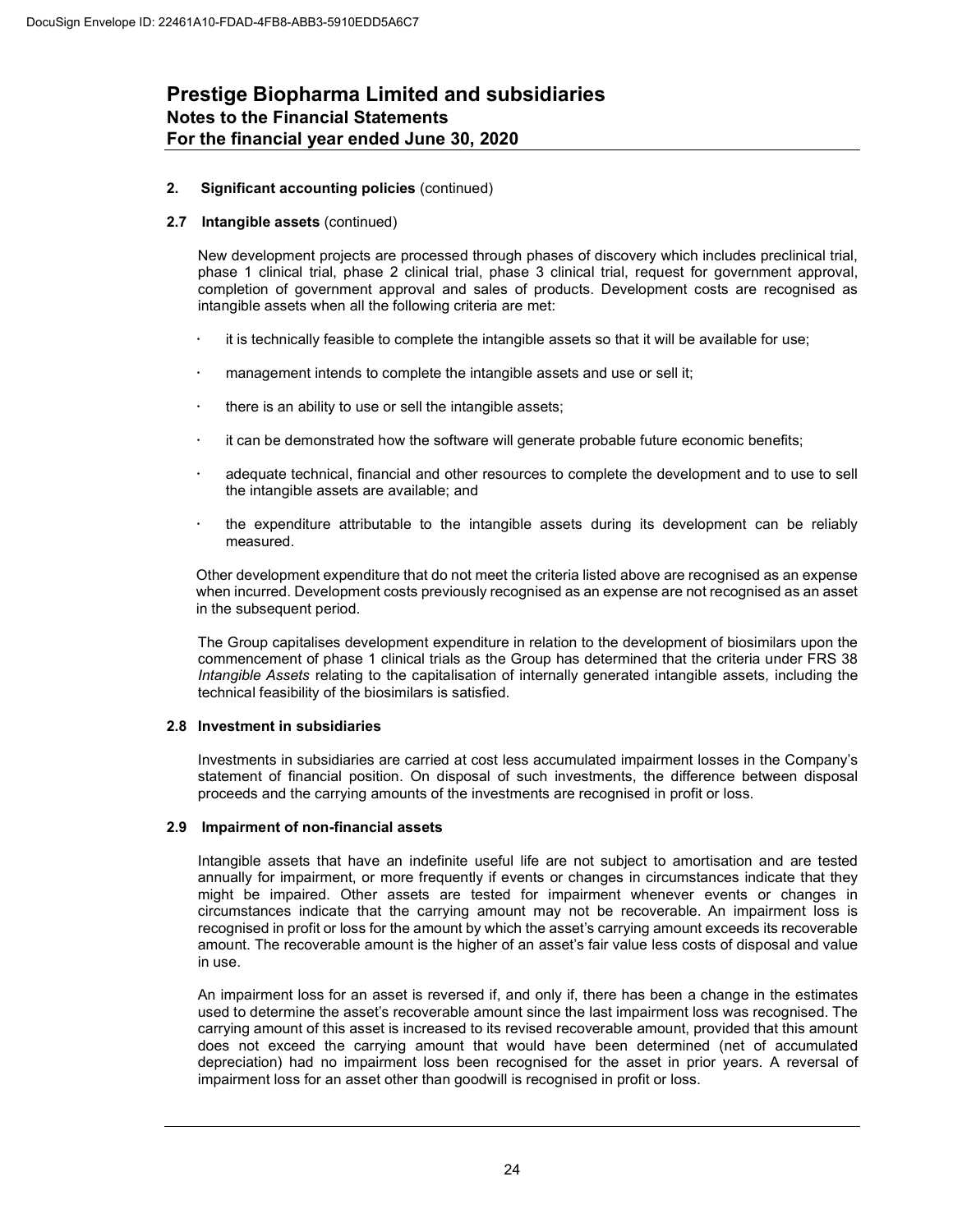# Prestige Biopharma Limited and subsidiaries
## Notes to the Financial Statements
## For the financial year ended June 30, 2020

**2. Significant accounting policies** (continued)

**2.7 Intangible assets** (continued)

New development projects are processed through phases of discovery which includes preclinical trial, phase 1 clinical trial, phase 2 clinical trial, phase 3 clinical trial, request for government approval, completion of government approval and sales of products. Development costs are recognised as intangible assets when all the following criteria are met:

- it is technically feasible to complete the intangible assets so that it will be available for use;
- management intends to complete the intangible assets and use or sell it;
- there is an ability to use or sell the intangible assets;
- it can be demonstrated how the software will generate probable future economic benefits;
- adequate technical, financial and other resources to complete the development and to use to sell the intangible assets are available; and
- the expenditure attributable to the intangible assets during its development can be reliably measured.

Other development expenditure that do not meet the criteria listed above are recognised as an expense when incurred. Development costs previously recognised as an expense are not recognised as an asset in the subsequent period.

The Group capitalises development expenditure in relation to the development of biosimilars upon the commencement of phase 1 clinical trials as the Group has determined that the criteria under FRS 38 *Intangible Assets* relating to the capitalisation of internally generated intangible assets, including the technical feasibility of the biosimilars is satisfied.

**2.8 Investment in subsidiaries**

Investments in subsidiaries are carried at cost less accumulated impairment losses in the Company's statement of financial position. On disposal of such investments, the difference between disposal proceeds and the carrying amounts of the investments are recognised in profit or loss.

**2.9 Impairment of non-financial assets**

Intangible assets that have an indefinite useful life are not subject to amortisation and are tested annually for impairment, or more frequently if events or changes in circumstances indicate that they might be impaired. Other assets are tested for impairment whenever events or changes in circumstances indicate that the carrying amount may not be recoverable. An impairment loss is recognised in profit or loss for the amount by which the asset's carrying amount exceeds its recoverable amount. The recoverable amount is the higher of an asset's fair value less costs of disposal and value in use.

An impairment loss for an asset is reversed if, and only if, there has been a change in the estimates used to determine the asset's recoverable amount since the last impairment loss was recognised. The carrying amount of this asset is increased to its revised recoverable amount, provided that this amount does not exceed the carrying amount that would have been determined (net of accumulated depreciation) had no impairment loss been recognised for the asset in prior years. A reversal of impairment loss for an asset other than goodwill is recognised in profit or loss.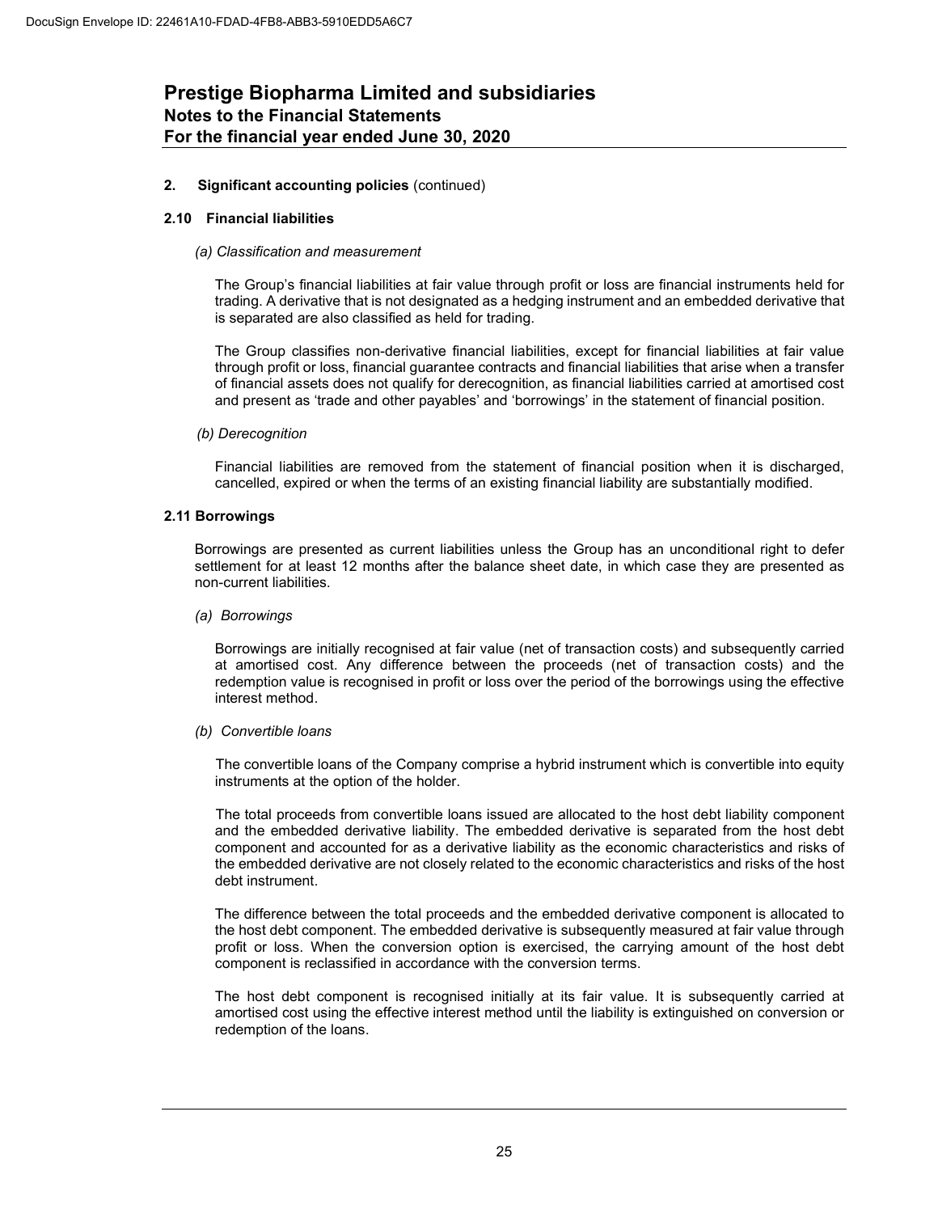## 2. Significant accounting policies (continued)

### 2.10 Financial liabilities

*(a) Classification and measurement*

The Group's financial liabilities at fair value through profit or loss are financial instruments held for trading. A derivative that is not designated as a hedging instrument and an embedded derivative that is separated are also classified as held for trading.

The Group classifies non-derivative financial liabilities, except for financial liabilities at fair value through profit or loss, financial guarantee contracts and financial liabilities that arise when a transfer of financial assets does not qualify for derecognition, as financial liabilities carried at amortised cost and present as 'trade and other payables' and 'borrowings' in the statement of financial position.

*(b) Derecognition*

Financial liabilities are removed from the statement of financial position when it is discharged, cancelled, expired or when the terms of an existing financial liability are substantially modified.

### 2.11 Borrowings

Borrowings are presented as current liabilities unless the Group has an unconditional right to defer settlement for at least 12 months after the balance sheet date, in which case they are presented as non-current liabilities.

*(a) Borrowings*

Borrowings are initially recognised at fair value (net of transaction costs) and subsequently carried at amortised cost. Any difference between the proceeds (net of transaction costs) and the redemption value is recognised in profit or loss over the period of the borrowings using the effective interest method.

*(b) Convertible loans*

The convertible loans of the Company comprise a hybrid instrument which is convertible into equity instruments at the option of the holder.

The total proceeds from convertible loans issued are allocated to the host debt liability component and the embedded derivative liability. The embedded derivative is separated from the host debt component and accounted for as a derivative liability as the economic characteristics and risks of the embedded derivative are not closely related to the economic characteristics and risks of the host debt instrument.

The difference between the total proceeds and the embedded derivative component is allocated to the host debt component. The embedded derivative is subsequently measured at fair value through profit or loss. When the conversion option is exercised, the carrying amount of the host debt component is reclassified in accordance with the conversion terms.

The host debt component is recognised initially at its fair value. It is subsequently carried at amortised cost using the effective interest method until the liability is extinguished on conversion or redemption of the loans.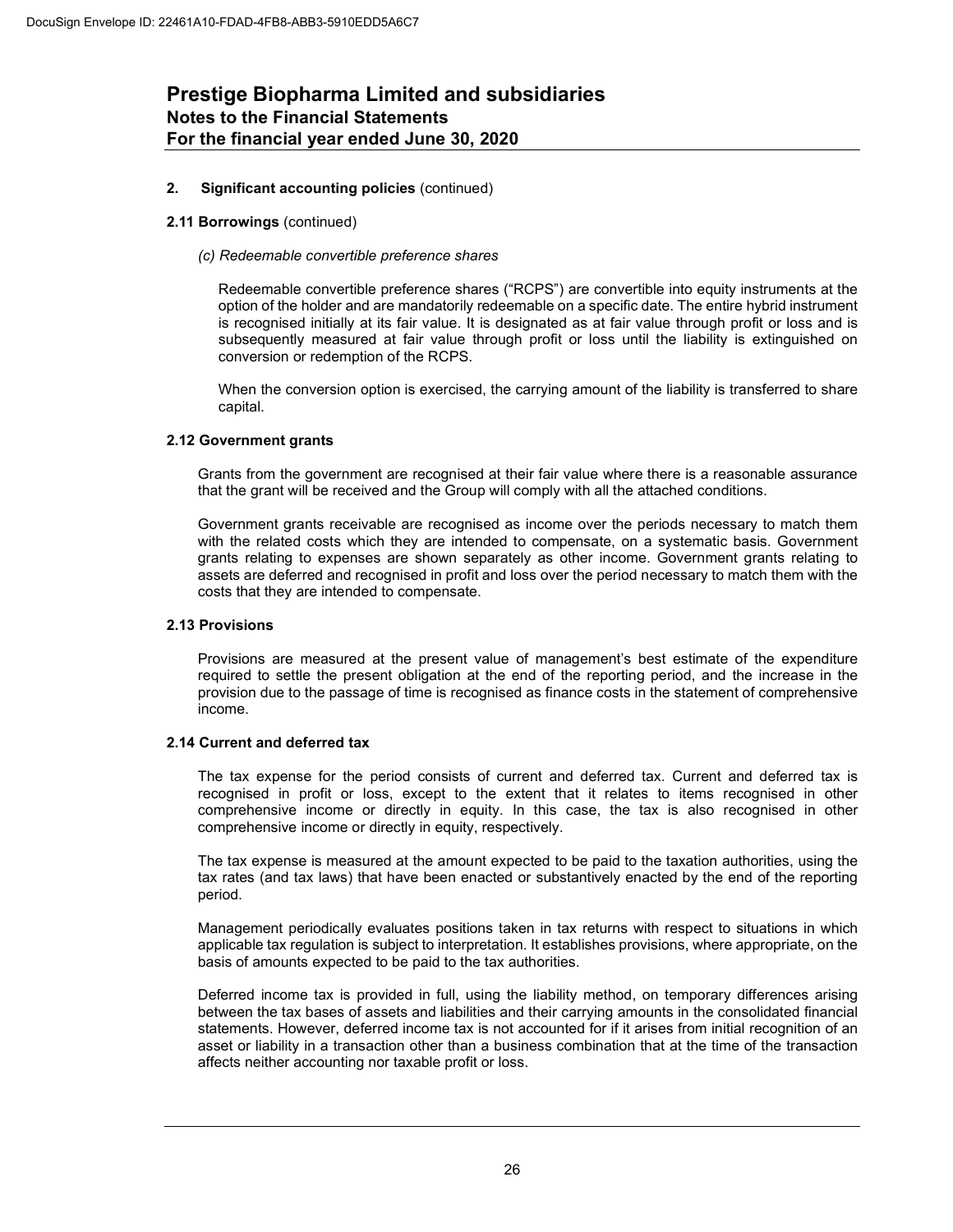# Prestige Biopharma Limited and subsidiaries

## Notes to the Financial Statements

## For the financial year ended June 30, 2020

**2. Significant accounting policies** (continued)

**2.11 Borrowings** (continued)

*(c) Redeemable convertible preference shares*

Redeemable convertible preference shares ("RCPS") are convertible into equity instruments at the option of the holder and are mandatorily redeemable on a specific date. The entire hybrid instrument is recognised initially at its fair value. It is designated as at fair value through profit or loss and is subsequently measured at fair value through profit or loss until the liability is extinguished on conversion or redemption of the RCPS.

When the conversion option is exercised, the carrying amount of the liability is transferred to share capital.

**2.12 Government grants**

Grants from the government are recognised at their fair value where there is a reasonable assurance that the grant will be received and the Group will comply with all the attached conditions.

Government grants receivable are recognised as income over the periods necessary to match them with the related costs which they are intended to compensate, on a systematic basis. Government grants relating to expenses are shown separately as other income. Government grants relating to assets are deferred and recognised in profit and loss over the period necessary to match them with the costs that they are intended to compensate.

**2.13 Provisions**

Provisions are measured at the present value of management's best estimate of the expenditure required to settle the present obligation at the end of the reporting period, and the increase in the provision due to the passage of time is recognised as finance costs in the statement of comprehensive income.

**2.14 Current and deferred tax**

The tax expense for the period consists of current and deferred tax. Current and deferred tax is recognised in profit or loss, except to the extent that it relates to items recognised in other comprehensive income or directly in equity. In this case, the tax is also recognised in other comprehensive income or directly in equity, respectively.

The tax expense is measured at the amount expected to be paid to the taxation authorities, using the tax rates (and tax laws) that have been enacted or substantively enacted by the end of the reporting period.

Management periodically evaluates positions taken in tax returns with respect to situations in which applicable tax regulation is subject to interpretation. It establishes provisions, where appropriate, on the basis of amounts expected to be paid to the tax authorities.

Deferred income tax is provided in full, using the liability method, on temporary differences arising between the tax bases of assets and liabilities and their carrying amounts in the consolidated financial statements. However, deferred income tax is not accounted for if it arises from initial recognition of an asset or liability in a transaction other than a business combination that at the time of the transaction affects neither accounting nor taxable profit or loss.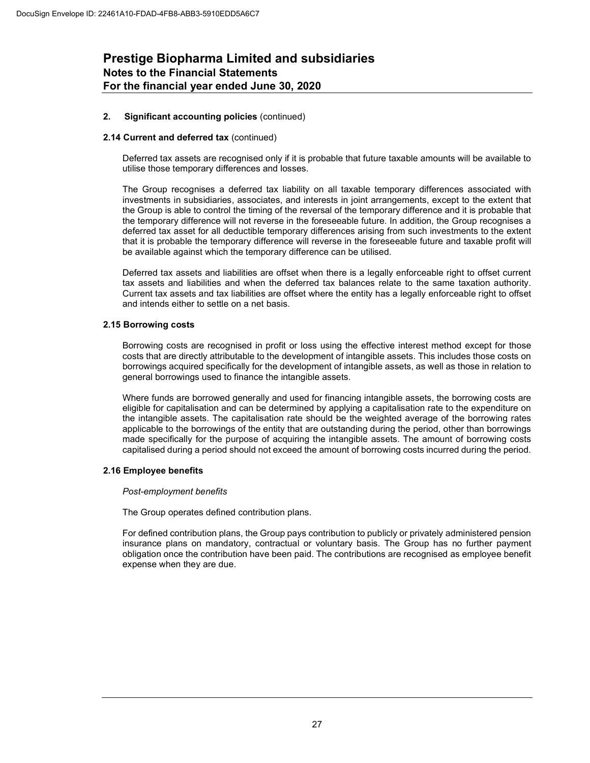## Prestige Biopharma Limited and subsidiaries
### Notes to the Financial Statements
### For the financial year ended June 30, 2020

**2. Significant accounting policies** (continued)

**2.14 Current and deferred tax** (continued)

Deferred tax assets are recognised only if it is probable that future taxable amounts will be available to utilise those temporary differences and losses.

The Group recognises a deferred tax liability on all taxable temporary differences associated with investments in subsidiaries, associates, and interests in joint arrangements, except to the extent that the Group is able to control the timing of the reversal of the temporary difference and it is probable that the temporary difference will not reverse in the foreseeable future. In addition, the Group recognises a deferred tax asset for all deductible temporary differences arising from such investments to the extent that it is probable the temporary difference will reverse in the foreseeable future and taxable profit will be available against which the temporary difference can be utilised.

Deferred tax assets and liabilities are offset when there is a legally enforceable right to offset current tax assets and liabilities and when the deferred tax balances relate to the same taxation authority. Current tax assets and tax liabilities are offset where the entity has a legally enforceable right to offset and intends either to settle on a net basis.

**2.15 Borrowing costs**

Borrowing costs are recognised in profit or loss using the effective interest method except for those costs that are directly attributable to the development of intangible assets. This includes those costs on borrowings acquired specifically for the development of intangible assets, as well as those in relation to general borrowings used to finance the intangible assets.

Where funds are borrowed generally and used for financing intangible assets, the borrowing costs are eligible for capitalisation and can be determined by applying a capitalisation rate to the expenditure on the intangible assets. The capitalisation rate should be the weighted average of the borrowing rates applicable to the borrowings of the entity that are outstanding during the period, other than borrowings made specifically for the purpose of acquiring the intangible assets. The amount of borrowing costs capitalised during a period should not exceed the amount of borrowing costs incurred during the period.

**2.16 Employee benefits**

*Post-employment benefits*

The Group operates defined contribution plans.

For defined contribution plans, the Group pays contribution to publicly or privately administered pension insurance plans on mandatory, contractual or voluntary basis. The Group has no further payment obligation once the contribution have been paid. The contributions are recognised as employee benefit expense when they are due.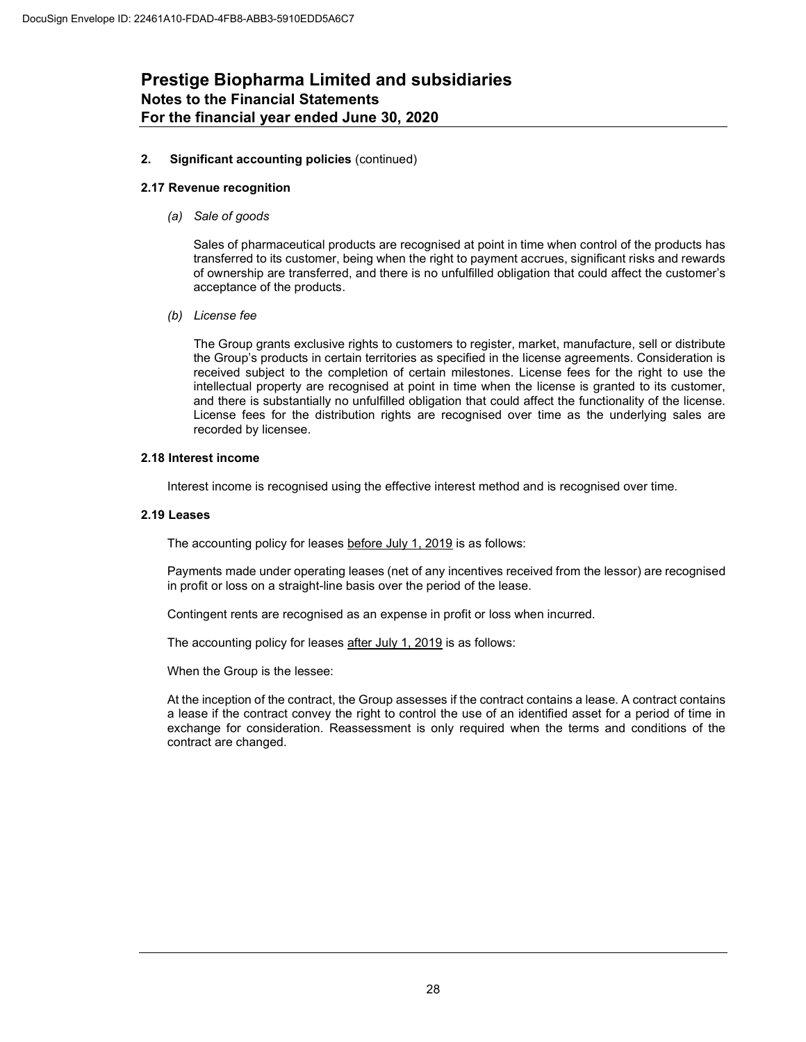# Prestige Biopharma Limited and subsidiaries
## Notes to the Financial Statements
## For the financial year ended June 30, 2020

**2. Significant accounting policies** (continued)

### 2.17 Revenue recognition

*(a) Sale of goods*

Sales of pharmaceutical products are recognised at point in time when control of the products has transferred to its customer, being when the right to payment accrues, significant risks and rewards of ownership are transferred, and there is no unfulfilled obligation that could affect the customer's acceptance of the products.

*(b) License fee*

The Group grants exclusive rights to customers to register, market, manufacture, sell or distribute the Group's products in certain territories as specified in the license agreements. Consideration is received subject to the completion of certain milestones. License fees for the right to use the intellectual property are recognised at point in time when the license is granted to its customer, and there is substantially no unfulfilled obligation that could affect the functionality of the license. License fees for the distribution rights are recognised over time as the underlying sales are recorded by licensee.

### 2.18 Interest income

Interest income is recognised using the effective interest method and is recognised over time.

### 2.19 Leases

The accounting policy for leases before July 1, 2019 is as follows:

Payments made under operating leases (net of any incentives received from the lessor) are recognised in profit or loss on a straight-line basis over the period of the lease.

Contingent rents are recognised as an expense in profit or loss when incurred.

The accounting policy for leases after July 1, 2019 is as follows:

When the Group is the lessee:

At the inception of the contract, the Group assesses if the contract contains a lease. A contract contains a lease if the contract convey the right to control the use of an identified asset for a period of time in exchange for consideration. Reassessment is only required when the terms and conditions of the contract are changed.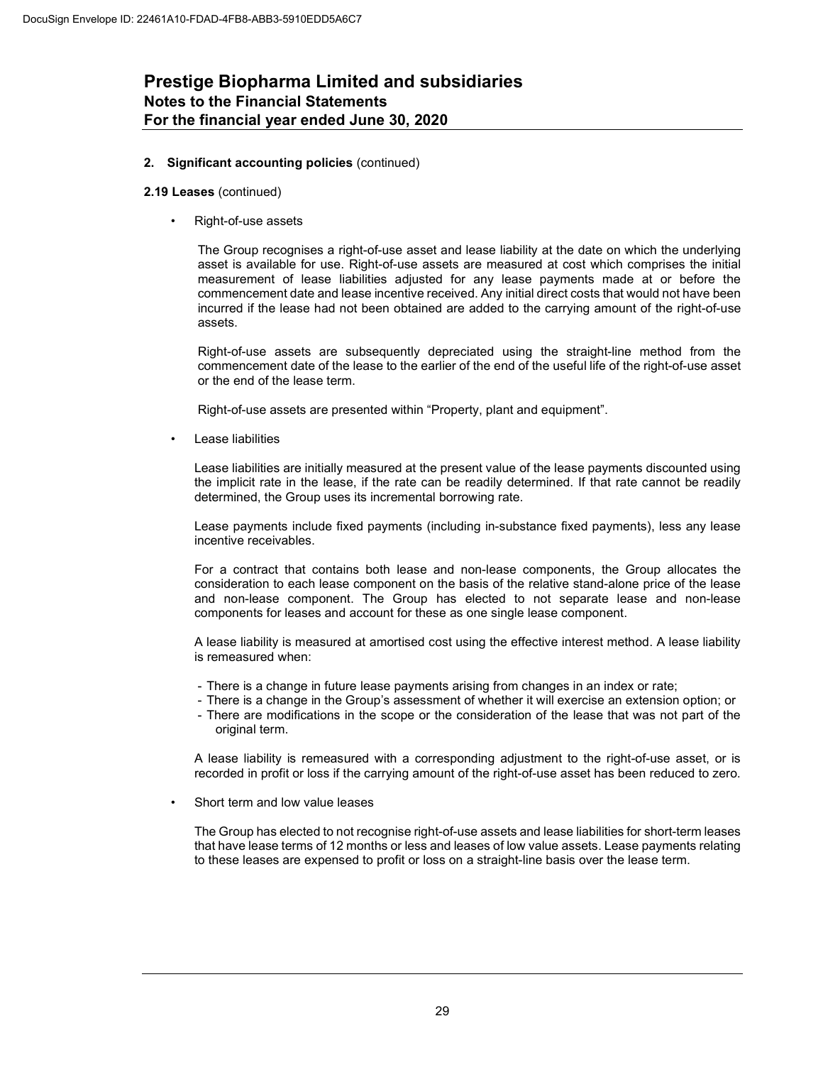## 2. Significant accounting policies (continued)

### 2.19 Leases (continued)

- Right-of-use assets

  The Group recognises a right-of-use asset and lease liability at the date on which the underlying asset is available for use. Right-of-use assets are measured at cost which comprises the initial measurement of lease liabilities adjusted for any lease payments made at or before the commencement date and lease incentive received. Any initial direct costs that would not have been incurred if the lease had not been obtained are added to the carrying amount of the right-of-use assets.

  Right-of-use assets are subsequently depreciated using the straight-line method from the commencement date of the lease to the earlier of the end of the useful life of the right-of-use asset or the end of the lease term.

  Right-of-use assets are presented within "Property, plant and equipment".

- Lease liabilities

  Lease liabilities are initially measured at the present value of the lease payments discounted using the implicit rate in the lease, if the rate can be readily determined. If that rate cannot be readily determined, the Group uses its incremental borrowing rate.

  Lease payments include fixed payments (including in-substance fixed payments), less any lease incentive receivables.

  For a contract that contains both lease and non-lease components, the Group allocates the consideration to each lease component on the basis of the relative stand-alone price of the lease and non-lease component. The Group has elected to not separate lease and non-lease components for leases and account for these as one single lease component.

  A lease liability is measured at amortised cost using the effective interest method. A lease liability is remeasured when:

  - There is a change in future lease payments arising from changes in an index or rate;
  - There is a change in the Group's assessment of whether it will exercise an extension option; or
  - There are modifications in the scope or the consideration of the lease that was not part of the original term.

  A lease liability is remeasured with a corresponding adjustment to the right-of-use asset, or is recorded in profit or loss if the carrying amount of the right-of-use asset has been reduced to zero.

- Short term and low value leases

  The Group has elected to not recognise right-of-use assets and lease liabilities for short-term leases that have lease terms of 12 months or less and leases of low value assets. Lease payments relating to these leases are expensed to profit or loss on a straight-line basis over the lease term.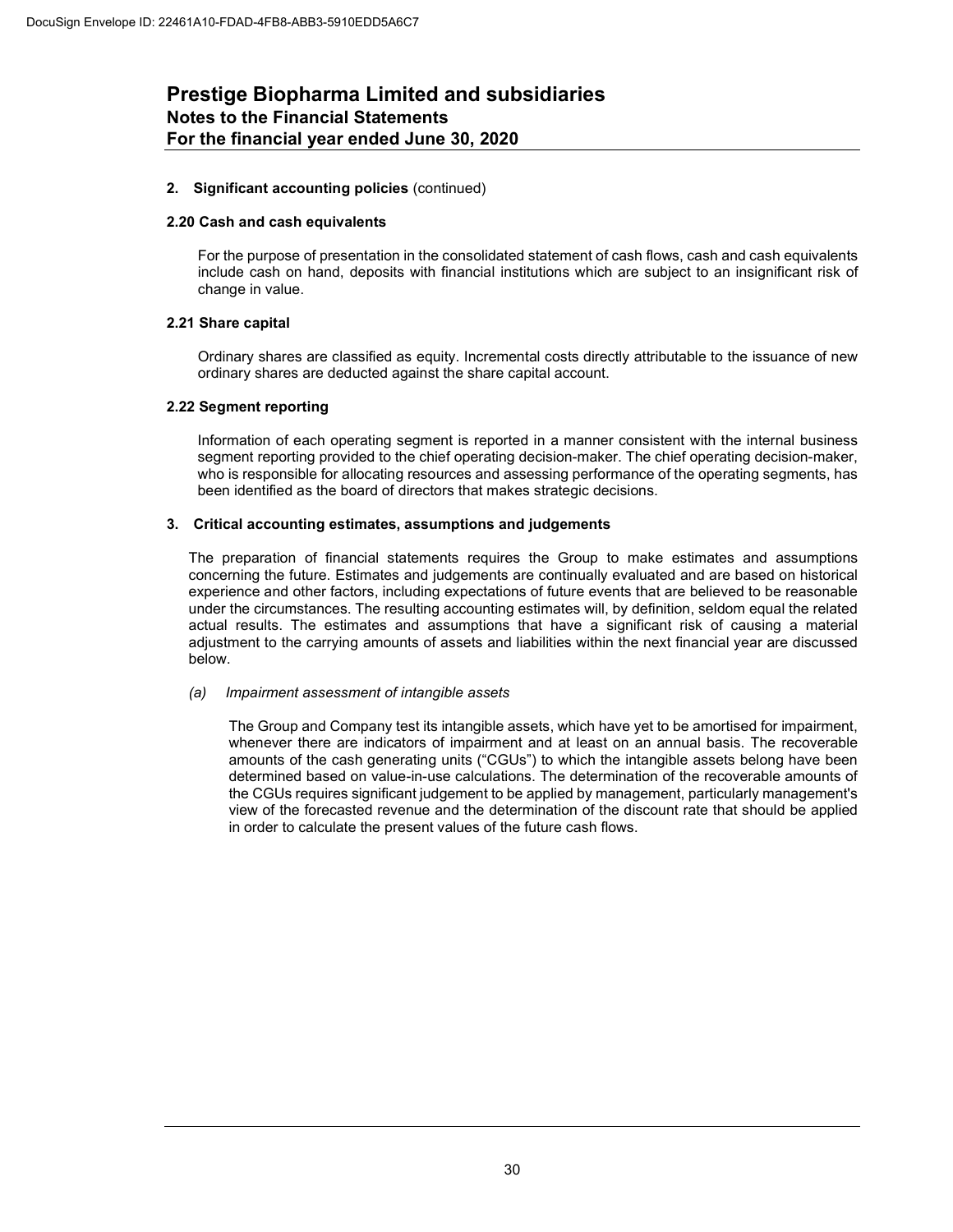## 2. Significant accounting policies (continued)

### 2.20 Cash and cash equivalents

For the purpose of presentation in the consolidated statement of cash flows, cash and cash equivalents include cash on hand, deposits with financial institutions which are subject to an insignificant risk of change in value.

### 2.21 Share capital

Ordinary shares are classified as equity. Incremental costs directly attributable to the issuance of new ordinary shares are deducted against the share capital account.

### 2.22 Segment reporting

Information of each operating segment is reported in a manner consistent with the internal business segment reporting provided to the chief operating decision-maker. The chief operating decision-maker, who is responsible for allocating resources and assessing performance of the operating segments, has been identified as the board of directors that makes strategic decisions.

## 3. Critical accounting estimates, assumptions and judgements

The preparation of financial statements requires the Group to make estimates and assumptions concerning the future. Estimates and judgements are continually evaluated and are based on historical experience and other factors, including expectations of future events that are believed to be reasonable under the circumstances. The resulting accounting estimates will, by definition, seldom equal the related actual results. The estimates and assumptions that have a significant risk of causing a material adjustment to the carrying amounts of assets and liabilities within the next financial year are discussed below.

*(a) Impairment assessment of intangible assets*

The Group and Company test its intangible assets, which have yet to be amortised for impairment, whenever there are indicators of impairment and at least on an annual basis. The recoverable amounts of the cash generating units ("CGUs") to which the intangible assets belong have been determined based on value-in-use calculations. The determination of the recoverable amounts of the CGUs requires significant judgement to be applied by management, particularly management's view of the forecasted revenue and the determination of the discount rate that should be applied in order to calculate the present values of the future cash flows.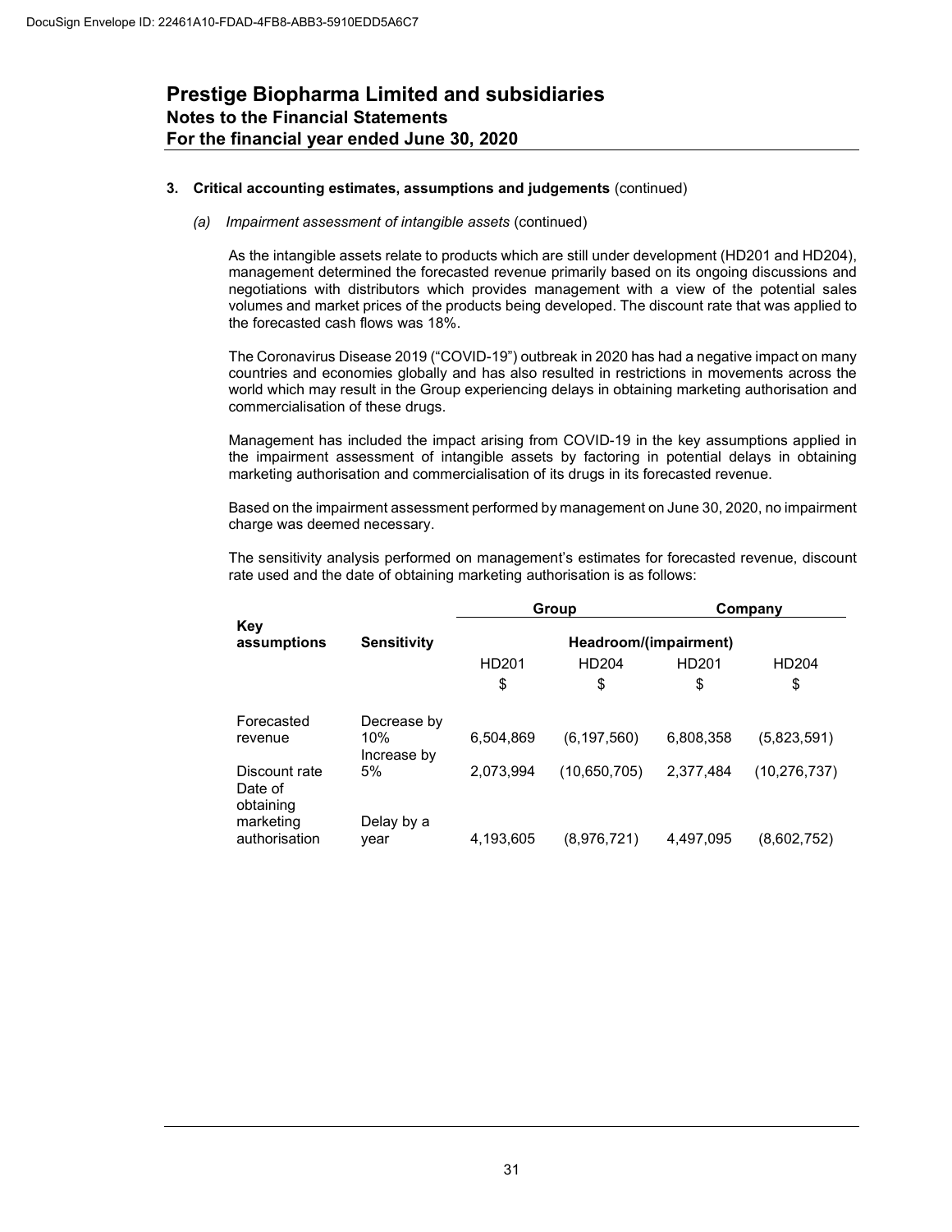# Prestige Biopharma Limited and subsidiaries
## Notes to the Financial Statements
## For the financial year ended June 30, 2020

**3. Critical accounting estimates, assumptions and judgements** (continued)

*(a) Impairment assessment of intangible assets* (continued)

As the intangible assets relate to products which are still under development (HD201 and HD204), management determined the forecasted revenue primarily based on its ongoing discussions and negotiations with distributors which provides management with a view of the potential sales volumes and market prices of the products being developed. The discount rate that was applied to the forecasted cash flows was 18%.

The Coronavirus Disease 2019 ("COVID-19") outbreak in 2020 has had a negative impact on many countries and economies globally and has also resulted in restrictions in movements across the world which may result in the Group experiencing delays in obtaining marketing authorisation and commercialisation of these drugs.

Management has included the impact arising from COVID-19 in the key assumptions applied in the impairment assessment of intangible assets by factoring in potential delays in obtaining marketing authorisation and commercialisation of its drugs in its forecasted revenue.

Based on the impairment assessment performed by management on June 30, 2020, no impairment charge was deemed necessary.

The sensitivity analysis performed on management's estimates for forecasted revenue, discount rate used and the date of obtaining marketing authorisation is as follows:

| Key assumptions | Sensitivity | Group | | Company | |
|---|---|---|---|---|---|
| | | Headroom/(impairment) | | | |
| | | HD201 | HD204 | HD201 | HD204 |
| | | $ | $ | $ | $ |
| Forecasted revenue | Decrease by 10% | 6,504,869 | (6,197,560) | 6,808,358 | (5,823,591) |
| Discount rate | Increase by 5% | 2,073,994 | (10,650,705) | 2,377,484 | (10,276,737) |
| Date of obtaining marketing authorisation | Delay by a year | 4,193,605 | (8,976,721) | 4,497,095 | (8,602,752) |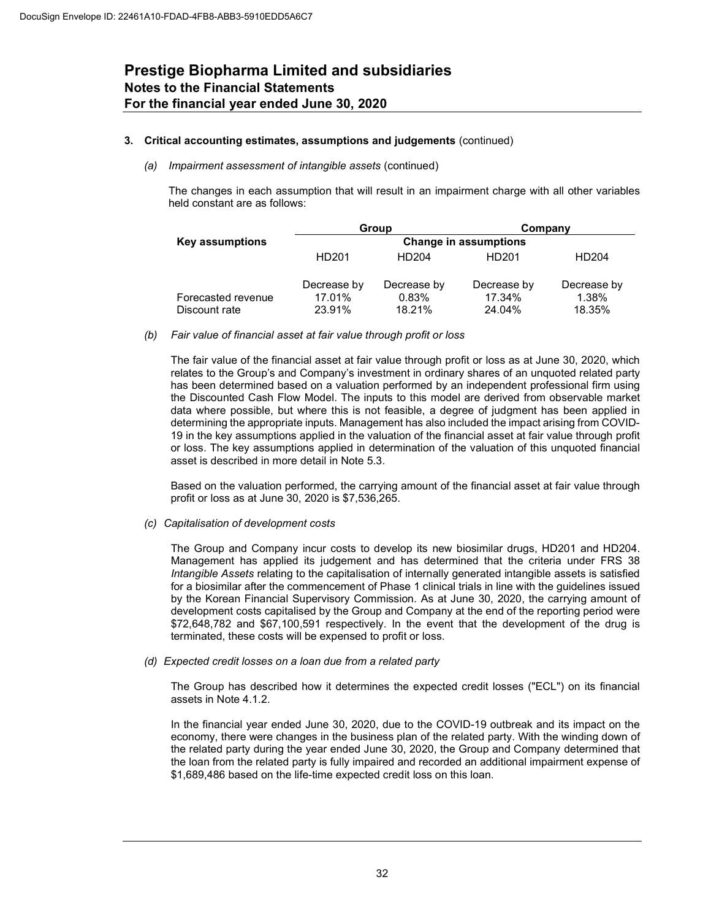DocuSign Envelope ID: 22461A10-FDAD-4FB8-ABB3-5910EDD5A6C7

# Prestige Biopharma Limited and subsidiaries
## Notes to the Financial Statements
## For the financial year ended June 30, 2020

### 3. Critical accounting estimates, assumptions and judgements (continued)

*(a) Impairment assessment of intangible assets* (continued)

The changes in each assumption that will result in an impairment charge with all other variables held constant are as follows:

| Key assumptions | Group | | Company | |
|---|---|---|---|---|
| | Change in assumptions | | | |
| | HD201 | HD204 | HD201 | HD204 |
| | Decrease by | Decrease by | Decrease by | Decrease by |
| Forecasted revenue | 17.01% | 0.83% | 17.34% | 1.38% |
| Discount rate | 23.91% | 18.21% | 24.04% | 18.35% |

*(b) Fair value of financial asset at fair value through profit or loss*

The fair value of the financial asset at fair value through profit or loss as at June 30, 2020, which relates to the Group's and Company's investment in ordinary shares of an unquoted related party has been determined based on a valuation performed by an independent professional firm using the Discounted Cash Flow Model. The inputs to this model are derived from observable market data where possible, but where this is not feasible, a degree of judgment has been applied in determining the appropriate inputs. Management has also included the impact arising from COVID-19 in the key assumptions applied in the valuation of the financial asset at fair value through profit or loss. The key assumptions applied in determination of the valuation of this unquoted financial asset is described in more detail in Note 5.3.

Based on the valuation performed, the carrying amount of the financial asset at fair value through profit or loss as at June 30, 2020 is $7,536,265.

*(c) Capitalisation of development costs*

The Group and Company incur costs to develop its new biosimilar drugs, HD201 and HD204. Management has applied its judgement and has determined that the criteria under FRS 38 *Intangible Assets* relating to the capitalisation of internally generated intangible assets is satisfied for a biosimilar after the commencement of Phase 1 clinical trials in line with the guidelines issued by the Korean Financial Supervisory Commission. As at June 30, 2020, the carrying amount of development costs capitalised by the Group and Company at the end of the reporting period were $72,648,782 and $67,100,591 respectively. In the event that the development of the drug is terminated, these costs will be expensed to profit or loss.

*(d) Expected credit losses on a loan due from a related party*

The Group has described how it determines the expected credit losses ("ECL") on its financial assets in Note 4.1.2.

In the financial year ended June 30, 2020, due to the COVID-19 outbreak and its impact on the economy, there were changes in the business plan of the related party. With the winding down of the related party during the year ended June 30, 2020, the Group and Company determined that the loan from the related party is fully impaired and recorded an additional impairment expense of $1,689,486 based on the life-time expected credit loss on this loan.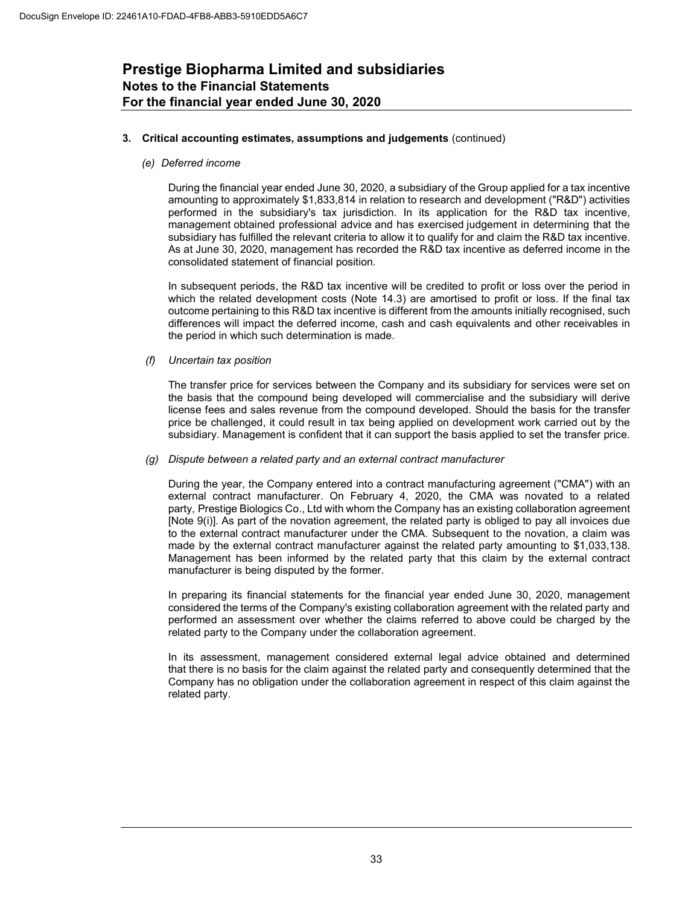# Prestige Biopharma Limited and subsidiaries
## Notes to the Financial Statements
## For the financial year ended June 30, 2020

**3. Critical accounting estimates, assumptions and judgements** (continued)

*(e) Deferred income*

During the financial year ended June 30, 2020, a subsidiary of the Group applied for a tax incentive amounting to approximately $1,833,814 in relation to research and development ("R&D") activities performed in the subsidiary's tax jurisdiction. In its application for the R&D tax incentive, management obtained professional advice and has exercised judgement in determining that the subsidiary has fulfilled the relevant criteria to allow it to qualify for and claim the R&D tax incentive. As at June 30, 2020, management has recorded the R&D tax incentive as deferred income in the consolidated statement of financial position.

In subsequent periods, the R&D tax incentive will be credited to profit or loss over the period in which the related development costs (Note 14.3) are amortised to profit or loss. If the final tax outcome pertaining to this R&D tax incentive is different from the amounts initially recognised, such differences will impact the deferred income, cash and cash equivalents and other receivables in the period in which such determination is made.

*(f) Uncertain tax position*

The transfer price for services between the Company and its subsidiary for services were set on the basis that the compound being developed will commercialise and the subsidiary will derive license fees and sales revenue from the compound developed. Should the basis for the transfer price be challenged, it could result in tax being applied on development work carried out by the subsidiary. Management is confident that it can support the basis applied to set the transfer price.

*(g) Dispute between a related party and an external contract manufacturer*

During the year, the Company entered into a contract manufacturing agreement ("CMA") with an external contract manufacturer. On February 4, 2020, the CMA was novated to a related party, Prestige Biologics Co., Ltd with whom the Company has an existing collaboration agreement [Note 9(i)]. As part of the novation agreement, the related party is obliged to pay all invoices due to the external contract manufacturer under the CMA. Subsequent to the novation, a claim was made by the external contract manufacturer against the related party amounting to $1,033,138. Management has been informed by the related party that this claim by the external contract manufacturer is being disputed by the former.

In preparing its financial statements for the financial year ended June 30, 2020, management considered the terms of the Company's existing collaboration agreement with the related party and performed an assessment over whether the claims referred to above could be charged by the related party to the Company under the collaboration agreement.

In its assessment, management considered external legal advice obtained and determined that there is no basis for the claim against the related party and consequently determined that the Company has no obligation under the collaboration agreement in respect of this claim against the related party.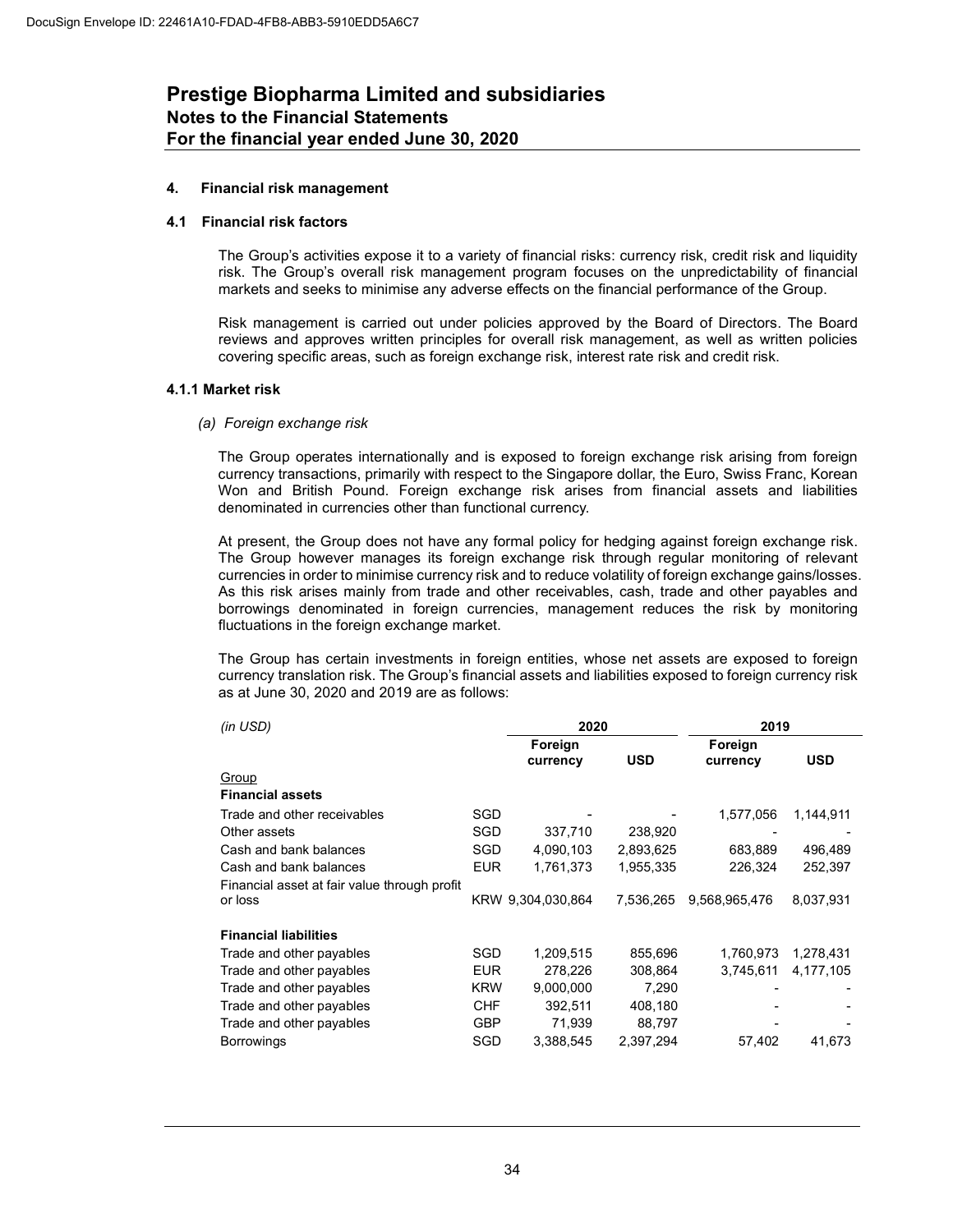DocuSign Envelope ID: 22461A10-FDAD-4FB8-ABB3-5910EDD5A6C7

# Prestige Biopharma Limited and subsidiaries
## Notes to the Financial Statements
## For the financial year ended June 30, 2020

### 4. Financial risk management

### 4.1 Financial risk factors

The Group's activities expose it to a variety of financial risks: currency risk, credit risk and liquidity risk. The Group's overall risk management program focuses on the unpredictability of financial markets and seeks to minimise any adverse effects on the financial performance of the Group.

Risk management is carried out under policies approved by the Board of Directors. The Board reviews and approves written principles for overall risk management, as well as written policies covering specific areas, such as foreign exchange risk, interest rate risk and credit risk.

#### 4.1.1 Market risk

*(a) Foreign exchange risk*

The Group operates internationally and is exposed to foreign exchange risk arising from foreign currency transactions, primarily with respect to the Singapore dollar, the Euro, Swiss Franc, Korean Won and British Pound. Foreign exchange risk arises from financial assets and liabilities denominated in currencies other than functional currency.

At present, the Group does not have any formal policy for hedging against foreign exchange risk. The Group however manages its foreign exchange risk through regular monitoring of relevant currencies in order to minimise currency risk and to reduce volatility of foreign exchange gains/losses. As this risk arises mainly from trade and other receivables, cash, trade and other payables and borrowings denominated in foreign currencies, management reduces the risk by monitoring fluctuations in the foreign exchange market.

The Group has certain investments in foreign entities, whose net assets are exposed to foreign currency translation risk. The Group's financial assets and liabilities exposed to foreign currency risk as at June 30, 2020 and 2019 are as follows:

| *(in USD)* | | 2020 | | 2019 | |
|---|---|---|---|---|---|
| | | Foreign currency | USD | Foreign currency | USD |
| Group | | | | | |
| **Financial assets** | | | | | |
| Trade and other receivables | SGD | - | - | 1,577,056 | 1,144,911 |
| Other assets | SGD | 337,710 | 238,920 | - | - |
| Cash and bank balances | SGD | 4,090,103 | 2,893,625 | 683,889 | 496,489 |
| Cash and bank balances | EUR | 1,761,373 | 1,955,335 | 226,324 | 252,397 |
| Financial asset at fair value through profit or loss | KRW | 9,304,030,864 | 7,536,265 | 9,568,965,476 | 8,037,931 |
| **Financial liabilities** | | | | | |
| Trade and other payables | SGD | 1,209,515 | 855,696 | 1,760,973 | 1,278,431 |
| Trade and other payables | EUR | 278,226 | 308,864 | 3,745,611 | 4,177,105 |
| Trade and other payables | KRW | 9,000,000 | 7,290 | - | - |
| Trade and other payables | CHF | 392,511 | 408,180 | - | - |
| Trade and other payables | GBP | 71,939 | 88,797 | - | - |
| Borrowings | SGD | 3,388,545 | 2,397,294 | 57,402 | 41,673 |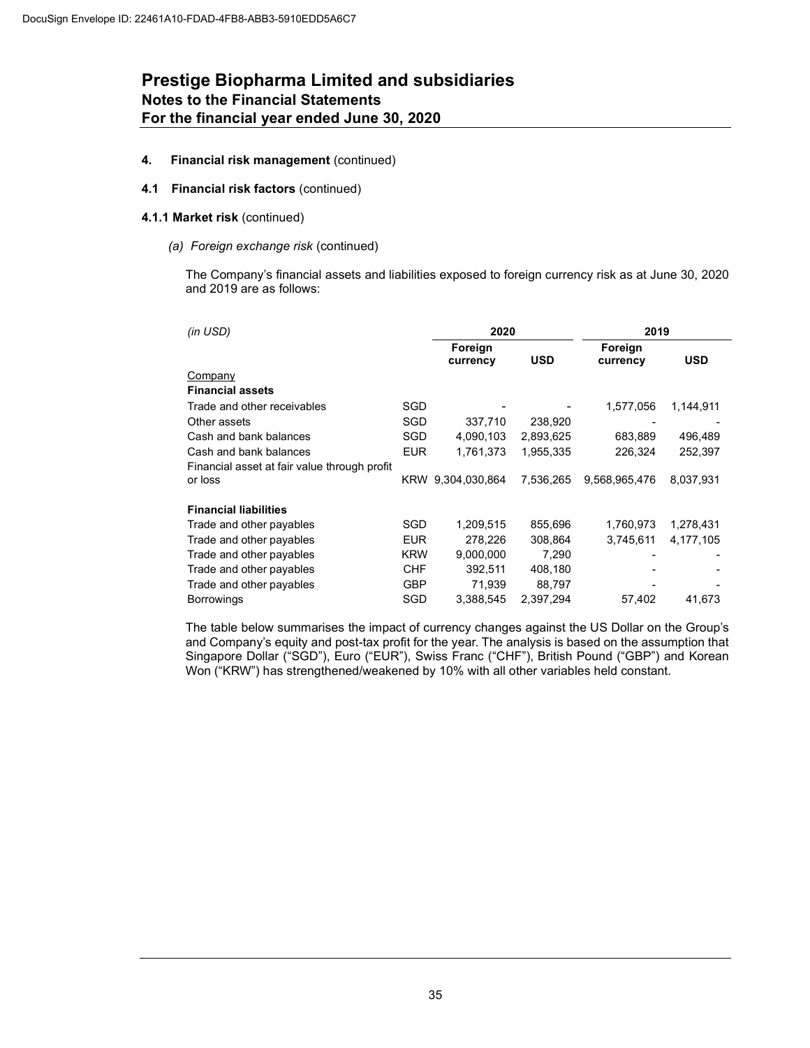# Prestige Biopharma Limited and subsidiaries
## Notes to the Financial Statements
## For the financial year ended June 30, 2020

**4. Financial risk management** (continued)

**4.1 Financial risk factors** (continued)

**4.1.1 Market risk** (continued)

*(a) Foreign exchange risk* (continued)

The Company's financial assets and liabilities exposed to foreign currency risk as at June 30, 2020 and 2019 are as follows:

| *(in USD)* | | 2020 | | 2019 | |
|---|---|---|---|---|---|
| | | Foreign currency | USD | Foreign currency | USD |
| Company | | | | | |
| **Financial assets** | | | | | |
| Trade and other receivables | SGD | - | - | 1,577,056 | 1,144,911 |
| Other assets | SGD | 337,710 | 238,920 | - | - |
| Cash and bank balances | SGD | 4,090,103 | 2,893,625 | 683,889 | 496,489 |
| Cash and bank balances | EUR | 1,761,373 | 1,955,335 | 226,324 | 252,397 |
| Financial asset at fair value through profit or loss | KRW | 9,304,030,864 | 7,536,265 | 9,568,965,476 | 8,037,931 |
| **Financial liabilities** | | | | | |
| Trade and other payables | SGD | 1,209,515 | 855,696 | 1,760,973 | 1,278,431 |
| Trade and other payables | EUR | 278,226 | 308,864 | 3,745,611 | 4,177,105 |
| Trade and other payables | KRW | 9,000,000 | 7,290 | - | - |
| Trade and other payables | CHF | 392,511 | 408,180 | - | - |
| Trade and other payables | GBP | 71,939 | 88,797 | - | - |
| Borrowings | SGD | 3,388,545 | 2,397,294 | 57,402 | 41,673 |

The table below summarises the impact of currency changes against the US Dollar on the Group's and Company's equity and post-tax profit for the year. The analysis is based on the assumption that Singapore Dollar ("SGD"), Euro ("EUR"), Swiss Franc ("CHF"), British Pound ("GBP") and Korean Won ("KRW") has strengthened/weakened by 10% with all other variables held constant.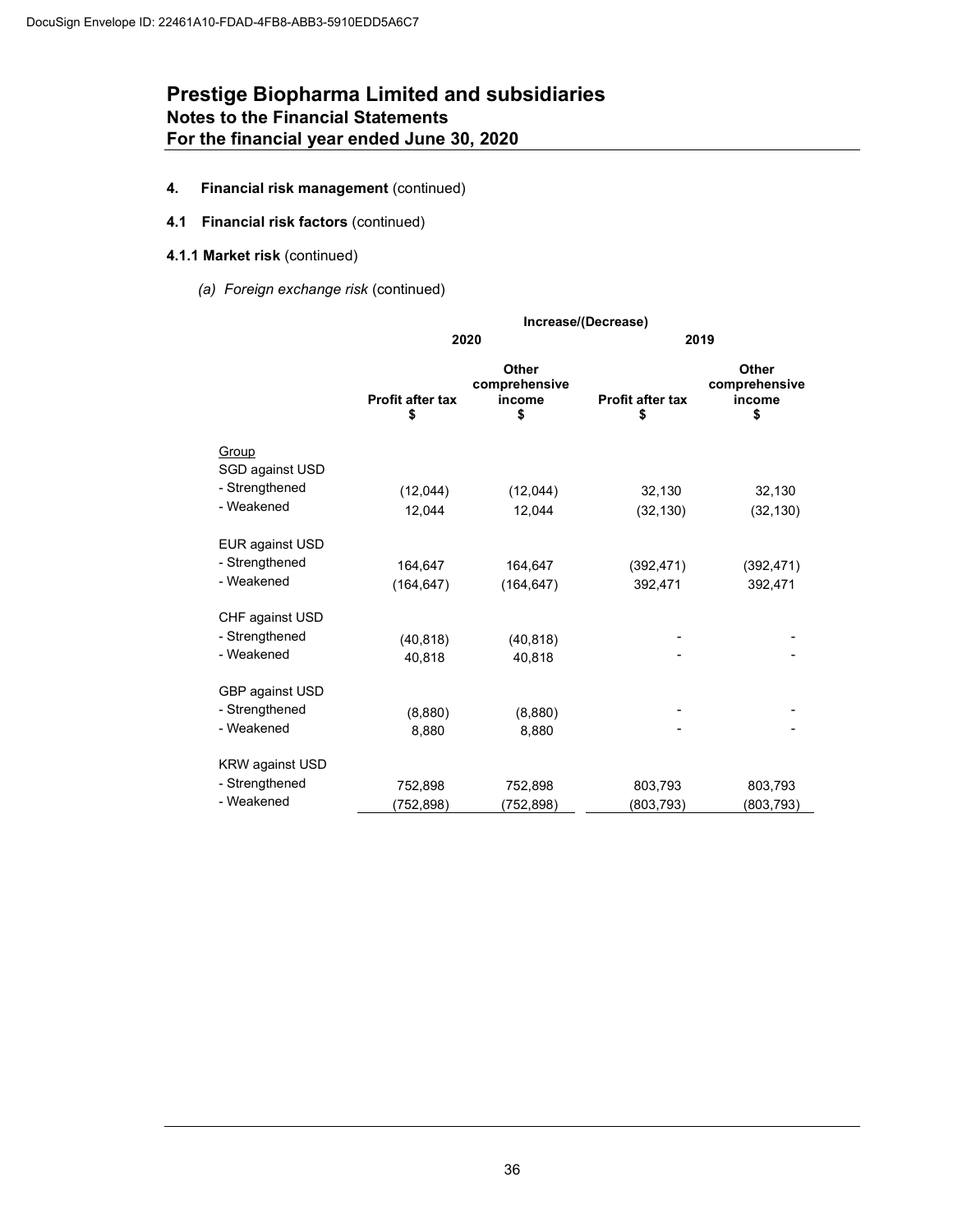DocuSign Envelope ID: 22461A10-FDAD-4FB8-ABB3-5910EDD5A6C7

# Prestige Biopharma Limited and subsidiaries
## Notes to the Financial Statements
## For the financial year ended June 30, 2020

**4. Financial risk management** (continued)

**4.1 Financial risk factors** (continued)

**4.1.1 Market risk** (continued)

*(a) Foreign exchange risk* (continued)

| | Increase/(Decrease) | | | |
|---|---|---|---|---|
| | 2020 | | 2019 | |
| | Profit after tax<br>$ | Other comprehensive income<br>$ | Profit after tax<br>$ | Other comprehensive income<br>$ |
| Group | | | | |
| SGD against USD | | | | |
| - Strengthened | (12,044) | (12,044) | 32,130 | 32,130 |
| - Weakened | 12,044 | 12,044 | (32,130) | (32,130) |
| EUR against USD | | | | |
| - Strengthened | 164,647 | 164,647 | (392,471) | (392,471) |
| - Weakened | (164,647) | (164,647) | 392,471 | 392,471 |
| CHF against USD | | | | |
| - Strengthened | (40,818) | (40,818) | - | - |
| - Weakened | 40,818 | 40,818 | - | - |
| GBP against USD | | | | |
| - Strengthened | (8,880) | (8,880) | - | - |
| - Weakened | 8,880 | 8,880 | - | - |
| KRW against USD | | | | |
| - Strengthened | 752,898 | 752,898 | 803,793 | 803,793 |
| - Weakened | (752,898) | (752,898) | (803,793) | (803,793) |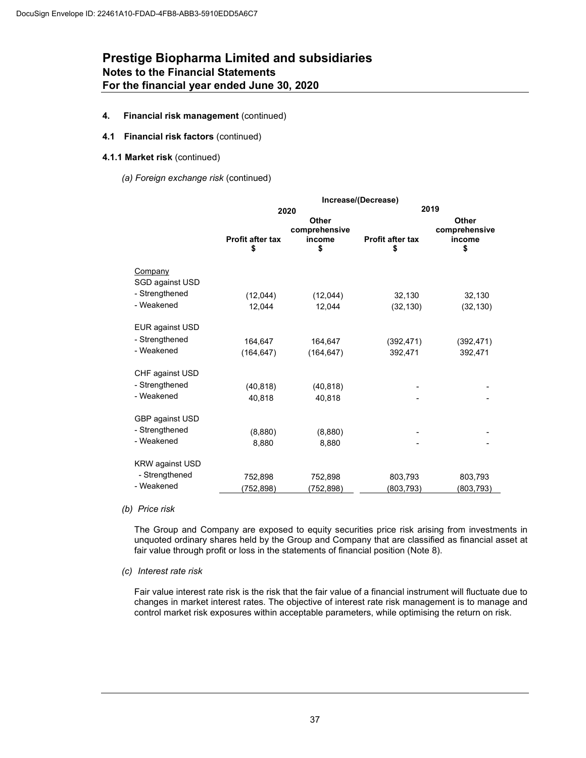DocuSign Envelope ID: 22461A10-FDAD-4FB8-ABB3-5910EDD5A6C7

# Prestige Biopharma Limited and subsidiaries
## Notes to the Financial Statements
## For the financial year ended June 30, 2020

**4. Financial risk management** (continued)

**4.1 Financial risk factors** (continued)

**4.1.1 Market risk** (continued)

*(a) Foreign exchange risk* (continued)

| | Increase/(Decrease) | | | |
|---|---|---|---|---|
| | 2020 | | 2019 | |
| | Profit after tax $ | Other comprehensive income $ | Profit after tax $ | Other comprehensive income $ |
| Company | | | | |
| SGD against USD | | | | |
| - Strengthened | (12,044) | (12,044) | 32,130 | 32,130 |
| - Weakened | 12,044 | 12,044 | (32,130) | (32,130) |
| EUR against USD | | | | |
| - Strengthened | 164,647 | 164,647 | (392,471) | (392,471) |
| - Weakened | (164,647) | (164,647) | 392,471 | 392,471 |
| CHF against USD | | | | |
| - Strengthened | (40,818) | (40,818) | - | - |
| - Weakened | 40,818 | 40,818 | - | - |
| GBP against USD | | | | |
| - Strengthened | (8,880) | (8,880) | - | - |
| - Weakened | 8,880 | 8,880 | - | - |
| KRW against USD | | | | |
| - Strengthened | 752,898 | 752,898 | 803,793 | 803,793 |
| - Weakened | (752,898) | (752,898) | (803,793) | (803,793) |

*(b) Price risk*

The Group and Company are exposed to equity securities price risk arising from investments in unquoted ordinary shares held by the Group and Company that are classified as financial asset at fair value through profit or loss in the statements of financial position (Note 8).

*(c) Interest rate risk*

Fair value interest rate risk is the risk that the fair value of a financial instrument will fluctuate due to changes in market interest rates. The objective of interest rate risk management is to manage and control market risk exposures within acceptable parameters, while optimising the return on risk.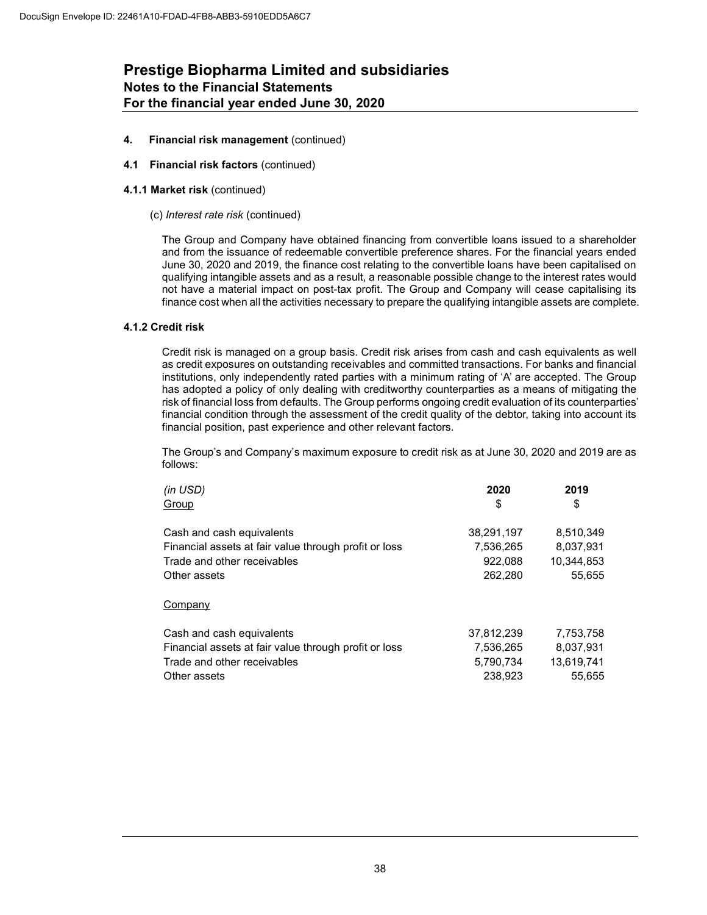# Prestige Biopharma Limited and subsidiaries
## Notes to the Financial Statements
## For the financial year ended June 30, 2020

**4. Financial risk management** (continued)

**4.1 Financial risk factors** (continued)

**4.1.1 Market risk** (continued)

(c) *Interest rate risk* (continued)

The Group and Company have obtained financing from convertible loans issued to a shareholder and from the issuance of redeemable convertible preference shares. For the financial years ended June 30, 2020 and 2019, the finance cost relating to the convertible loans have been capitalised on qualifying intangible assets and as a result, a reasonable possible change to the interest rates would not have a material impact on post-tax profit. The Group and Company will cease capitalising its finance cost when all the activities necessary to prepare the qualifying intangible assets are complete.

**4.1.2 Credit risk**

Credit risk is managed on a group basis. Credit risk arises from cash and cash equivalents as well as credit exposures on outstanding receivables and committed transactions. For banks and financial institutions, only independently rated parties with a minimum rating of 'A' are accepted. The Group has adopted a policy of only dealing with creditworthy counterparties as a means of mitigating the risk of financial loss from defaults. The Group performs ongoing credit evaluation of its counterparties' financial condition through the assessment of the credit quality of the debtor, taking into account its financial position, past experience and other relevant factors.

The Group's and Company's maximum exposure to credit risk as at June 30, 2020 and 2019 are as follows:

| *(in USD)* | **2020** | **2019** |
|---|---|---|
| Group | $ | $ |
| Cash and cash equivalents | 38,291,197 | 8,510,349 |
| Financial assets at fair value through profit or loss | 7,536,265 | 8,037,931 |
| Trade and other receivables | 922,088 | 10,344,853 |
| Other assets | 262,280 | 55,655 |
| Company | | |
| Cash and cash equivalents | 37,812,239 | 7,753,758 |
| Financial assets at fair value through profit or loss | 7,536,265 | 8,037,931 |
| Trade and other receivables | 5,790,734 | 13,619,741 |
| Other assets | 238,923 | 55,655 |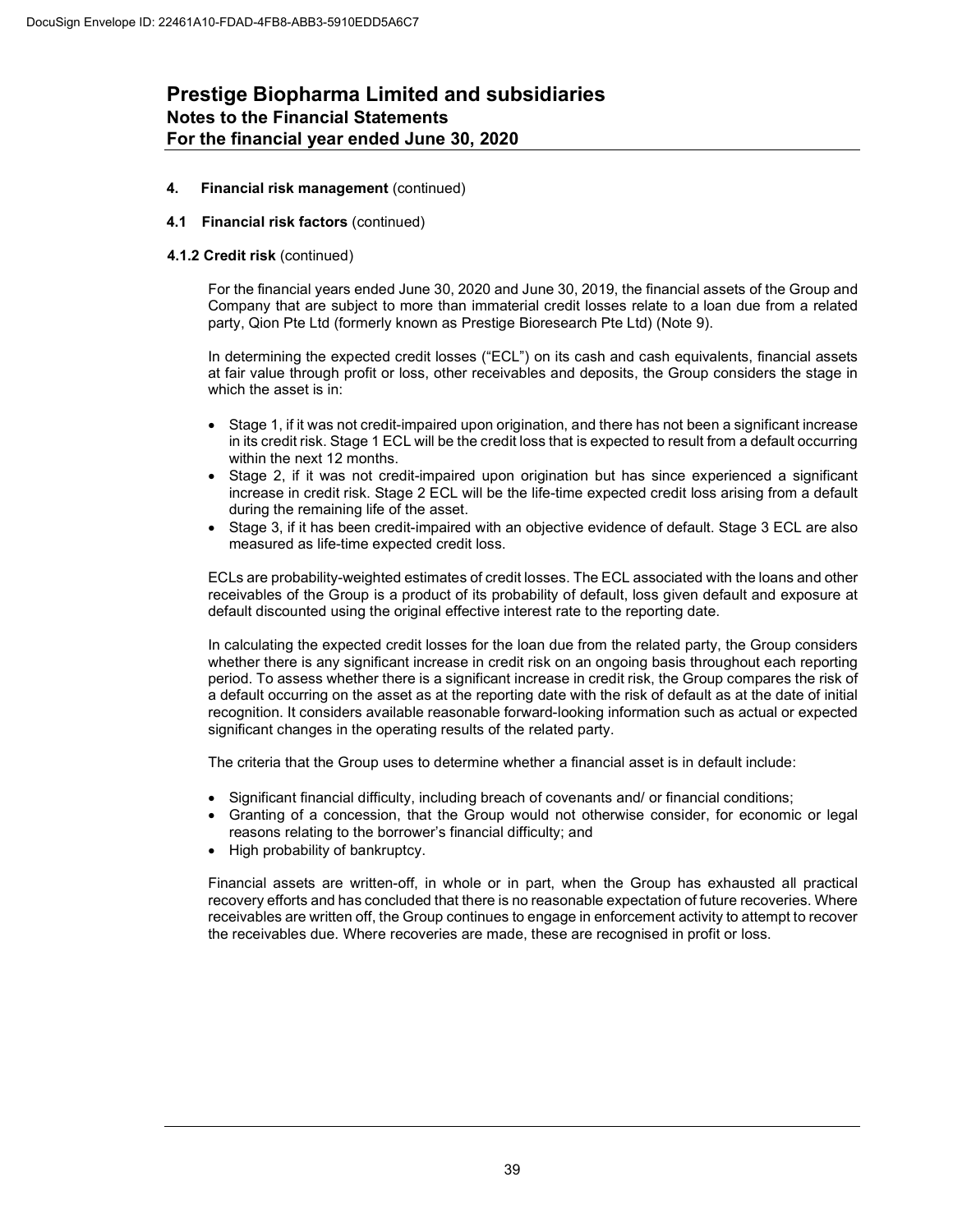# Prestige Biopharma Limited and subsidiaries
## Notes to the Financial Statements
## For the financial year ended June 30, 2020

**4. Financial risk management** (continued)

**4.1 Financial risk factors** (continued)

**4.1.2 Credit risk** (continued)

For the financial years ended June 30, 2020 and June 30, 2019, the financial assets of the Group and Company that are subject to more than immaterial credit losses relate to a loan due from a related party, Qion Pte Ltd (formerly known as Prestige Bioresearch Pte Ltd) (Note 9).

In determining the expected credit losses ("ECL") on its cash and cash equivalents, financial assets at fair value through profit or loss, other receivables and deposits, the Group considers the stage in which the asset is in:

- Stage 1, if it was not credit-impaired upon origination, and there has not been a significant increase in its credit risk. Stage 1 ECL will be the credit loss that is expected to result from a default occurring within the next 12 months.
- Stage 2, if it was not credit-impaired upon origination but has since experienced a significant increase in credit risk. Stage 2 ECL will be the life-time expected credit loss arising from a default during the remaining life of the asset.
- Stage 3, if it has been credit-impaired with an objective evidence of default. Stage 3 ECL are also measured as life-time expected credit loss.

ECLs are probability-weighted estimates of credit losses. The ECL associated with the loans and other receivables of the Group is a product of its probability of default, loss given default and exposure at default discounted using the original effective interest rate to the reporting date.

In calculating the expected credit losses for the loan due from the related party, the Group considers whether there is any significant increase in credit risk on an ongoing basis throughout each reporting period. To assess whether there is a significant increase in credit risk, the Group compares the risk of a default occurring on the asset as at the reporting date with the risk of default as at the date of initial recognition. It considers available reasonable forward-looking information such as actual or expected significant changes in the operating results of the related party.

The criteria that the Group uses to determine whether a financial asset is in default include:

- Significant financial difficulty, including breach of covenants and/ or financial conditions;
- Granting of a concession, that the Group would not otherwise consider, for economic or legal reasons relating to the borrower's financial difficulty; and
- High probability of bankruptcy.

Financial assets are written-off, in whole or in part, when the Group has exhausted all practical recovery efforts and has concluded that there is no reasonable expectation of future recoveries. Where receivables are written off, the Group continues to engage in enforcement activity to attempt to recover the receivables due. Where recoveries are made, these are recognised in profit or loss.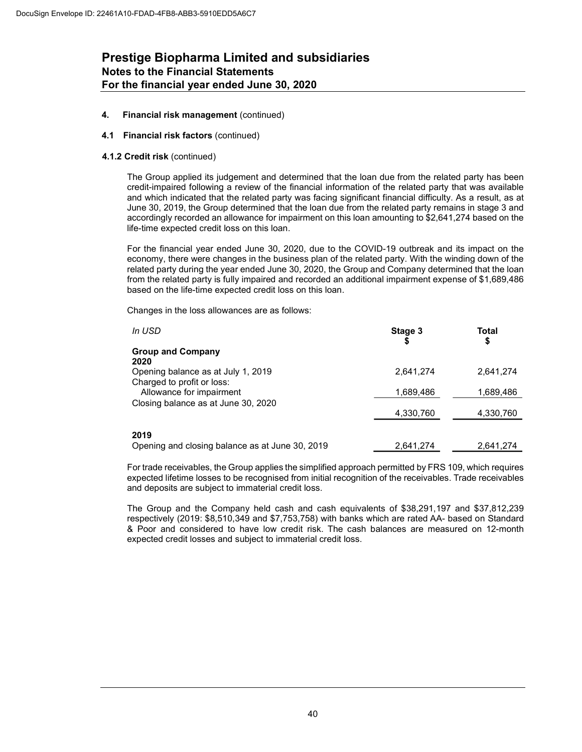# Prestige Biopharma Limited and subsidiaries
## Notes to the Financial Statements
## For the financial year ended June 30, 2020

**4. Financial risk management** (continued)

**4.1 Financial risk factors** (continued)

**4.1.2 Credit risk** (continued)

The Group applied its judgement and determined that the loan due from the related party has been credit-impaired following a review of the financial information of the related party that was available and which indicated that the related party was facing significant financial difficulty. As a result, as at June 30, 2019, the Group determined that the loan due from the related party remains in stage 3 and accordingly recorded an allowance for impairment on this loan amounting to $2,641,274 based on the life-time expected credit loss on this loan.

For the financial year ended June 30, 2020, due to the COVID-19 outbreak and its impact on the economy, there were changes in the business plan of the related party. With the winding down of the related party during the year ended June 30, 2020, the Group and Company determined that the loan from the related party is fully impaired and recorded an additional impairment expense of $1,689,486 based on the life-time expected credit loss on this loan.

Changes in the loss allowances are as follows:

| *In USD* | Stage 3 $ | Total $ |
|---|---|---|
| **Group and Company** | | |
| **2020** | | |
| Opening balance as at July 1, 2019 | 2,641,274 | 2,641,274 |
| Charged to profit or loss: | | |
| Allowance for impairment | 1,689,486 | 1,689,486 |
| Closing balance as at June 30, 2020 | 4,330,760 | 4,330,760 |
| **2019** | | |
| Opening and closing balance as at June 30, 2019 | 2,641,274 | 2,641,274 |

For trade receivables, the Group applies the simplified approach permitted by FRS 109, which requires expected lifetime losses to be recognised from initial recognition of the receivables. Trade receivables and deposits are subject to immaterial credit loss.

The Group and the Company held cash and cash equivalents of $38,291,197 and $37,812,239 respectively (2019: $8,510,349 and $7,753,758) with banks which are rated AA- based on Standard & Poor and considered to have low credit risk. The cash balances are measured on 12-month expected credit losses and subject to immaterial credit loss.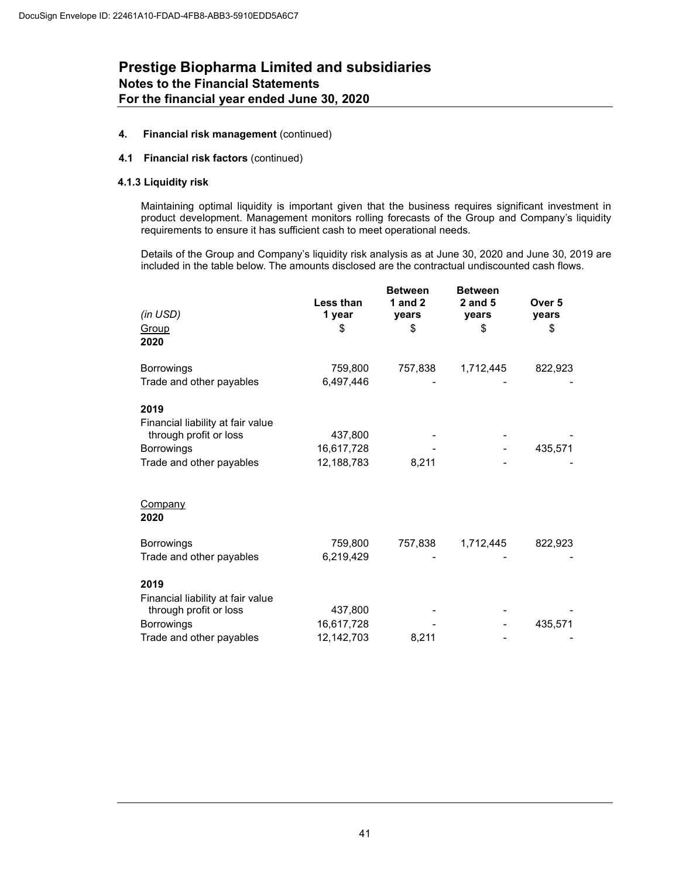DocuSign Envelope ID: 22461A10-FDAD-4FB8-ABB3-5910EDD5A6C7

# Prestige Biopharma Limited and subsidiaries

## Notes to the Financial Statements

## For the financial year ended June 30, 2020

### 4. Financial risk management (continued)

### 4.1 Financial risk factors (continued)

#### 4.1.3 Liquidity risk

Maintaining optimal liquidity is important given that the business requires significant investment in product development. Management monitors rolling forecasts of the Group and Company's liquidity requirements to ensure it has sufficient cash to meet operational needs.

Details of the Group and Company's liquidity risk analysis as at June 30, 2020 and June 30, 2019 are included in the table below. The amounts disclosed are the contractual undiscounted cash flows.

| *(in USD)* | Less than 1 year | Between 1 and 2 years | Between 2 and 5 years | Over 5 years |
|---|---|---|---|---|
| Group | $ | $ | $ | $ |
| **2020** | | | | |
| Borrowings | 759,800 | 757,838 | 1,712,445 | 822,923 |
| Trade and other payables | 6,497,446 | - | - | - |
| **2019** | | | | |
| Financial liability at fair value through profit or loss | 437,800 | - | - | - |
| Borrowings | 16,617,728 | - | - | 435,571 |
| Trade and other payables | 12,188,783 | 8,211 | - | - |
| Company | | | | |
| **2020** | | | | |
| Borrowings | 759,800 | 757,838 | 1,712,445 | 822,923 |
| Trade and other payables | 6,219,429 | - | - | - |
| **2019** | | | | |
| Financial liability at fair value through profit or loss | 437,800 | - | - | - |
| Borrowings | 16,617,728 | - | - | 435,571 |
| Trade and other payables | 12,142,703 | 8,211 | - | - |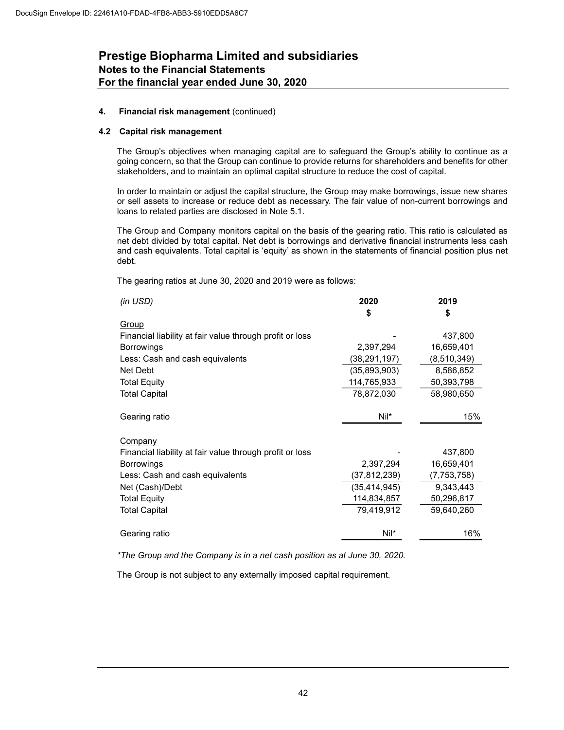# Prestige Biopharma Limited and subsidiaries
## Notes to the Financial Statements
## For the financial year ended June 30, 2020

### 4. Financial risk management (continued)

### 4.2 Capital risk management

The Group's objectives when managing capital are to safeguard the Group's ability to continue as a going concern, so that the Group can continue to provide returns for shareholders and benefits for other stakeholders, and to maintain an optimal capital structure to reduce the cost of capital.

In order to maintain or adjust the capital structure, the Group may make borrowings, issue new shares or sell assets to increase or reduce debt as necessary. The fair value of non-current borrowings and loans to related parties are disclosed in Note 5.1.

The Group and Company monitors capital on the basis of the gearing ratio. This ratio is calculated as net debt divided by total capital. Net debt is borrowings and derivative financial instruments less cash and cash equivalents. Total capital is 'equity' as shown in the statements of financial position plus net debt.

The gearing ratios at June 30, 2020 and 2019 were as follows:

| *(in USD)* | 2020<br>$ | 2019<br>$ |
|---|---|---|
| Group | | |
| Financial liability at fair value through profit or loss | - | 437,800 |
| Borrowings | 2,397,294 | 16,659,401 |
| Less: Cash and cash equivalents | (38,291,197) | (8,510,349) |
| Net Debt | (35,893,903) | 8,586,852 |
| Total Equity | 114,765,933 | 50,393,798 |
| Total Capital | 78,872,030 | 58,980,650 |
| Gearing ratio | Nil* | 15% |
| Company | | |
| Financial liability at fair value through profit or loss | - | 437,800 |
| Borrowings | 2,397,294 | 16,659,401 |
| Less: Cash and cash equivalents | (37,812,239) | (7,753,758) |
| Net (Cash)/Debt | (35,414,945) | 9,343,443 |
| Total Equity | 114,834,857 | 50,296,817 |
| Total Capital | 79,419,912 | 59,640,260 |
| Gearing ratio | Nil* | 16% |

*\*The Group and the Company is in a net cash position as at June 30, 2020.*

The Group is not subject to any externally imposed capital requirement.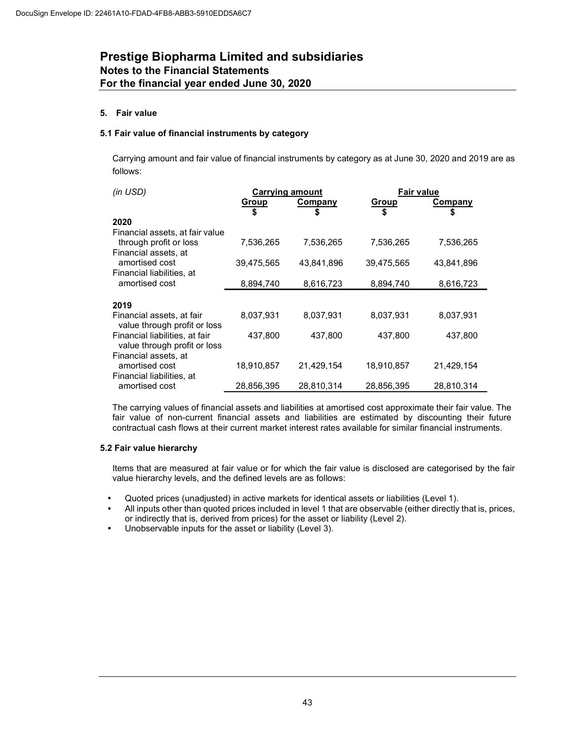# Prestige Biopharma Limited and subsidiaries
## Notes to the Financial Statements
## For the financial year ended June 30, 2020

### 5. Fair value

#### 5.1 Fair value of financial instruments by category

Carrying amount and fair value of financial instruments by category as at June 30, 2020 and 2019 are as follows:

| *(in USD)* | Carrying amount | | Fair value | |
|---|---|---|---|---|
| | Group<br>$ | Company<br>$ | Group<br>$ | Company<br>$ |
| **2020** | | | | |
| Financial assets, at fair value through profit or loss | 7,536,265 | 7,536,265 | 7,536,265 | 7,536,265 |
| Financial assets, at amortised cost | 39,475,565 | 43,841,896 | 39,475,565 | 43,841,896 |
| Financial liabilities, at amortised cost | 8,894,740 | 8,616,723 | 8,894,740 | 8,616,723 |
| **2019** | | | | |
| Financial assets, at fair value through profit or loss | 8,037,931 | 8,037,931 | 8,037,931 | 8,037,931 |
| Financial liabilities, at fair value through profit or loss | 437,800 | 437,800 | 437,800 | 437,800 |
| Financial assets, at amortised cost | 18,910,857 | 21,429,154 | 18,910,857 | 21,429,154 |
| Financial liabilities, at amortised cost | 28,856,395 | 28,810,314 | 28,856,395 | 28,810,314 |

The carrying values of financial assets and liabilities at amortised cost approximate their fair value. The fair value of non-current financial assets and liabilities are estimated by discounting their future contractual cash flows at their current market interest rates available for similar financial instruments.

#### 5.2 Fair value hierarchy

Items that are measured at fair value or for which the fair value is disclosed are categorised by the fair value hierarchy levels, and the defined levels are as follows:

- Quoted prices (unadjusted) in active markets for identical assets or liabilities (Level 1).
- All inputs other than quoted prices included in level 1 that are observable (either directly that is, prices, or indirectly that is, derived from prices) for the asset or liability (Level 2).
- Unobservable inputs for the asset or liability (Level 3).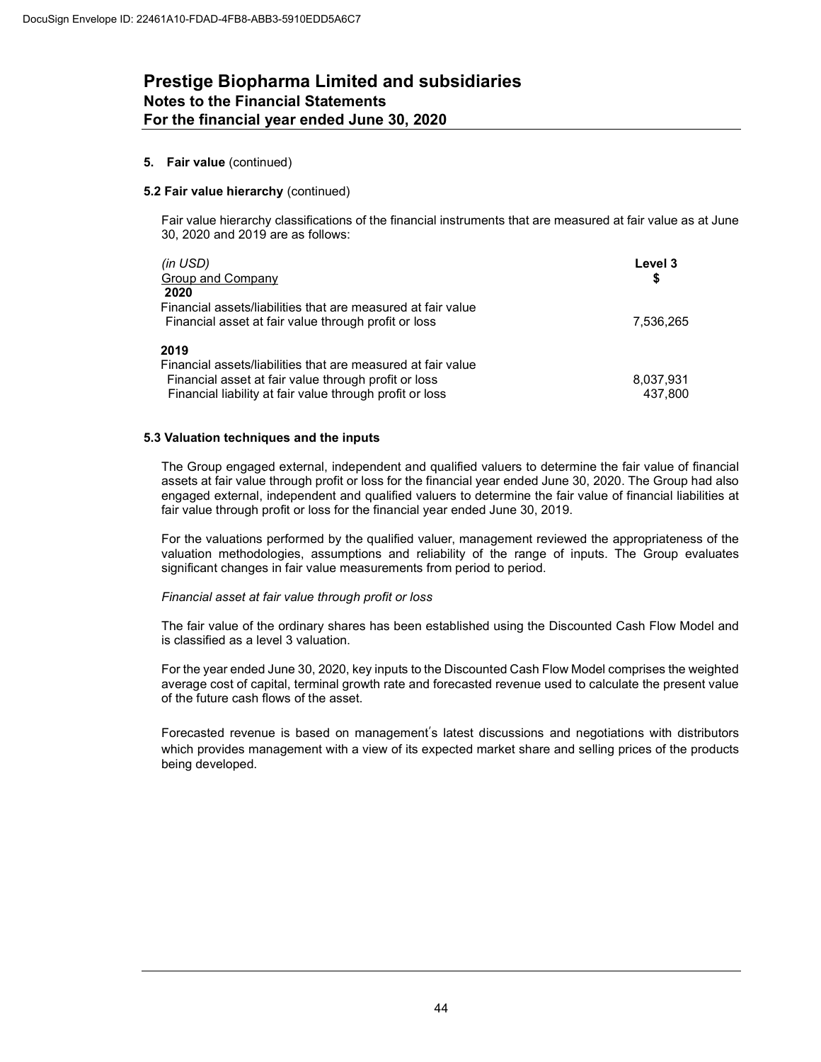# Prestige Biopharma Limited and subsidiaries
## Notes to the Financial Statements
## For the financial year ended June 30, 2020

**5. Fair value** (continued)

**5.2 Fair value hierarchy** (continued)

Fair value hierarchy classifications of the financial instruments that are measured at fair value as at June 30, 2020 and 2019 are as follows:

| *(in USD)* Group and Company | Level 3 $ |
|---|---|
| **2020** | |
| Financial assets/liabilities that are measured at fair value | |
| Financial asset at fair value through profit or loss | 7,536,265 |
| **2019** | |
| Financial assets/liabilities that are measured at fair value | |
| Financial asset at fair value through profit or loss | 8,037,931 |
| Financial liability at fair value through profit or loss | 437,800 |

**5.3 Valuation techniques and the inputs**

The Group engaged external, independent and qualified valuers to determine the fair value of financial assets at fair value through profit or loss for the financial year ended June 30, 2020. The Group had also engaged external, independent and qualified valuers to determine the fair value of financial liabilities at fair value through profit or loss for the financial year ended June 30, 2019.

For the valuations performed by the qualified valuer, management reviewed the appropriateness of the valuation methodologies, assumptions and reliability of the range of inputs. The Group evaluates significant changes in fair value measurements from period to period.

*Financial asset at fair value through profit or loss*

The fair value of the ordinary shares has been established using the Discounted Cash Flow Model and is classified as a level 3 valuation.

For the year ended June 30, 2020, key inputs to the Discounted Cash Flow Model comprises the weighted average cost of capital, terminal growth rate and forecasted revenue used to calculate the present value of the future cash flows of the asset.

Forecasted revenue is based on management's latest discussions and negotiations with distributors which provides management with a view of its expected market share and selling prices of the products being developed.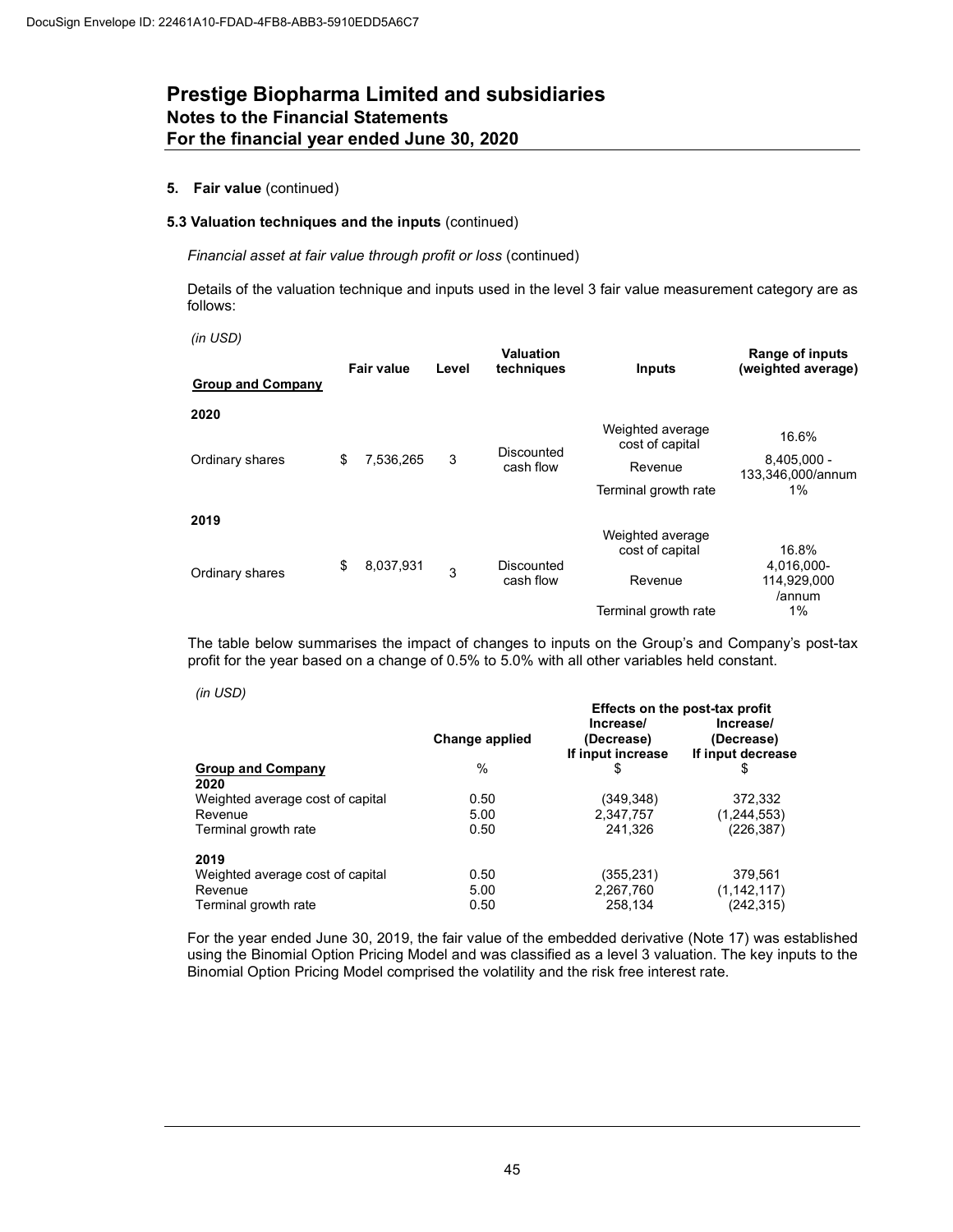DocuSign Envelope ID: 22461A10-FDAD-4FB8-ABB3-5910EDD5A6C7

# Prestige Biopharma Limited and subsidiaries
## Notes to the Financial Statements
## For the financial year ended June 30, 2020

**5. Fair value** (continued)

**5.3 Valuation techniques and the inputs** (continued)

*Financial asset at fair value through profit or loss* (continued)

Details of the valuation technique and inputs used in the level 3 fair value measurement category are as follows:

*(in USD)*

| Group and Company | Fair value | Level | Valuation techniques | Inputs | Range of inputs (weighted average) |
|---|---|---|---|---|---|
| **2020** | | | | | |
| Ordinary shares | $ 7,536,265 | 3 | Discounted cash flow | Weighted average cost of capital | 16.6% |
| | | | | Revenue | 8,405,000 - 133,346,000/annum |
| | | | | Terminal growth rate | 1% |
| **2019** | | | | | |
| Ordinary shares | $ 8,037,931 | 3 | Discounted cash flow | Weighted average cost of capital | 16.8% |
| | | | | Revenue | 4,016,000-114,929,000 /annum |
| | | | | Terminal growth rate | 1% |

The table below summarises the impact of changes to inputs on the Group's and Company's post-tax profit for the year based on a change of 0.5% to 5.0% with all other variables held constant.

*(in USD)*

| | Change applied | Effects on the post-tax profit Increase/ (Decrease) If input increase | Increase/ (Decrease) If input decrease |
|---|---|---|---|
| **Group and Company** | % | $ | $ |
| **2020** | | | |
| Weighted average cost of capital | 0.50 | (349,348) | 372,332 |
| Revenue | 5.00 | 2,347,757 | (1,244,553) |
| Terminal growth rate | 0.50 | 241,326 | (226,387) |
| **2019** | | | |
| Weighted average cost of capital | 0.50 | (355,231) | 379,561 |
| Revenue | 5.00 | 2,267,760 | (1,142,117) |
| Terminal growth rate | 0.50 | 258,134 | (242,315) |

For the year ended June 30, 2019, the fair value of the embedded derivative (Note 17) was established using the Binomial Option Pricing Model and was classified as a level 3 valuation. The key inputs to the Binomial Option Pricing Model comprised the volatility and the risk free interest rate.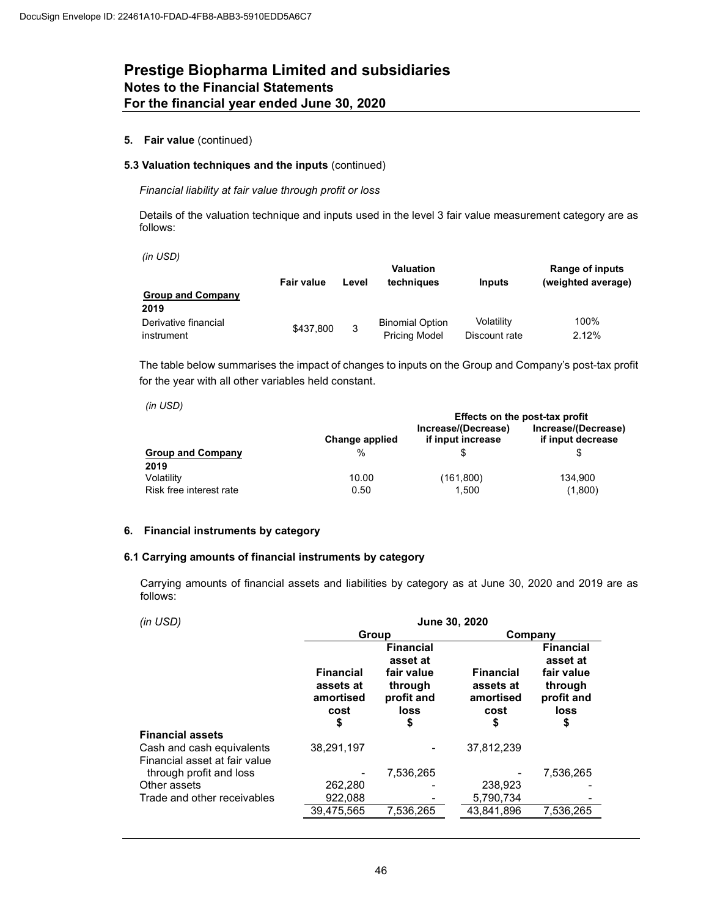# Prestige Biopharma Limited and subsidiaries
## Notes to the Financial Statements
## For the financial year ended June 30, 2020

**5. Fair value** (continued)

**5.3 Valuation techniques and the inputs** (continued)

*Financial liability at fair value through profit or loss*

Details of the valuation technique and inputs used in the level 3 fair value measurement category are as follows:

*(in USD)*

| | Fair value | Level | Valuation techniques | Inputs | Range of inputs (weighted average) |
|---|---|---|---|---|---|
| **Group and Company** | | | | | |
| **2019** | | | | | |
| Derivative financial instrument | $437,800 | 3 | Binomial Option Pricing Model | Volatility<br>Discount rate | 100%<br>2.12% |

The table below summarises the impact of changes to inputs on the Group and Company's post-tax profit for the year with all other variables held constant.

*(in USD)*

| | Change applied | Effects on the post-tax profit | |
|---|---|---|---|
| | | Increase/(Decrease) if input increase | Increase/(Decrease) if input decrease |
| **Group and Company** | % | $ | $ |
| **2019** | | | |
| Volatility | 10.00 | (161,800) | 134,900 |
| Risk free interest rate | 0.50 | 1,500 | (1,800) |

**6. Financial instruments by category**

**6.1 Carrying amounts of financial instruments by category**

Carrying amounts of financial assets and liabilities by category as at June 30, 2020 and 2019 are as follows:

| *(in USD)* | June 30, 2020 | | | |
|---|---|---|---|---|
| | Group | | Company | |
| | Financial assets at amortised cost<br>$ | Financial asset at fair value through profit and loss<br>$ | Financial assets at amortised cost<br>$ | Financial asset at fair value through profit and loss<br>$ |
| **Financial assets** | | | | |
| Cash and cash equivalents | 38,291,197 | - | 37,812,239 | |
| Financial asset at fair value through profit and loss | - | 7,536,265 | - | 7,536,265 |
| Other assets | 262,280 | - | 238,923 | - |
| Trade and other receivables | 922,088 | - | 5,790,734 | - |
| | 39,475,565 | 7,536,265 | 43,841,896 | 7,536,265 |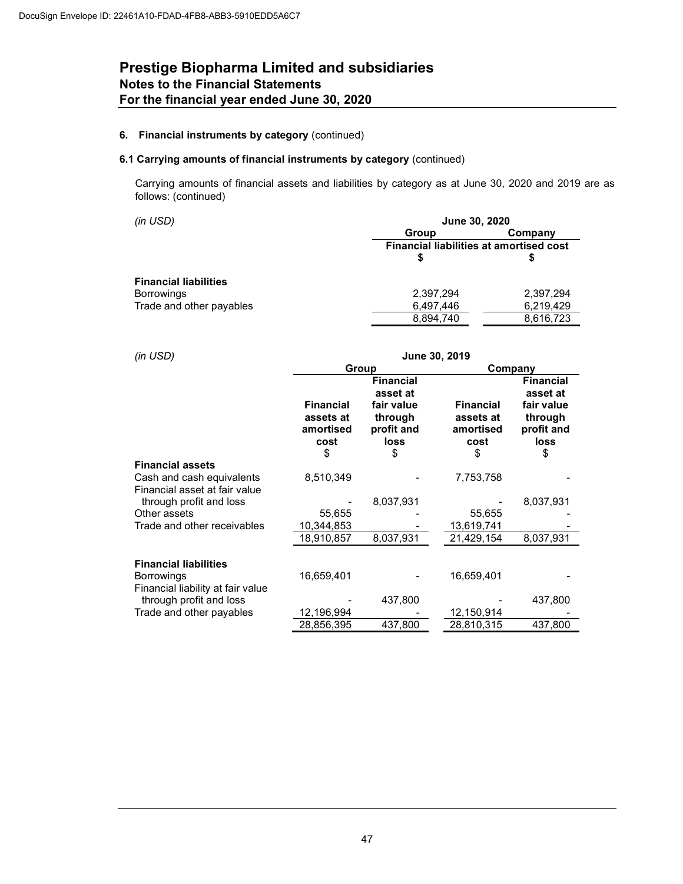## Prestige Biopharma Limited and subsidiaries
### Notes to the Financial Statements
### For the financial year ended June 30, 2020

**6. Financial instruments by category** (continued)

**6.1 Carrying amounts of financial instruments by category** (continued)

Carrying amounts of financial assets and liabilities by category as at June 30, 2020 and 2019 are as follows: (continued)

| *(in USD)* | June 30, 2020 | |
|---|---|---|
| | Group | Company |
| | Financial liabilities at amortised cost | |
| | $ | $ |
| **Financial liabilities** | | |
| Borrowings | 2,397,294 | 2,397,294 |
| Trade and other payables | 6,497,446 | 6,219,429 |
| | 8,894,740 | 8,616,723 |

| *(in USD)* | June 30, 2019 | | | |
|---|---|---|---|---|
| | Group | | Company | |
| | Financial assets at amortised cost | Financial asset at fair value through profit and loss | Financial assets at amortised cost | Financial asset at fair value through profit and loss |
| | $ | $ | $ | $ |
| **Financial assets** | | | | |
| Cash and cash equivalents | 8,510,349 | - | 7,753,758 | - |
| Financial asset at fair value through profit and loss | - | 8,037,931 | - | 8,037,931 |
| Other assets | 55,655 | - | 55,655 | - |
| Trade and other receivables | 10,344,853 | - | 13,619,741 | - |
| | 18,910,857 | 8,037,931 | 21,429,154 | 8,037,931 |
| **Financial liabilities** | | | | |
| Borrowings | 16,659,401 | - | 16,659,401 | - |
| Financial liability at fair value through profit and loss | - | 437,800 | - | 437,800 |
| Trade and other payables | 12,196,994 | - | 12,150,914 | - |
| | 28,856,395 | 437,800 | 28,810,315 | 437,800 |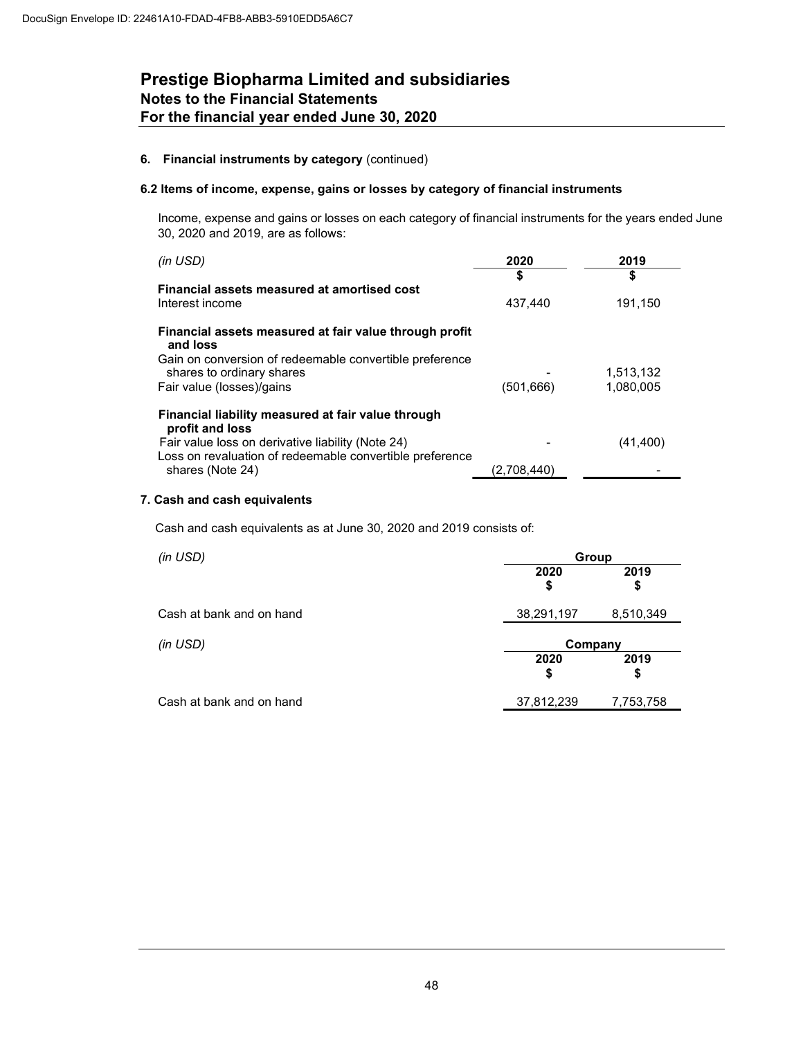# Prestige Biopharma Limited and subsidiaries
## Notes to the Financial Statements
### For the financial year ended June 30, 2020

**6. Financial instruments by category** (continued)

**6.2 Items of income, expense, gains or losses by category of financial instruments**

Income, expense and gains or losses on each category of financial instruments for the years ended June 30, 2020 and 2019, are as follows:

| *(in USD)* | 2020 | 2019 |
|---|---|---|
| | $ | $ |
| **Financial assets measured at amortised cost** | | |
| Interest income | 437,440 | 191,150 |
| **Financial assets measured at fair value through profit and loss** | | |
| Gain on conversion of redeemable convertible preference shares to ordinary shares | - | 1,513,132 |
| Fair value (losses)/gains | (501,666) | 1,080,005 |
| **Financial liability measured at fair value through profit and loss** | | |
| Fair value loss on derivative liability (Note 24) | - | (41,400) |
| Loss on revaluation of redeemable convertible preference shares (Note 24) | (2,708,440) | - |

**7. Cash and cash equivalents**

Cash and cash equivalents as at June 30, 2020 and 2019 consists of:

| *(in USD)* | Group | |
|---|---|---|
| | 2020 | 2019 |
| | $ | $ |
| Cash at bank and on hand | 38,291,197 | 8,510,349 |

| *(in USD)* | Company | |
|---|---|---|
| | 2020 | 2019 |
| | $ | $ |
| Cash at bank and on hand | 37,812,239 | 7,753,758 |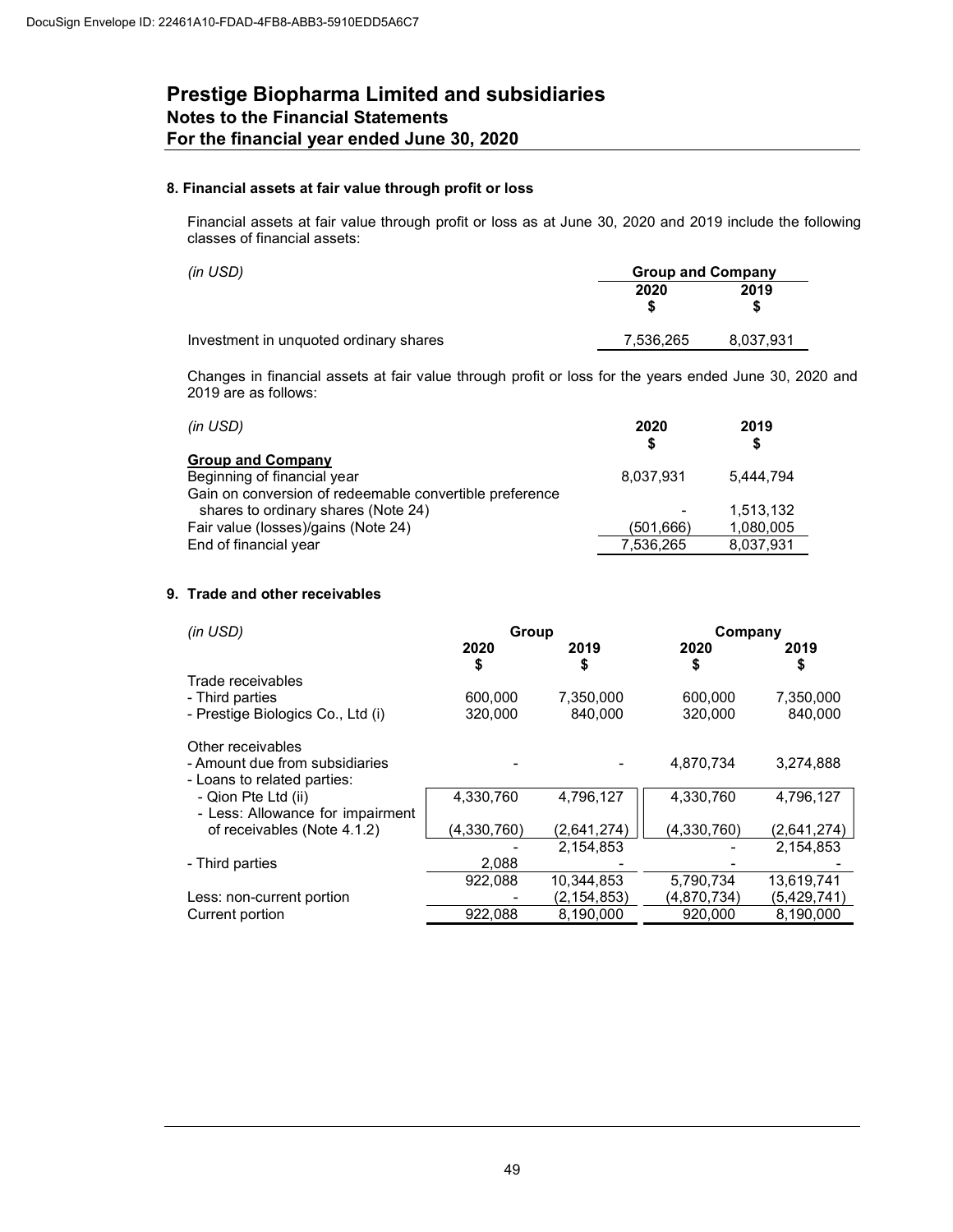# Prestige Biopharma Limited and subsidiaries
## Notes to the Financial Statements
## For the financial year ended June 30, 2020

### 8. Financial assets at fair value through profit or loss

Financial assets at fair value through profit or loss as at June 30, 2020 and 2019 include the following classes of financial assets:

| *(in USD)* | Group and Company | |
|---|---|---|
| | 2020<br>$ | 2019<br>$ |
| Investment in unquoted ordinary shares | 7,536,265 | 8,037,931 |

Changes in financial assets at fair value through profit or loss for the years ended June 30, 2020 and 2019 are as follows:

| *(in USD)* | 2020<br>$ | 2019<br>$ |
|---|---|---|
| **Group and Company** | | |
| Beginning of financial year | 8,037,931 | 5,444,794 |
| Gain on conversion of redeemable convertible preference shares to ordinary shares (Note 24) | - | 1,513,132 |
| Fair value (losses)/gains (Note 24) | (501,666) | 1,080,005 |
| End of financial year | 7,536,265 | 8,037,931 |

### 9. Trade and other receivables

| *(in USD)* | Group | | Company | |
|---|---|---|---|---|
| | 2020<br>$ | 2019<br>$ | 2020<br>$ | 2019<br>$ |
| Trade receivables | | | | |
| - Third parties | 600,000 | 7,350,000 | 600,000 | 7,350,000 |
| - Prestige Biologics Co., Ltd (i) | 320,000 | 840,000 | 320,000 | 840,000 |
| Other receivables | | | | |
| - Amount due from subsidiaries | - | - | 4,870,734 | 3,274,888 |
| - Loans to related parties: | | | | |
| - Qion Pte Ltd (ii) | 4,330,760 | 4,796,127 | 4,330,760 | 4,796,127 |
| - Less: Allowance for impairment of receivables (Note 4.1.2) | (4,330,760) | (2,641,274) | (4,330,760) | (2,641,274) |
| | - | 2,154,853 | - | 2,154,853 |
| - Third parties | 2,088 | - | - | - |
| | 922,088 | 10,344,853 | 5,790,734 | 13,619,741 |
| Less: non-current portion | - | (2,154,853) | (4,870,734) | (5,429,741) |
| Current portion | 922,088 | 8,190,000 | 920,000 | 8,190,000 |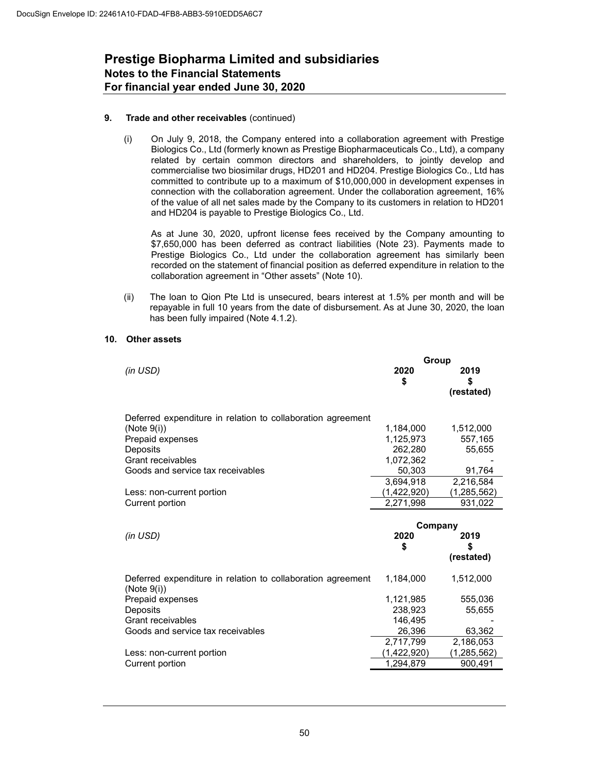**9. Trade and other receivables** (continued)

(i) On July 9, 2018, the Company entered into a collaboration agreement with Prestige Biologics Co., Ltd (formerly known as Prestige Biopharmaceuticals Co., Ltd), a company related by certain common directors and shareholders, to jointly develop and commercialise two biosimilar drugs, HD201 and HD204. Prestige Biologics Co., Ltd has committed to contribute up to a maximum of $10,000,000 in development expenses in connection with the collaboration agreement. Under the collaboration agreement, 16% of the value of all net sales made by the Company to its customers in relation to HD201 and HD204 is payable to Prestige Biologics Co., Ltd.

As at June 30, 2020, upfront license fees received by the Company amounting to $7,650,000 has been deferred as contract liabilities (Note 23). Payments made to Prestige Biologics Co., Ltd under the collaboration agreement has similarly been recorded on the statement of financial position as deferred expenditure in relation to the collaboration agreement in "Other assets" (Note 10).

(ii) The loan to Qion Pte Ltd is unsecured, bears interest at 1.5% per month and will be repayable in full 10 years from the date of disbursement. As at June 30, 2020, the loan has been fully impaired (Note 4.1.2).

**10. Other assets**

| | Group | |
|---|---|---|
| *(in USD)* | **2020**<br>**$** | **2019**<br>**$**<br>**(restated)** |
| Deferred expenditure in relation to collaboration agreement (Note 9(i)) | 1,184,000 | 1,512,000 |
| Prepaid expenses | 1,125,973 | 557,165 |
| Deposits | 262,280 | 55,655 |
| Grant receivables | 1,072,362 | - |
| Goods and service tax receivables | 50,303 | 91,764 |
| | 3,694,918 | 2,216,584 |
| Less: non-current portion | (1,422,920) | (1,285,562) |
| Current portion | 2,271,998 | 931,022 |

| | Company | |
|---|---|---|
| *(in USD)* | **2020**<br>**$** | **2019**<br>**$**<br>**(restated)** |
| Deferred expenditure in relation to collaboration agreement (Note 9(i)) | 1,184,000 | 1,512,000 |
| Prepaid expenses | 1,121,985 | 555,036 |
| Deposits | 238,923 | 55,655 |
| Grant receivables | 146,495 | - |
| Goods and service tax receivables | 26,396 | 63,362 |
| | 2,717,799 | 2,186,053 |
| Less: non-current portion | (1,422,920) | (1,285,562) |
| Current portion | 1,294,879 | 900,491 |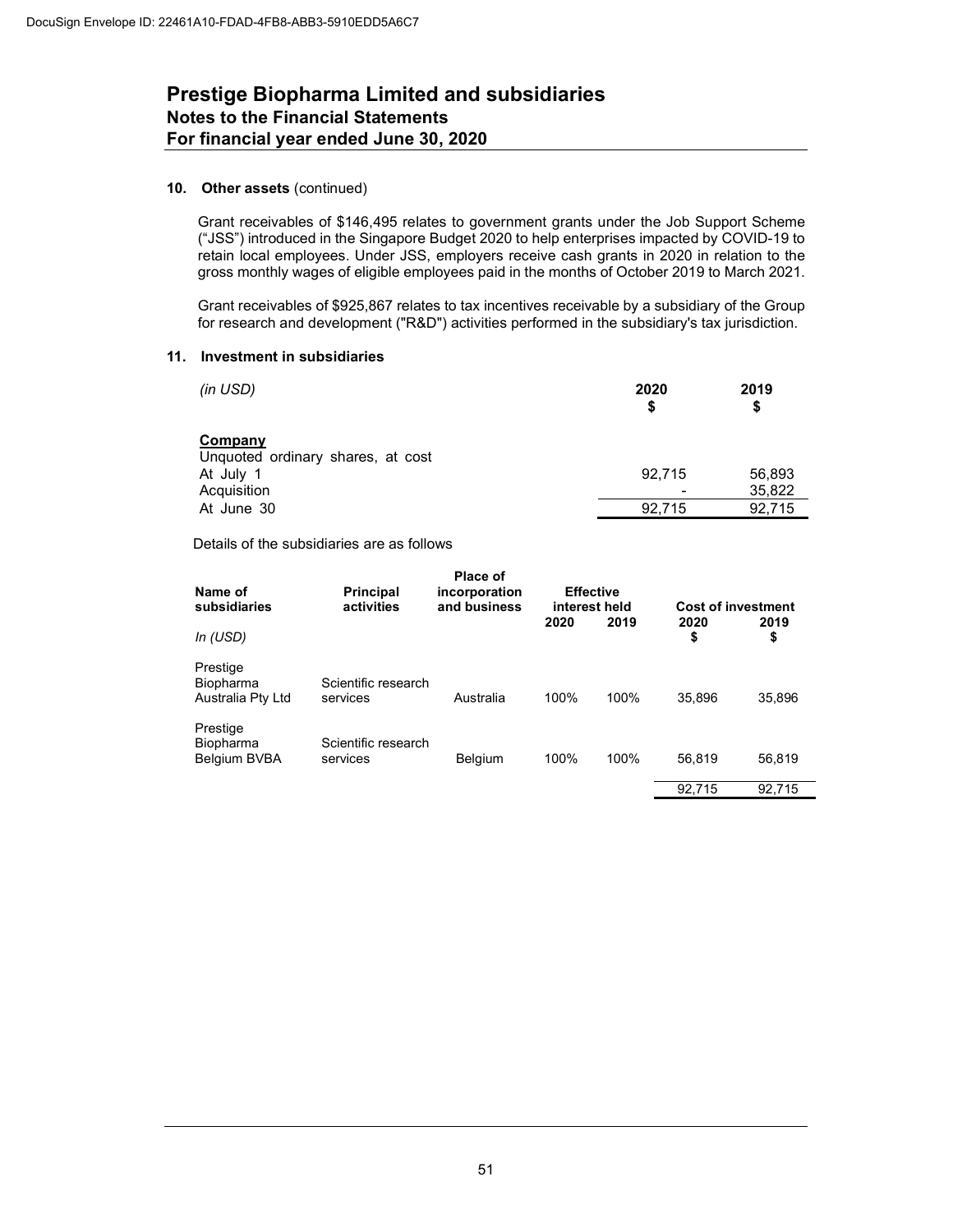## 10. Other assets (continued)

Grant receivables of $146,495 relates to government grants under the Job Support Scheme ("JSS") introduced in the Singapore Budget 2020 to help enterprises impacted by COVID-19 to retain local employees. Under JSS, employers receive cash grants in 2020 in relation to the gross monthly wages of eligible employees paid in the months of October 2019 to March 2021.

Grant receivables of $925,867 relates to tax incentives receivable by a subsidiary of the Group for research and development ("R&D") activities performed in the subsidiary's tax jurisdiction.

## 11. Investment in subsidiaries

| *(in USD)* | 2020 $ | 2019 $ |
|---|---|---|
| **Company** | | |
| Unquoted ordinary shares, at cost | | |
| At July 1 | 92,715 | 56,893 |
| Acquisition | - | 35,822 |
| At June 30 | 92,715 | 92,715 |

Details of the subsidiaries are as follows

| Name of subsidiaries | Principal activities | Place of incorporation and business | Effective interest held | | Cost of investment | |
|---|---|---|---|---|---|---|
| *In (USD)* | | | 2020 | 2019 | 2020 $ | 2019 $ |
| Prestige Biopharma Australia Pty Ltd | Scientific research services | Australia | 100% | 100% | 35,896 | 35,896 |
| Prestige Biopharma Belgium BVBA | Scientific research services | Belgium | 100% | 100% | 56,819 | 56,819 |
| | | | | | 92,715 | 92,715 |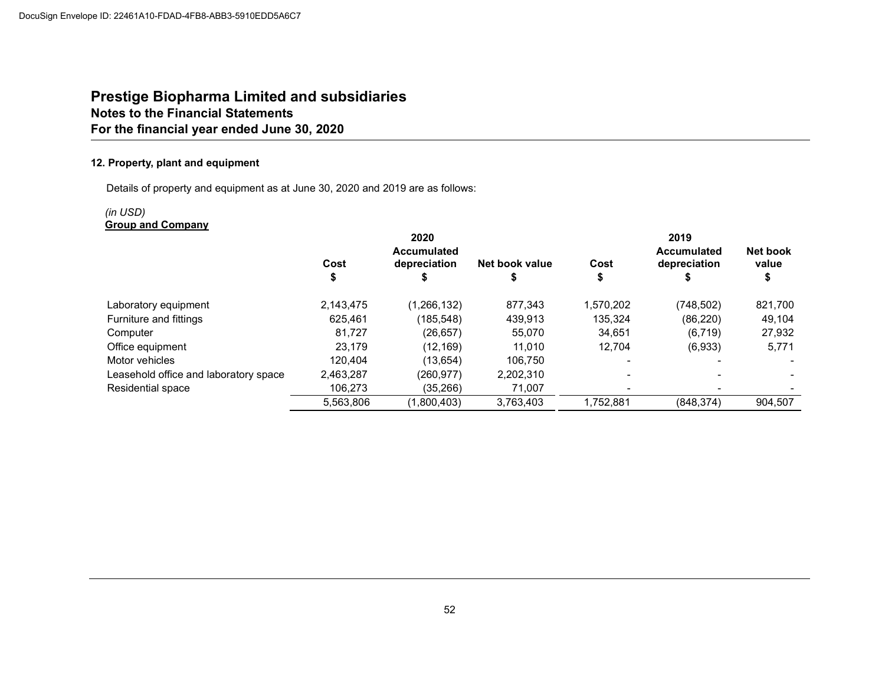# Prestige Biopharma Limited and subsidiaries
## Notes to the Financial Statements
## For the financial year ended June 30, 2020

### 12. Property, plant and equipment

Details of property and equipment as at June 30, 2020 and 2019 are as follows:

*(in USD)*
**Group and Company**

| | 2020 | | | 2019 | | |
|---|---|---|---|---|---|---|
| | Cost | Accumulated depreciation | Net book value | Cost | Accumulated depreciation | Net book value |
| | $ | $ | $ | $ | $ | $ |
| Laboratory equipment | 2,143,475 | (1,266,132) | 877,343 | 1,570,202 | (748,502) | 821,700 |
| Furniture and fittings | 625,461 | (185,548) | 439,913 | 135,324 | (86,220) | 49,104 |
| Computer | 81,727 | (26,657) | 55,070 | 34,651 | (6,719) | 27,932 |
| Office equipment | 23,179 | (12,169) | 11,010 | 12,704 | (6,933) | 5,771 |
| Motor vehicles | 120,404 | (13,654) | 106,750 | - | - | - |
| Leasehold office and laboratory space | 2,463,287 | (260,977) | 2,202,310 | - | - | - |
| Residential space | 106,273 | (35,266) | 71,007 | - | - | - |
| | 5,563,806 | (1,800,403) | 3,763,403 | 1,752,881 | (848,374) | 904,507 |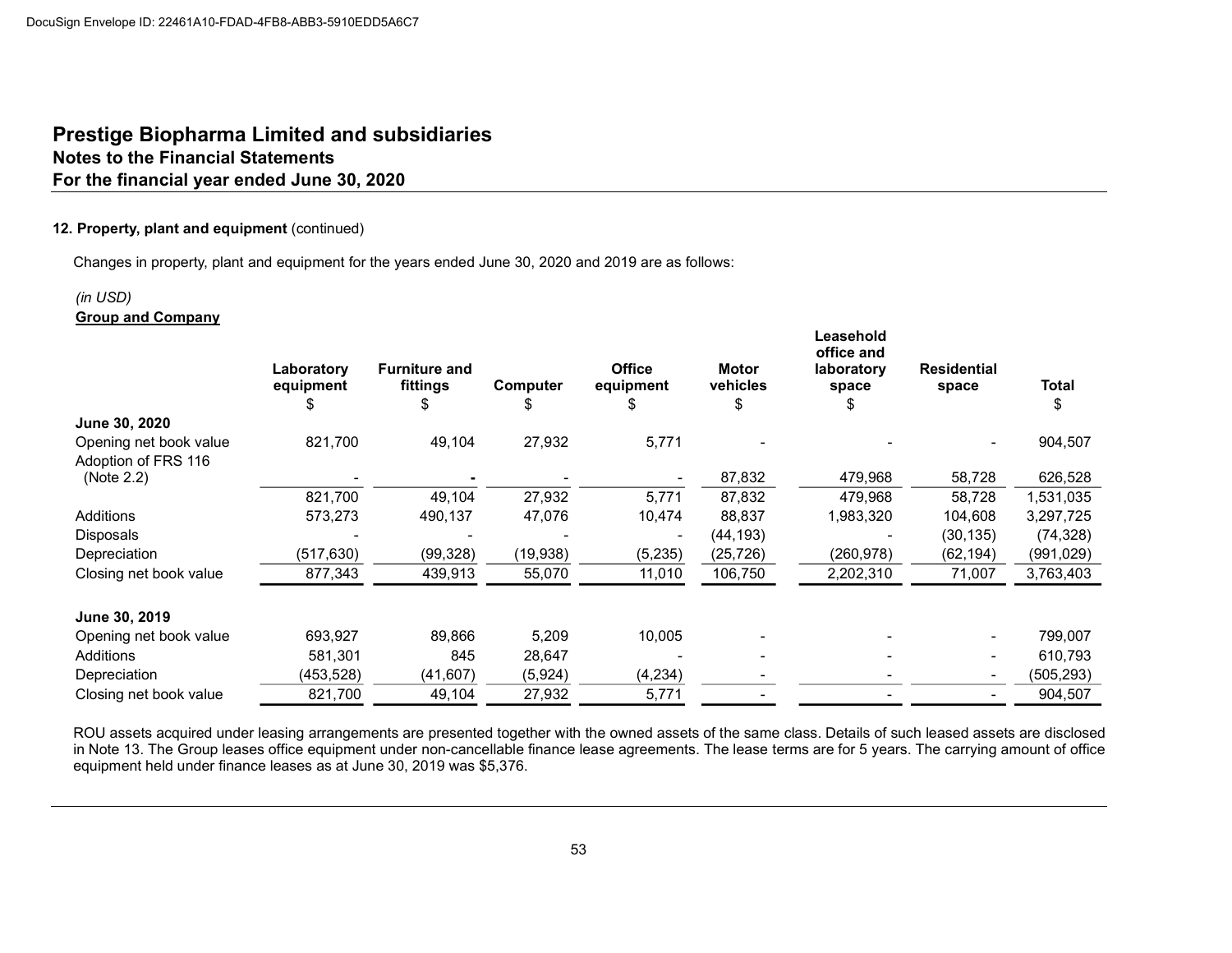# Prestige Biopharma Limited and subsidiaries
## Notes to the Financial Statements
## For the financial year ended June 30, 2020

**12. Property, plant and equipment** (continued)

Changes in property, plant and equipment for the years ended June 30, 2020 and 2019 are as follows:

*(in USD)*
**Group and Company**

| | Laboratory equipment | Furniture and fittings | Computer | Office equipment | Motor vehicles | Leasehold office and laboratory space | Residential space | Total |
|---|---|---|---|---|---|---|---|---|
| | $ | $ | $ | $ | $ | $ | $ | $ |
| **June 30, 2020** | | | | | | | | |
| Opening net book value | 821,700 | 49,104 | 27,932 | 5,771 | - | - | - | 904,507 |
| Adoption of FRS 116 (Note 2.2) | - | - | - | - | 87,832 | 479,968 | 58,728 | 626,528 |
| | 821,700 | 49,104 | 27,932 | 5,771 | 87,832 | 479,968 | 58,728 | 1,531,035 |
| Additions | 573,273 | 490,137 | 47,076 | 10,474 | 88,837 | 1,983,320 | 104,608 | 3,297,725 |
| Disposals | - | - | - | - | (44,193) | - | (30,135) | (74,328) |
| Depreciation | (517,630) | (99,328) | (19,938) | (5,235) | (25,726) | (260,978) | (62,194) | (991,029) |
| Closing net book value | 877,343 | 439,913 | 55,070 | 11,010 | 106,750 | 2,202,310 | 71,007 | 3,763,403 |
| **June 30, 2019** | | | | | | | | |
| Opening net book value | 693,927 | 89,866 | 5,209 | 10,005 | - | - | - | 799,007 |
| Additions | 581,301 | 845 | 28,647 | - | - | - | - | 610,793 |
| Depreciation | (453,528) | (41,607) | (5,924) | (4,234) | - | - | - | (505,293) |
| Closing net book value | 821,700 | 49,104 | 27,932 | 5,771 | - | - | - | 904,507 |

ROU assets acquired under leasing arrangements are presented together with the owned assets of the same class. Details of such leased assets are disclosed in Note 13. The Group leases office equipment under non-cancellable finance lease agreements. The lease terms are for 5 years. The carrying amount of office equipment held under finance leases as at June 30, 2019 was $5,376.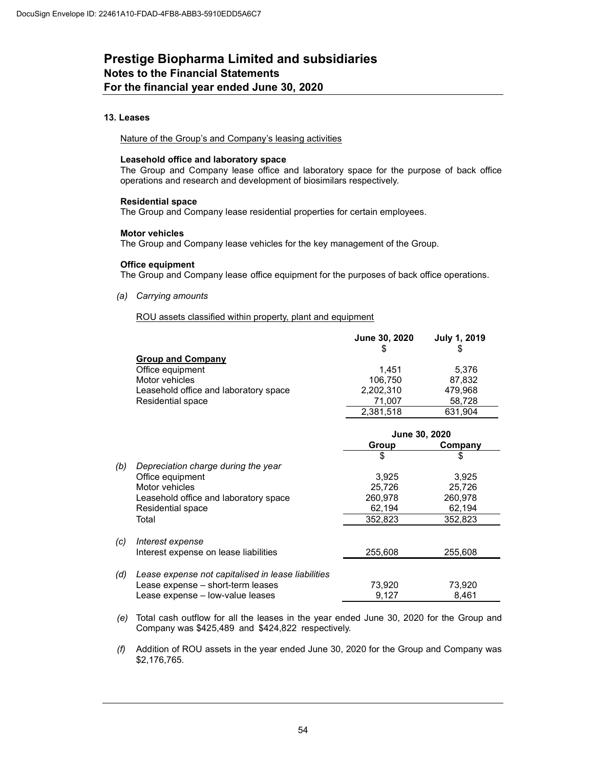# Prestige Biopharma Limited and subsidiaries
## Notes to the Financial Statements
## For the financial year ended June 30, 2020

### 13. Leases

Nature of the Group's and Company's leasing activities

**Leasehold office and laboratory space**
The Group and Company lease office and laboratory space for the purpose of back office operations and research and development of biosimilars respectively.

**Residential space**
The Group and Company lease residential properties for certain employees.

**Motor vehicles**
The Group and Company lease vehicles for the key management of the Group.

**Office equipment**
The Group and Company lease office equipment for the purposes of back office operations.

*(a) Carrying amounts*

ROU assets classified within property, plant and equipment

| | June 30, 2020 | July 1, 2019 |
|---|---|---|
| | $ | $ |
| **Group and Company** | | |
| Office equipment | 1,451 | 5,376 |
| Motor vehicles | 106,750 | 87,832 |
| Leasehold office and laboratory space | 2,202,310 | 479,968 |
| Residential space | 71,007 | 58,728 |
| | 2,381,518 | 631,904 |

| | June 30, 2020 | |
|---|---|---|
| | Group | Company |
| | $ | $ |
| *(b) Depreciation charge during the year* | | |
| Office equipment | 3,925 | 3,925 |
| Motor vehicles | 25,726 | 25,726 |
| Leasehold office and laboratory space | 260,978 | 260,978 |
| Residential space | 62,194 | 62,194 |
| Total | 352,823 | 352,823 |
| *(c) Interest expense* | | |
| Interest expense on lease liabilities | 255,608 | 255,608 |
| *(d) Lease expense not capitalised in lease liabilities* | | |
| Lease expense – short-term leases | 73,920 | 73,920 |
| Lease expense – low-value leases | 9,127 | 8,461 |

*(e)* Total cash outflow for all the leases in the year ended June 30, 2020 for the Group and Company was $425,489 and $424,822 respectively.

*(f)* Addition of ROU assets in the year ended June 30, 2020 for the Group and Company was $2,176,765.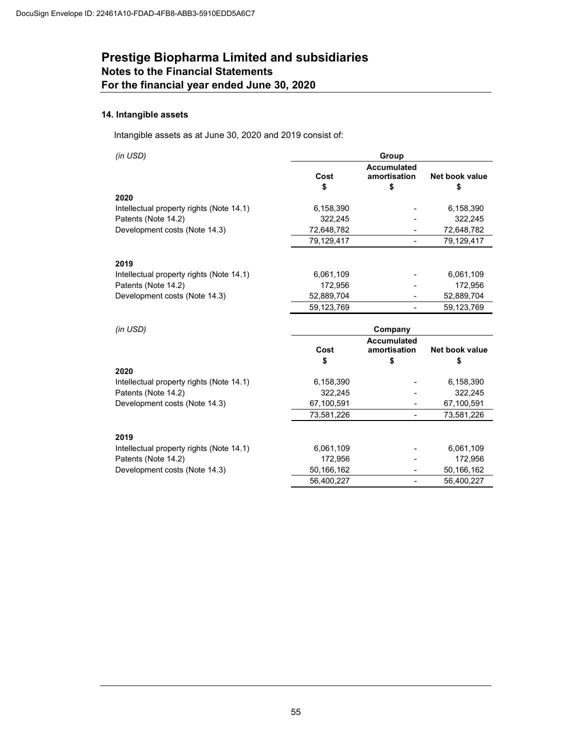# Prestige Biopharma Limited and subsidiaries
## Notes to the Financial Statements
## For the financial year ended June 30, 2020

### 14. Intangible assets

Intangible assets as at June 30, 2020 and 2019 consist of:

| *(in USD)* | Group | | |
|---|---|---|---|
| | Cost<br>$ | Accumulated amortisation<br>$ | Net book value<br>$ |
| **2020** | | | |
| Intellectual property rights (Note 14.1) | 6,158,390 | - | 6,158,390 |
| Patents (Note 14.2) | 322,245 | - | 322,245 |
| Development costs (Note 14.3) | 72,648,782 | - | 72,648,782 |
| | 79,129,417 | - | 79,129,417 |
| **2019** | | | |
| Intellectual property rights (Note 14.1) | 6,061,109 | - | 6,061,109 |
| Patents (Note 14.2) | 172,956 | - | 172,956 |
| Development costs (Note 14.3) | 52,889,704 | - | 52,889,704 |
| | 59,123,769 | - | 59,123,769 |

| *(in USD)* | Company | | |
|---|---|---|---|
| | Cost<br>$ | Accumulated amortisation<br>$ | Net book value<br>$ |
| **2020** | | | |
| Intellectual property rights (Note 14.1) | 6,158,390 | - | 6,158,390 |
| Patents (Note 14.2) | 322,245 | - | 322,245 |
| Development costs (Note 14.3) | 67,100,591 | - | 67,100,591 |
| | 73,581,226 | - | 73,581,226 |
| **2019** | | | |
| Intellectual property rights (Note 14.1) | 6,061,109 | - | 6,061,109 |
| Patents (Note 14.2) | 172,956 | - | 172,956 |
| Development costs (Note 14.3) | 50,166,162 | - | 50,166,162 |
| | 56,400,227 | - | 56,400,227 |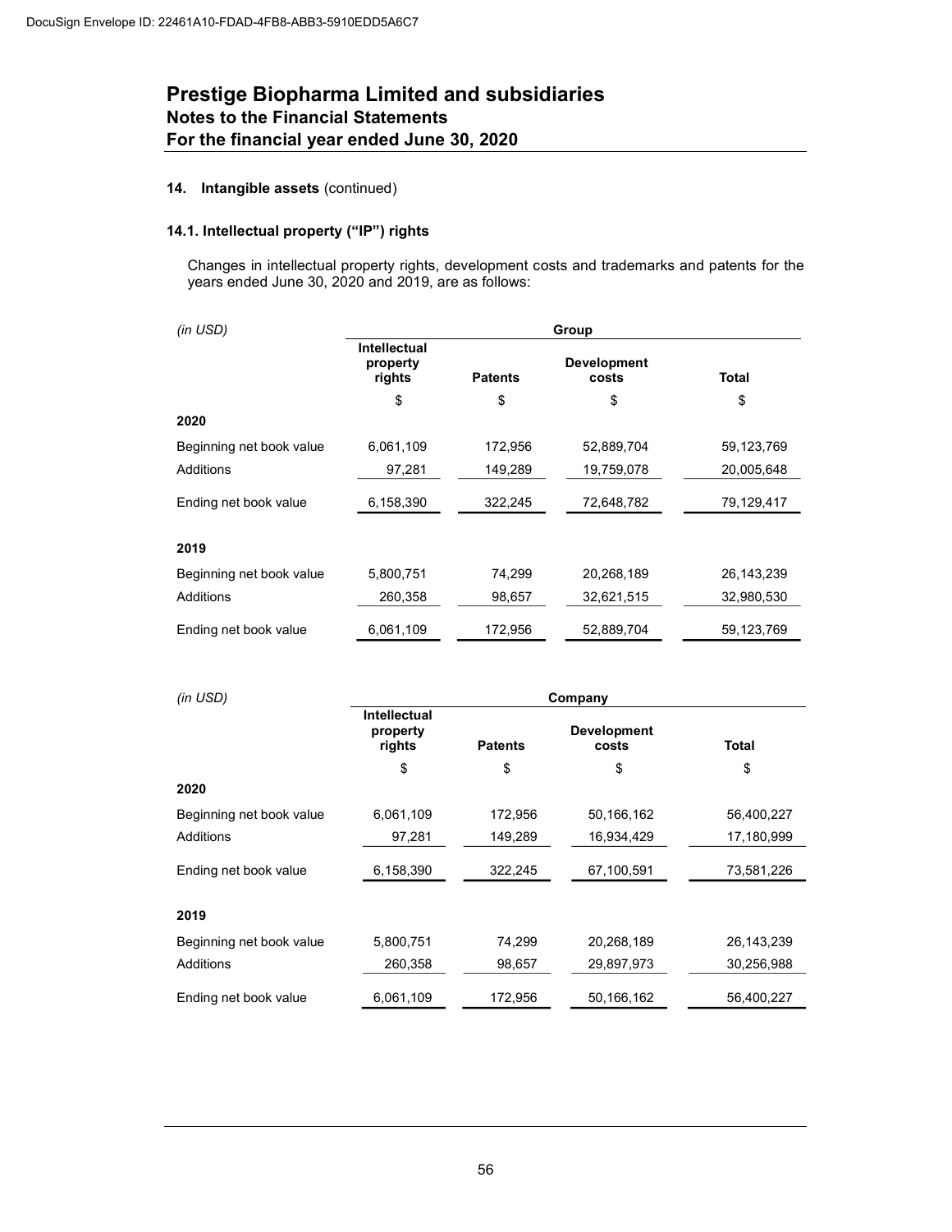DocuSign Envelope ID: 22461A10-FDAD-4FB8-ABB3-5910EDD5A6C7

# Prestige Biopharma Limited and subsidiaries
## Notes to the Financial Statements
## For the financial year ended June 30, 2020

### 14. Intangible assets (continued)

#### 14.1. Intellectual property ("IP") rights

Changes in intellectual property rights, development costs and trademarks and patents for the years ended June 30, 2020 and 2019, are as follows:

| *(in USD)* | Group | | | |
|---|---|---|---|---|
| | Intellectual property rights | Patents | Development costs | Total |
| | $ | $ | $ | $ |
| **2020** | | | | |
| Beginning net book value | 6,061,109 | 172,956 | 52,889,704 | 59,123,769 |
| Additions | 97,281 | 149,289 | 19,759,078 | 20,005,648 |
| Ending net book value | 6,158,390 | 322,245 | 72,648,782 | 79,129,417 |
| **2019** | | | | |
| Beginning net book value | 5,800,751 | 74,299 | 20,268,189 | 26,143,239 |
| Additions | 260,358 | 98,657 | 32,621,515 | 32,980,530 |
| Ending net book value | 6,061,109 | 172,956 | 52,889,704 | 59,123,769 |

| *(in USD)* | Company | | | |
|---|---|---|---|---|
| | Intellectual property rights | Patents | Development costs | Total |
| | $ | $ | $ | $ |
| **2020** | | | | |
| Beginning net book value | 6,061,109 | 172,956 | 50,166,162 | 56,400,227 |
| Additions | 97,281 | 149,289 | 16,934,429 | 17,180,999 |
| Ending net book value | 6,158,390 | 322,245 | 67,100,591 | 73,581,226 |
| **2019** | | | | |
| Beginning net book value | 5,800,751 | 74,299 | 20,268,189 | 26,143,239 |
| Additions | 260,358 | 98,657 | 29,897,973 | 30,256,988 |
| Ending net book value | 6,061,109 | 172,956 | 50,166,162 | 56,400,227 |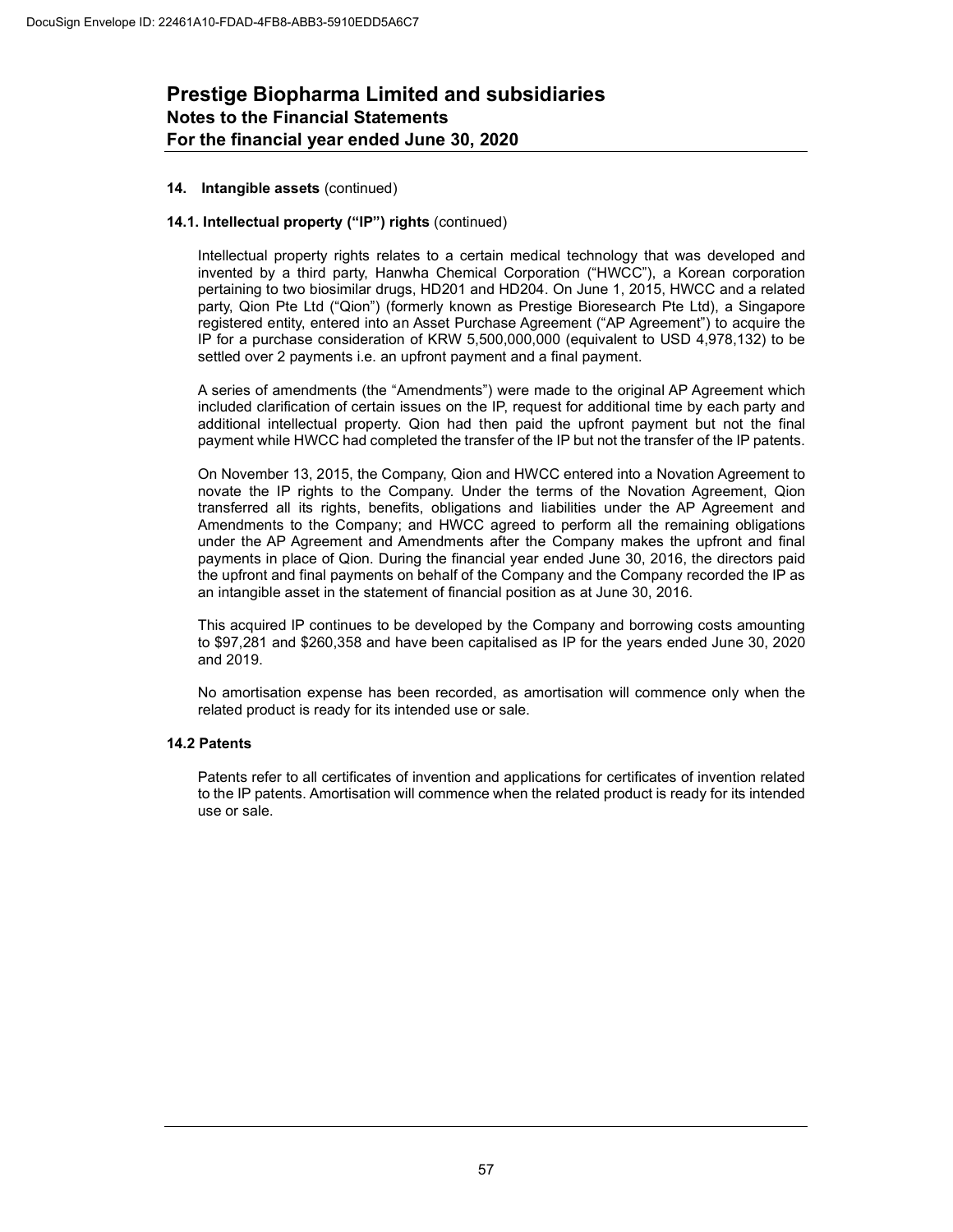## 14. **Intangible assets** (continued)

### 14.1. Intellectual property ("IP") rights (continued)

Intellectual property rights relates to a certain medical technology that was developed and invented by a third party, Hanwha Chemical Corporation ("HWCC"), a Korean corporation pertaining to two biosimilar drugs, HD201 and HD204. On June 1, 2015, HWCC and a related party, Qion Pte Ltd ("Qion") (formerly known as Prestige Bioresearch Pte Ltd), a Singapore registered entity, entered into an Asset Purchase Agreement ("AP Agreement") to acquire the IP for a purchase consideration of KRW 5,500,000,000 (equivalent to USD 4,978,132) to be settled over 2 payments i.e. an upfront payment and a final payment.

A series of amendments (the "Amendments") were made to the original AP Agreement which included clarification of certain issues on the IP, request for additional time by each party and additional intellectual property. Qion had then paid the upfront payment but not the final payment while HWCC had completed the transfer of the IP but not the transfer of the IP patents.

On November 13, 2015, the Company, Qion and HWCC entered into a Novation Agreement to novate the IP rights to the Company. Under the terms of the Novation Agreement, Qion transferred all its rights, benefits, obligations and liabilities under the AP Agreement and Amendments to the Company; and HWCC agreed to perform all the remaining obligations under the AP Agreement and Amendments after the Company makes the upfront and final payments in place of Qion. During the financial year ended June 30, 2016, the directors paid the upfront and final payments on behalf of the Company and the Company recorded the IP as an intangible asset in the statement of financial position as at June 30, 2016.

This acquired IP continues to be developed by the Company and borrowing costs amounting to $97,281 and $260,358 and have been capitalised as IP for the years ended June 30, 2020 and 2019.

No amortisation expense has been recorded, as amortisation will commence only when the related product is ready for its intended use or sale.

### 14.2 Patents

Patents refer to all certificates of invention and applications for certificates of invention related to the IP patents. Amortisation will commence when the related product is ready for its intended use or sale.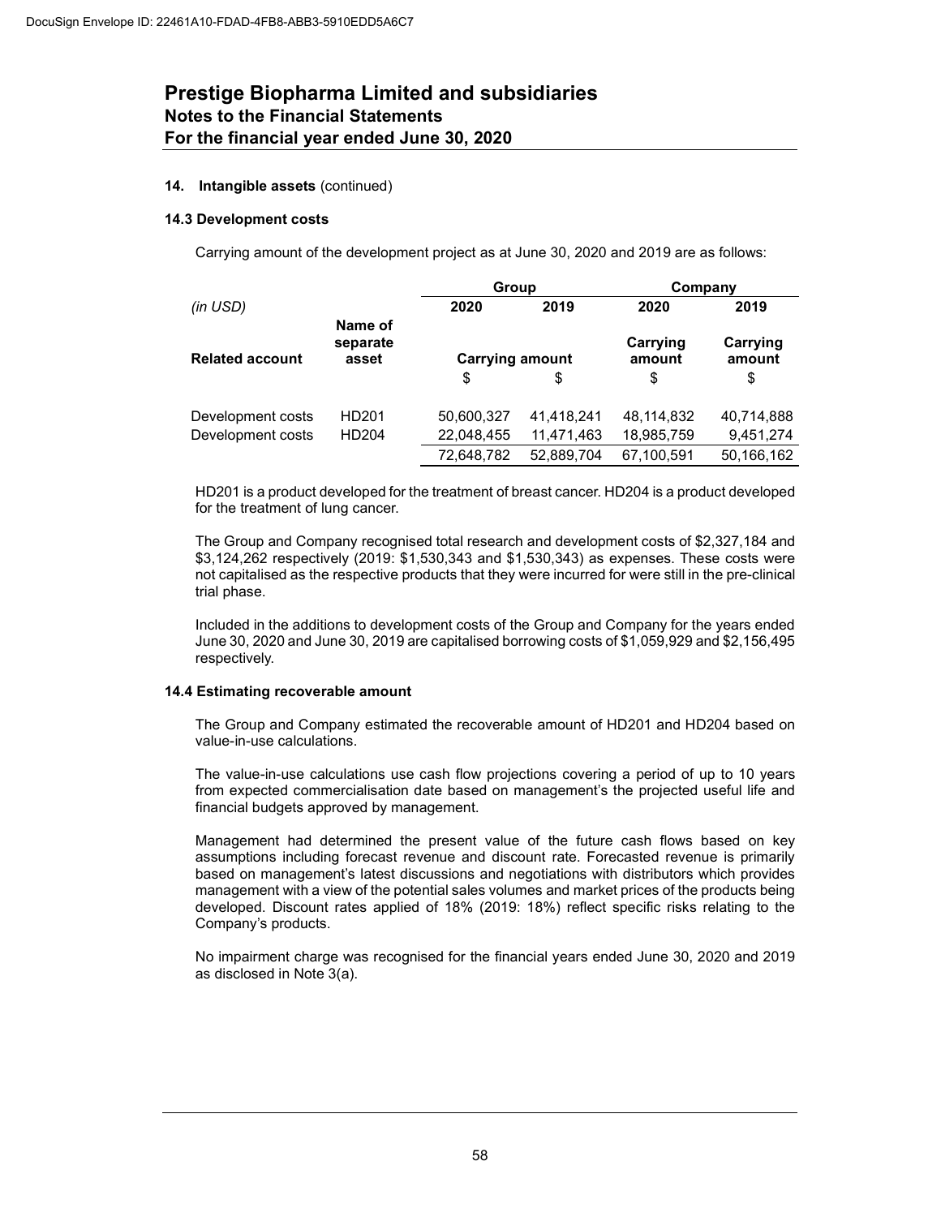**14. Intangible assets** (continued)

**14.3 Development costs**

Carrying amount of the development project as at June 30, 2020 and 2019 are as follows:

| *(in USD)* | | Group | | Company | |
|---|---|---|---|---|---|
| | | 2020 | 2019 | 2020 | 2019 |
| **Related account** | **Name of separate asset** | **Carrying amount** | | **Carrying amount** | **Carrying amount** |
| | | $ | $ | $ | $ |
| Development costs | HD201 | 50,600,327 | 41,418,241 | 48,114,832 | 40,714,888 |
| Development costs | HD204 | 22,048,455 | 11,471,463 | 18,985,759 | 9,451,274 |
| | | 72,648,782 | 52,889,704 | 67,100,591 | 50,166,162 |

HD201 is a product developed for the treatment of breast cancer. HD204 is a product developed for the treatment of lung cancer.

The Group and Company recognised total research and development costs of $2,327,184 and $3,124,262 respectively (2019: $1,530,343 and $1,530,343) as expenses. These costs were not capitalised as the respective products that they were incurred for were still in the pre-clinical trial phase.

Included in the additions to development costs of the Group and Company for the years ended June 30, 2020 and June 30, 2019 are capitalised borrowing costs of $1,059,929 and $2,156,495 respectively.

**14.4 Estimating recoverable amount**

The Group and Company estimated the recoverable amount of HD201 and HD204 based on value-in-use calculations.

The value-in-use calculations use cash flow projections covering a period of up to 10 years from expected commercialisation date based on management's the projected useful life and financial budgets approved by management.

Management had determined the present value of the future cash flows based on key assumptions including forecast revenue and discount rate. Forecasted revenue is primarily based on management's latest discussions and negotiations with distributors which provides management with a view of the potential sales volumes and market prices of the products being developed. Discount rates applied of 18% (2019: 18%) reflect specific risks relating to the Company's products.

No impairment charge was recognised for the financial years ended June 30, 2020 and 2019 as disclosed in Note 3(a).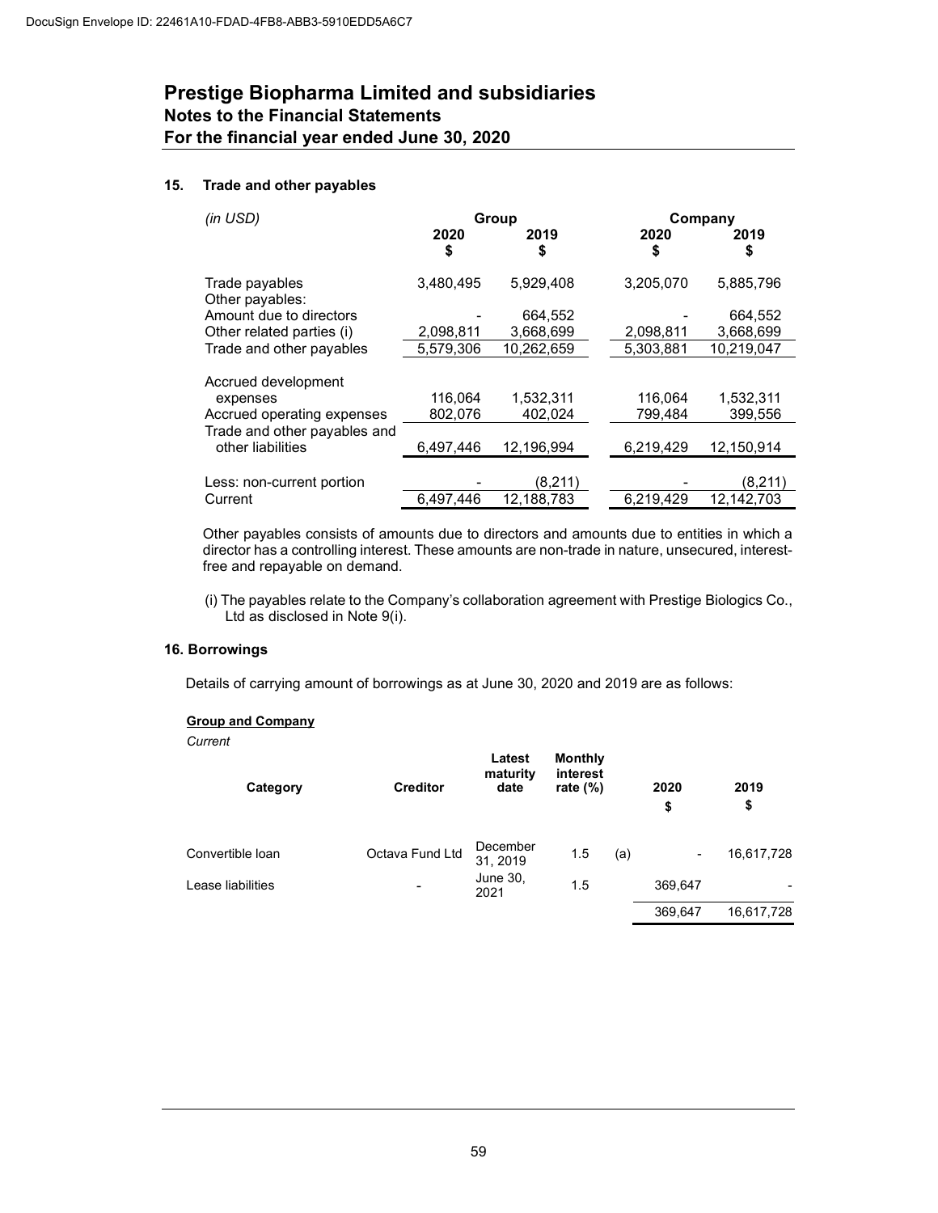DocuSign Envelope ID: 22461A10-FDAD-4FB8-ABB3-5910EDD5A6C7

# Prestige Biopharma Limited and subsidiaries
## Notes to the Financial Statements
## For the financial year ended June 30, 2020

### 15. Trade and other payables

| *(in USD)* | Group | | Company | |
|---|---|---|---|---|
| | 2020 $ | 2019 $ | 2020 $ | 2019 $ |
| Trade payables | 3,480,495 | 5,929,408 | 3,205,070 | 5,885,796 |
| Other payables: | | | | |
| Amount due to directors | - | 664,552 | - | 664,552 |
| Other related parties (i) | 2,098,811 | 3,668,699 | 2,098,811 | 3,668,699 |
| Trade and other payables | 5,579,306 | 10,262,659 | 5,303,881 | 10,219,047 |
| Accrued development expenses | 116,064 | 1,532,311 | 116,064 | 1,532,311 |
| Accrued operating expenses | 802,076 | 402,024 | 799,484 | 399,556 |
| Trade and other payables and other liabilities | 6,497,446 | 12,196,994 | 6,219,429 | 12,150,914 |
| Less: non-current portion | - | (8,211) | - | (8,211) |
| Current | 6,497,446 | 12,188,783 | 6,219,429 | 12,142,703 |

Other payables consists of amounts due to directors and amounts due to entities in which a director has a controlling interest. These amounts are non-trade in nature, unsecured, interest-free and repayable on demand.

(i) The payables relate to the Company's collaboration agreement with Prestige Biologics Co., Ltd as disclosed in Note 9(i).

### 16. Borrowings

Details of carrying amount of borrowings as at June 30, 2020 and 2019 are as follows:

**Group and Company**

*Current*

| Category | Creditor | Latest maturity date | Monthly interest rate (%) | | 2020 $ | 2019 $ |
|---|---|---|---|---|---|---|
| Convertible loan | Octava Fund Ltd | December 31, 2019 | 1.5 | (a) | - | 16,617,728 |
| Lease liabilities | - | June 30, 2021 | 1.5 | | 369,647 | - |
| | | | | | 369,647 | 16,617,728 |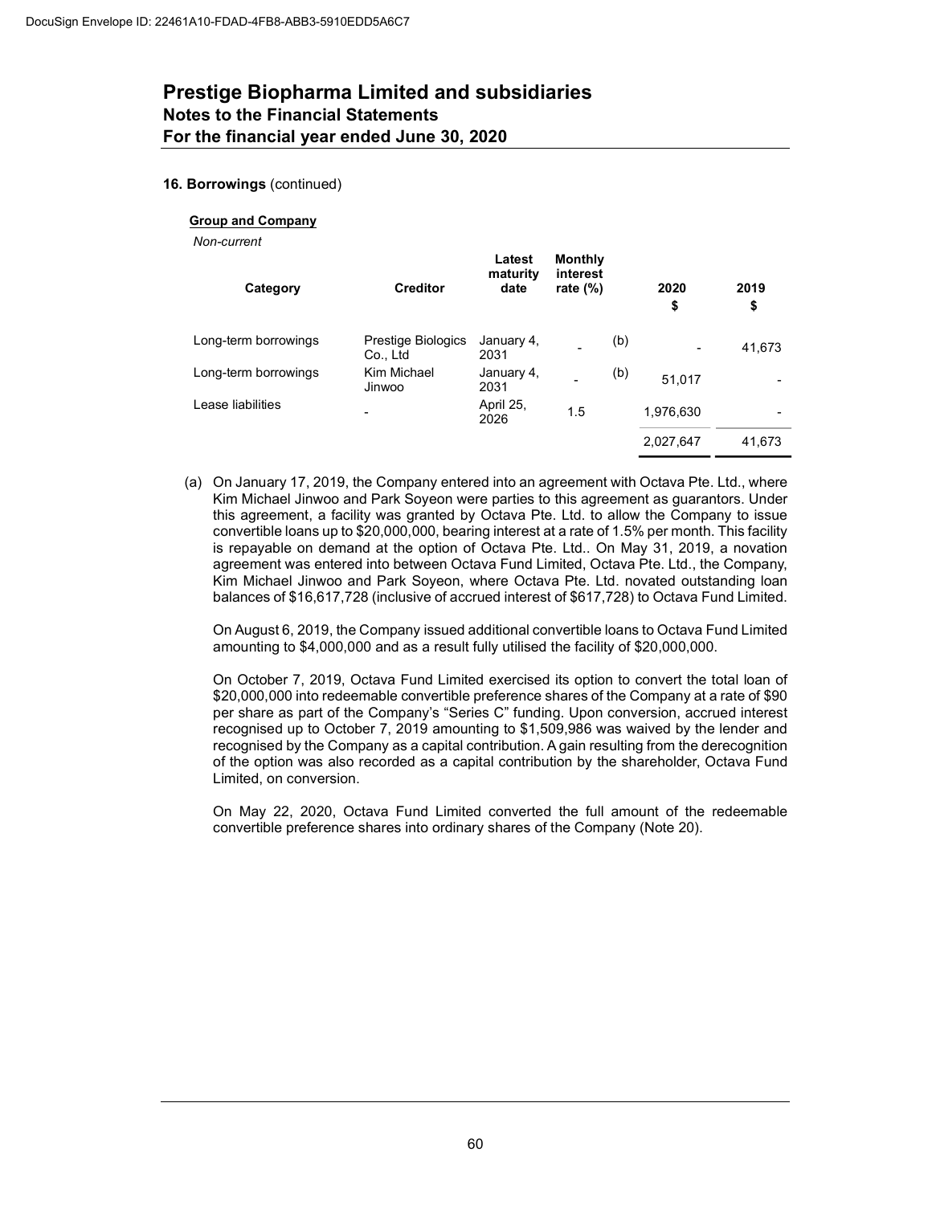# Prestige Biopharma Limited and subsidiaries

## Notes to the Financial Statements

## For the financial year ended June 30, 2020

**16. Borrowings** (continued)

**Group and Company**

*Non-current*

| Category | Creditor | Latest maturity date | Monthly interest rate (%) | | 2020 $ | 2019 $ |
|---|---|---|---|---|---|---|
| Long-term borrowings | Prestige Biologics Co., Ltd | January 4, 2031 | - | (b) | - | 41,673 |
| Long-term borrowings | Kim Michael Jinwoo | January 4, 2031 | - | (b) | 51,017 | - |
| Lease liabilities | - | April 25, 2026 | 1.5 | | 1,976,630 | - |
| | | | | | 2,027,647 | 41,673 |

(a) On January 17, 2019, the Company entered into an agreement with Octava Pte. Ltd., where Kim Michael Jinwoo and Park Soyeon were parties to this agreement as guarantors. Under this agreement, a facility was granted by Octava Pte. Ltd. to allow the Company to issue convertible loans up to $20,000,000, bearing interest at a rate of 1.5% per month. This facility is repayable on demand at the option of Octava Pte. Ltd.. On May 31, 2019, a novation agreement was entered into between Octava Fund Limited, Octava Pte. Ltd., the Company, Kim Michael Jinwoo and Park Soyeon, where Octava Pte. Ltd. novated outstanding loan balances of $16,617,728 (inclusive of accrued interest of $617,728) to Octava Fund Limited.

On August 6, 2019, the Company issued additional convertible loans to Octava Fund Limited amounting to $4,000,000 and as a result fully utilised the facility of $20,000,000.

On October 7, 2019, Octava Fund Limited exercised its option to convert the total loan of $20,000,000 into redeemable convertible preference shares of the Company at a rate of $90 per share as part of the Company's "Series C" funding. Upon conversion, accrued interest recognised up to October 7, 2019 amounting to $1,509,986 was waived by the lender and recognised by the Company as a capital contribution. A gain resulting from the derecognition of the option was also recorded as a capital contribution by the shareholder, Octava Fund Limited, on conversion.

On May 22, 2020, Octava Fund Limited converted the full amount of the redeemable convertible preference shares into ordinary shares of the Company (Note 20).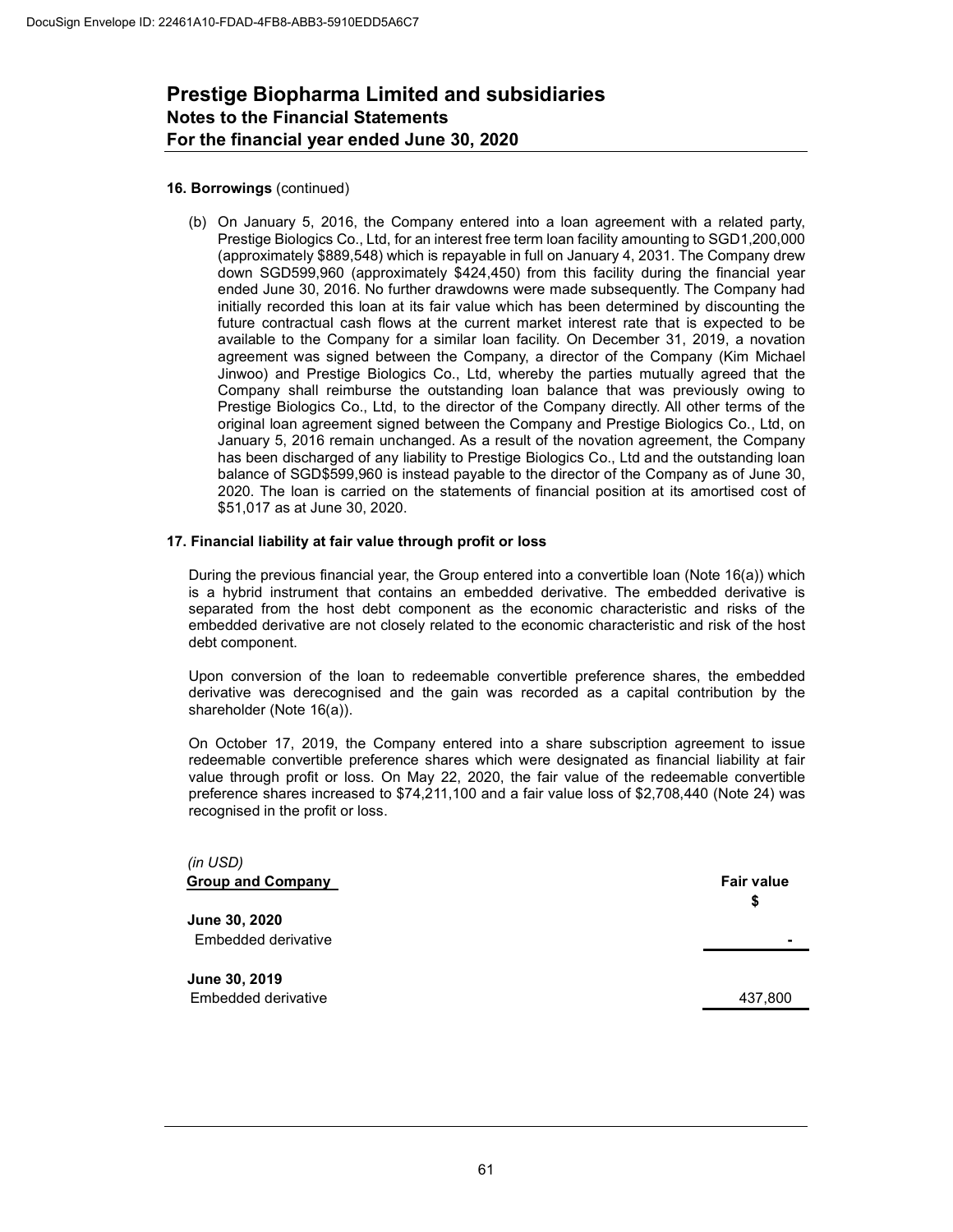# Prestige Biopharma Limited and subsidiaries
## Notes to the Financial Statements
## For the financial year ended June 30, 2020

**16. Borrowings** (continued)

(b) On January 5, 2016, the Company entered into a loan agreement with a related party, Prestige Biologics Co., Ltd, for an interest free term loan facility amounting to SGD1,200,000 (approximately $889,548) which is repayable in full on January 4, 2031. The Company drew down SGD599,960 (approximately $424,450) from this facility during the financial year ended June 30, 2016. No further drawdowns were made subsequently. The Company had initially recorded this loan at its fair value which has been determined by discounting the future contractual cash flows at the current market interest rate that is expected to be available to the Company for a similar loan facility. On December 31, 2019, a novation agreement was signed between the Company, a director of the Company (Kim Michael Jinwoo) and Prestige Biologics Co., Ltd, whereby the parties mutually agreed that the Company shall reimburse the outstanding loan balance that was previously owing to Prestige Biologics Co., Ltd, to the director of the Company directly. All other terms of the original loan agreement signed between the Company and Prestige Biologics Co., Ltd, on January 5, 2016 remain unchanged. As a result of the novation agreement, the Company has been discharged of any liability to Prestige Biologics Co., Ltd and the outstanding loan balance of SGD$599,960 is instead payable to the director of the Company as of June 30, 2020. The loan is carried on the statements of financial position at its amortised cost of $51,017 as at June 30, 2020.

**17. Financial liability at fair value through profit or loss**

During the previous financial year, the Group entered into a convertible loan (Note 16(a)) which is a hybrid instrument that contains an embedded derivative. The embedded derivative is separated from the host debt component as the economic characteristic and risks of the embedded derivative are not closely related to the economic characteristic and risk of the host debt component.

Upon conversion of the loan to redeemable convertible preference shares, the embedded derivative was derecognised and the gain was recorded as a capital contribution by the shareholder (Note 16(a)).

On October 17, 2019, the Company entered into a share subscription agreement to issue redeemable convertible preference shares which were designated as financial liability at fair value through profit or loss. On May 22, 2020, the fair value of the redeemable convertible preference shares increased to $74,211,100 and a fair value loss of $2,708,440 (Note 24) was recognised in the profit or loss.

*(in USD)*

| **Group and Company** | **Fair value** |
|---|---|
| | **$** |
| **June 30, 2020** | |
| Embedded derivative | - |
| **June 30, 2019** | |
| Embedded derivative | 437,800 |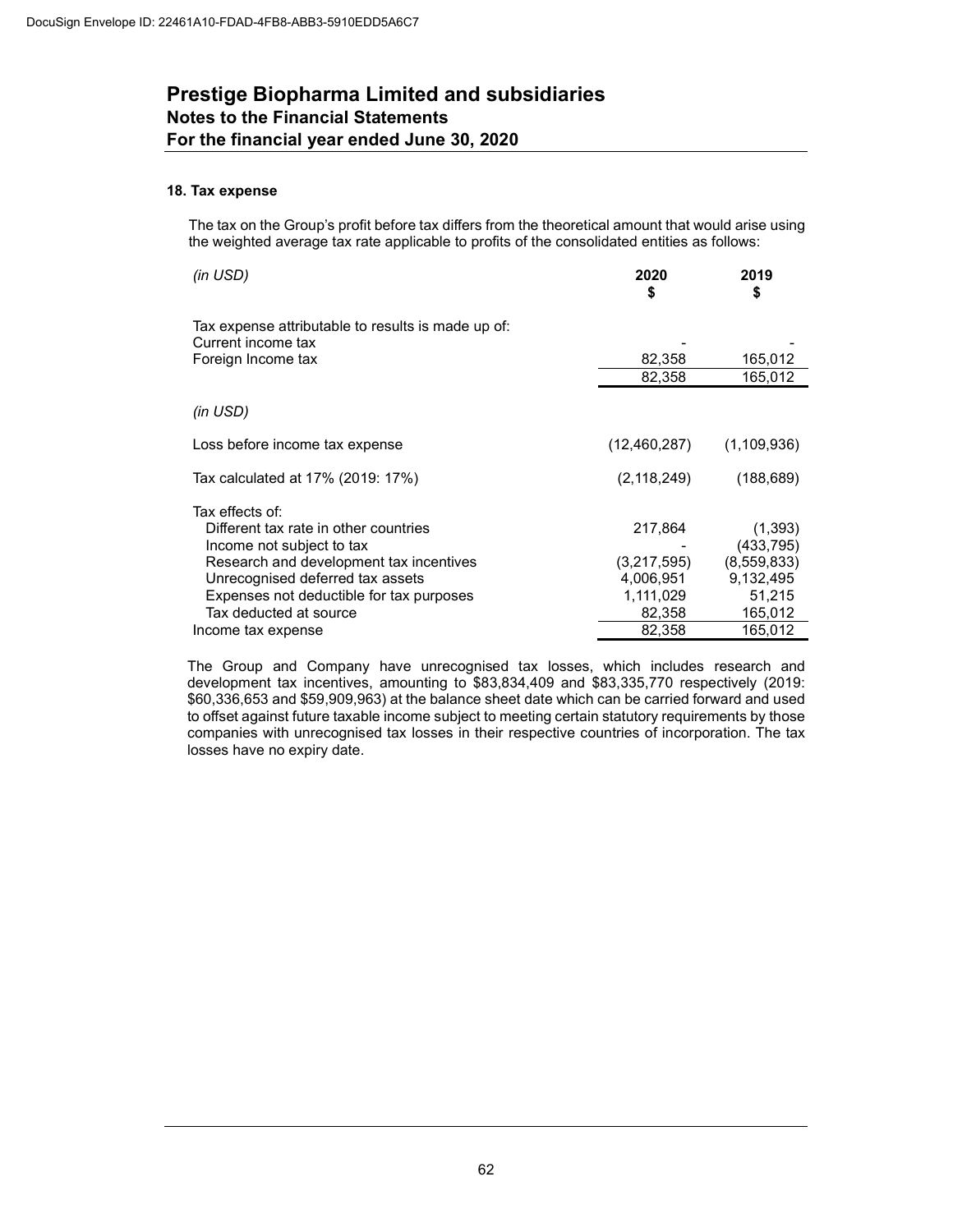## Prestige Biopharma Limited and subsidiaries

### Notes to the Financial Statements

### For the financial year ended June 30, 2020

#### 18. Tax expense

The tax on the Group's profit before tax differs from the theoretical amount that would arise using the weighted average tax rate applicable to profits of the consolidated entities as follows:

| *(in USD)* | 2020 $ | 2019 $ |
|---|---|---|
| Tax expense attributable to results is made up of: | | |
| Current income tax | - | - |
| Foreign Income tax | 82,358 | 165,012 |
| | 82,358 | 165,012 |

| *(in USD)* | 2020 | 2019 |
|---|---|---|
| Loss before income tax expense | (12,460,287) | (1,109,936) |
| Tax calculated at 17% (2019: 17%) | (2,118,249) | (188,689) |
| Tax effects of: | | |
| Different tax rate in other countries | 217,864 | (1,393) |
| Income not subject to tax | - | (433,795) |
| Research and development tax incentives | (3,217,595) | (8,559,833) |
| Unrecognised deferred tax assets | 4,006,951 | 9,132,495 |
| Expenses not deductible for tax purposes | 1,111,029 | 51,215 |
| Tax deducted at source | 82,358 | 165,012 |
| Income tax expense | 82,358 | 165,012 |

The Group and Company have unrecognised tax losses, which includes research and development tax incentives, amounting to \$83,834,409 and \$83,335,770 respectively (2019: \$60,336,653 and \$59,909,963) at the balance sheet date which can be carried forward and used to offset against future taxable income subject to meeting certain statutory requirements by those companies with unrecognised tax losses in their respective countries of incorporation. The tax losses have no expiry date.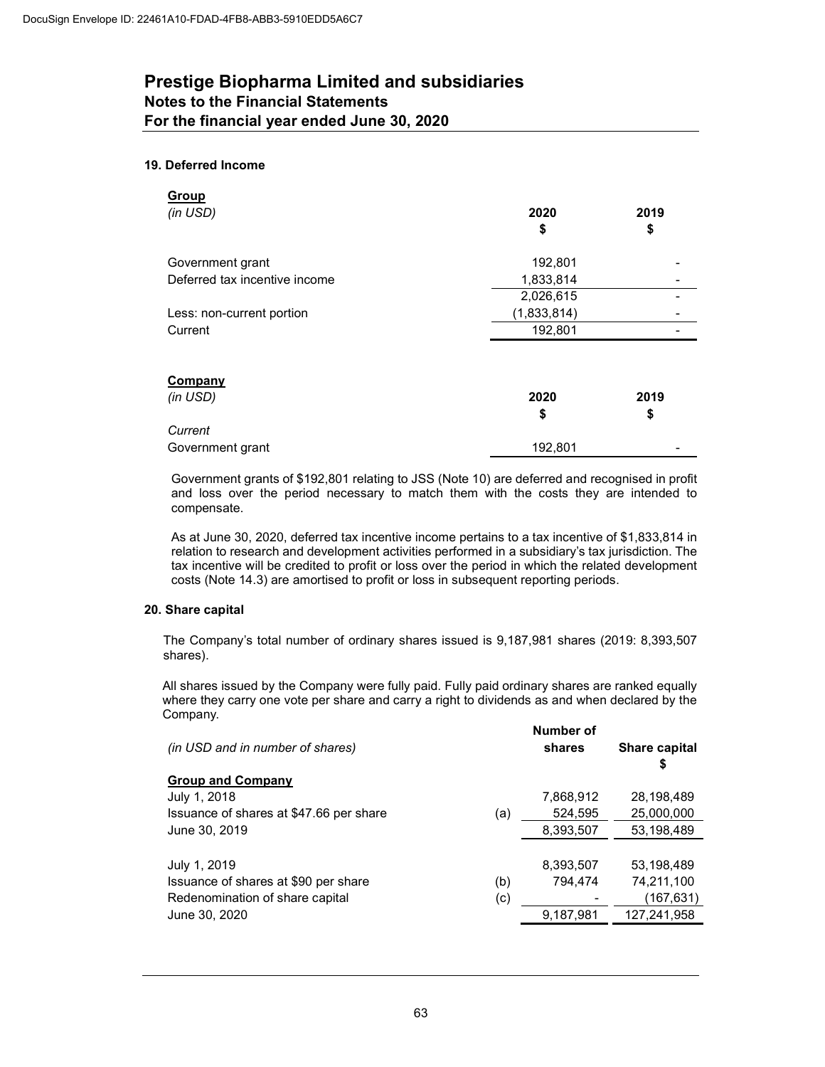# Prestige Biopharma Limited and subsidiaries
## Notes to the Financial Statements
## For the financial year ended June 30, 2020

### 19. Deferred Income

**Group**

| *(in USD)* | 2020<br>$ | 2019<br>$ |
|---|---|---|
| Government grant | 192,801 | - |
| Deferred tax incentive income | 1,833,814 | - |
| | 2,026,615 | - |
| Less: non-current portion | (1,833,814) | - |
| Current | 192,801 | - |

**Company**

| *(in USD)* | 2020<br>$ | 2019<br>$ |
|---|---|---|
| *Current* | | |
| Government grant | 192,801 | - |

Government grants of $192,801 relating to JSS (Note 10) are deferred and recognised in profit and loss over the period necessary to match them with the costs they are intended to compensate.

As at June 30, 2020, deferred tax incentive income pertains to a tax incentive of $1,833,814 in relation to research and development activities performed in a subsidiary's tax jurisdiction. The tax incentive will be credited to profit or loss over the period in which the related development costs (Note 14.3) are amortised to profit or loss in subsequent reporting periods.

### 20. Share capital

The Company's total number of ordinary shares issued is 9,187,981 shares (2019: 8,393,507 shares).

All shares issued by the Company were fully paid. Fully paid ordinary shares are ranked equally where they carry one vote per share and carry a right to dividends as and when declared by the Company.

| *(in USD and in number of shares)* | | Number of shares | Share capital<br>$ |
|---|---|---|---|
| **Group and Company** | | | |
| July 1, 2018 | | 7,868,912 | 28,198,489 |
| Issuance of shares at $47.66 per share | (a) | 524,595 | 25,000,000 |
| June 30, 2019 | | 8,393,507 | 53,198,489 |
| | | | |
| July 1, 2019 | | 8,393,507 | 53,198,489 |
| Issuance of shares at $90 per share | (b) | 794,474 | 74,211,100 |
| Redenomination of share capital | (c) | - | (167,631) |
| June 30, 2020 | | 9,187,981 | 127,241,958 |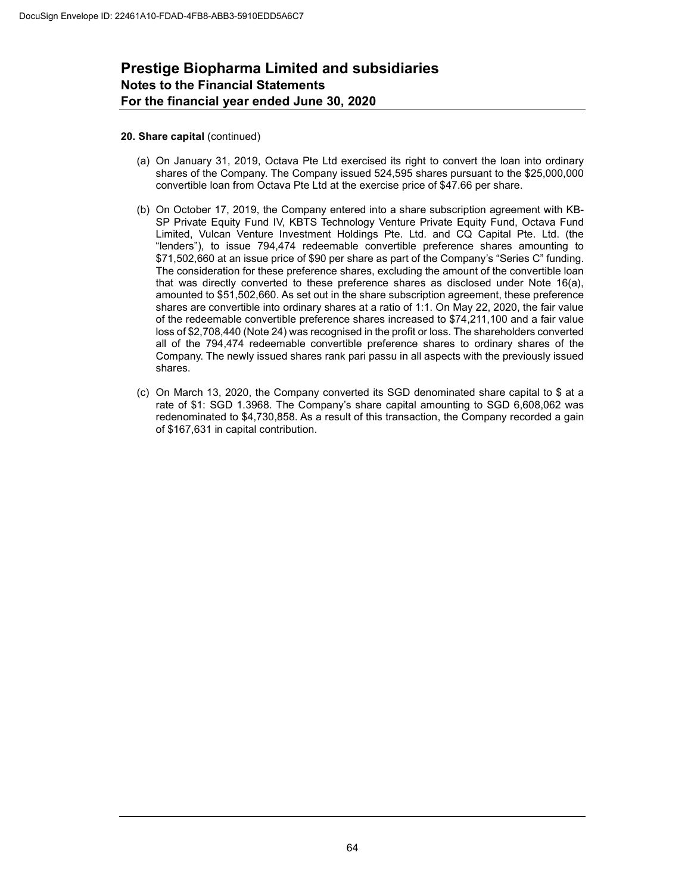**20. Share capital** (continued)

(a) On January 31, 2019, Octava Pte Ltd exercised its right to convert the loan into ordinary shares of the Company. The Company issued 524,595 shares pursuant to the $25,000,000 convertible loan from Octava Pte Ltd at the exercise price of $47.66 per share.

(b) On October 17, 2019, the Company entered into a share subscription agreement with KB-SP Private Equity Fund IV, KBTS Technology Venture Private Equity Fund, Octava Fund Limited, Vulcan Venture Investment Holdings Pte. Ltd. and CQ Capital Pte. Ltd. (the "lenders"), to issue 794,474 redeemable convertible preference shares amounting to $71,502,660 at an issue price of $90 per share as part of the Company's "Series C" funding. The consideration for these preference shares, excluding the amount of the convertible loan that was directly converted to these preference shares as disclosed under Note 16(a), amounted to $51,502,660. As set out in the share subscription agreement, these preference shares are convertible into ordinary shares at a ratio of 1:1. On May 22, 2020, the fair value of the redeemable convertible preference shares increased to $74,211,100 and a fair value loss of $2,708,440 (Note 24) was recognised in the profit or loss. The shareholders converted all of the 794,474 redeemable convertible preference shares to ordinary shares of the Company. The newly issued shares rank pari passu in all aspects with the previously issued shares.

(c) On March 13, 2020, the Company converted its SGD denominated share capital to $ at a rate of $1: SGD 1.3968. The Company's share capital amounting to SGD 6,608,062 was redenominated to $4,730,858. As a result of this transaction, the Company recorded a gain of $167,631 in capital contribution.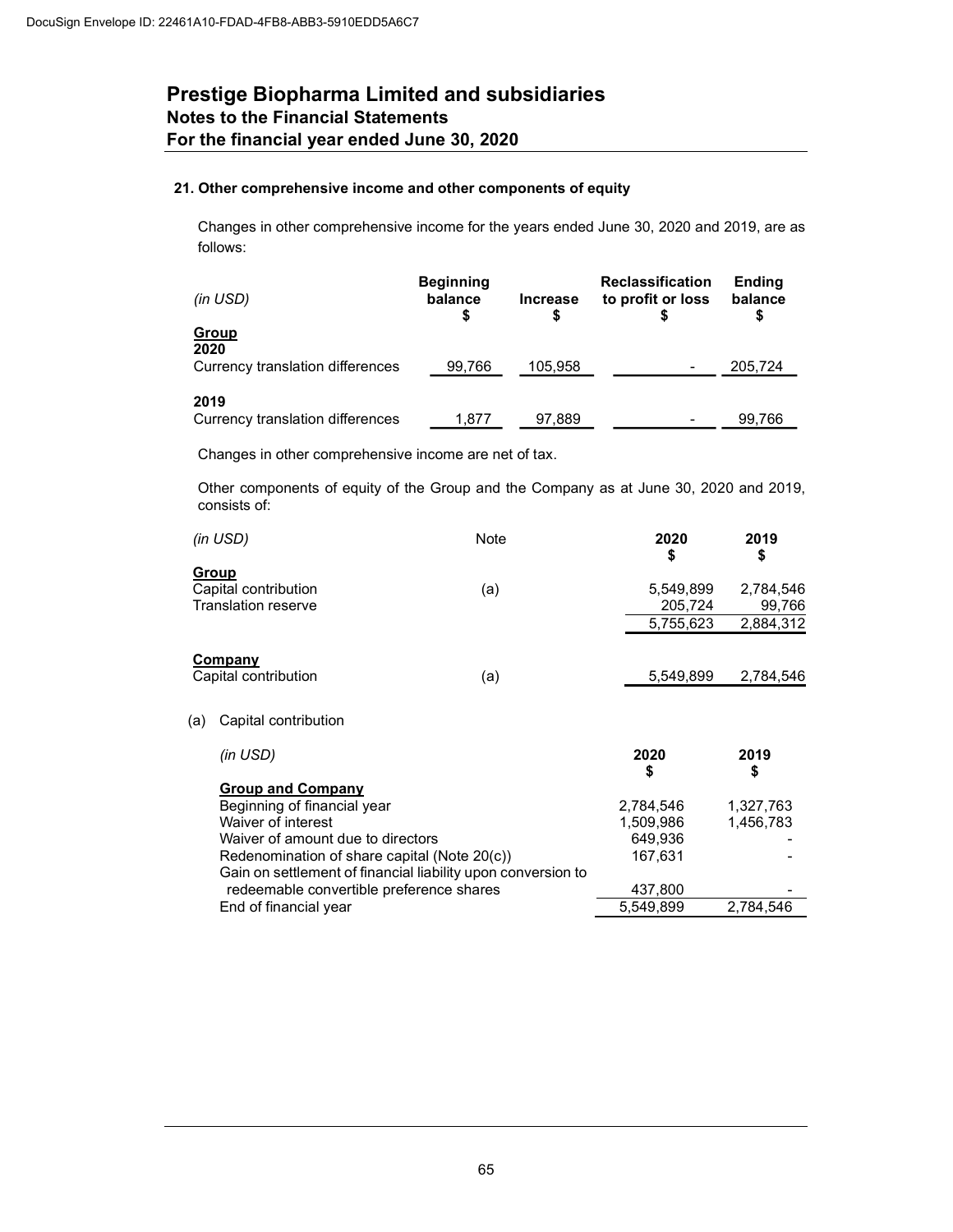# Prestige Biopharma Limited and subsidiaries
## Notes to the Financial Statements
## For the financial year ended June 30, 2020

### 21. Other comprehensive income and other components of equity

Changes in other comprehensive income for the years ended June 30, 2020 and 2019, are as follows:

| *(in USD)* | Beginning balance $ | Increase $ | Reclassification to profit or loss $ | Ending balance $ |
|---|---|---|---|---|
| **Group** | | | | |
| **2020** | | | | |
| Currency translation differences | 99,766 | 105,958 | - | 205,724 |
| **2019** | | | | |
| Currency translation differences | 1,877 | 97,889 | - | 99,766 |

Changes in other comprehensive income are net of tax.

Other components of equity of the Group and the Company as at June 30, 2020 and 2019, consists of:

| *(in USD)* | Note | 2020 $ | 2019 $ |
|---|---|---|---|
| **Group** | | | |
| Capital contribution | (a) | 5,549,899 | 2,784,546 |
| Translation reserve | | 205,724 | 99,766 |
| | | 5,755,623 | 2,884,312 |
| **Company** | | | |
| Capital contribution | (a) | 5,549,899 | 2,784,546 |

(a) Capital contribution

| *(in USD)* | 2020 $ | 2019 $ |
|---|---|---|
| **Group and Company** | | |
| Beginning of financial year | 2,784,546 | 1,327,763 |
| Waiver of interest | 1,509,986 | 1,456,783 |
| Waiver of amount due to directors | 649,936 | - |
| Redenomination of share capital (Note 20(c)) | 167,631 | - |
| Gain on settlement of financial liability upon conversion to redeemable convertible preference shares | 437,800 | - |
| End of financial year | 5,549,899 | 2,784,546 |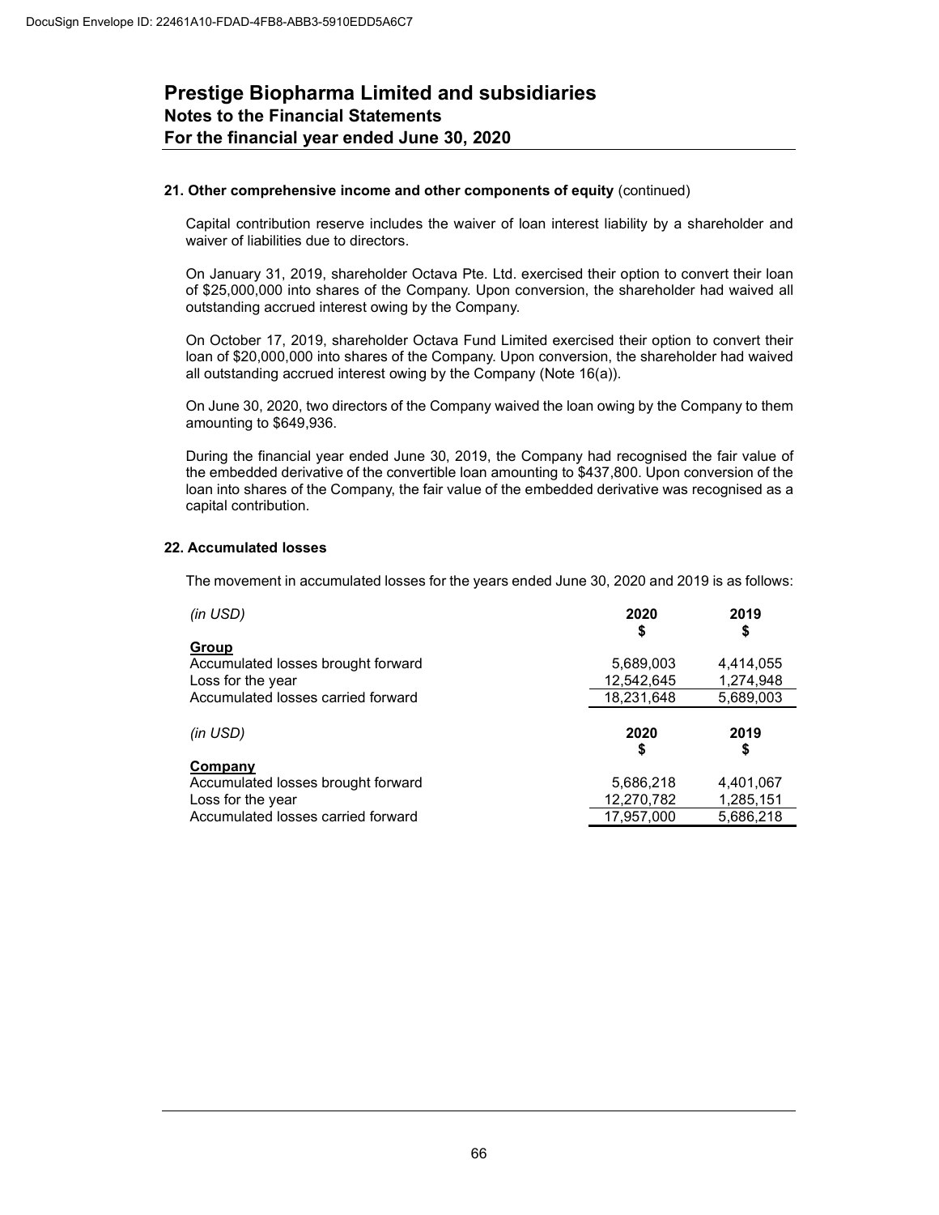# Prestige Biopharma Limited and subsidiaries
## Notes to the Financial Statements
## For the financial year ended June 30, 2020

### 21. Other comprehensive income and other components of equity (continued)

Capital contribution reserve includes the waiver of loan interest liability by a shareholder and waiver of liabilities due to directors.

On January 31, 2019, shareholder Octava Pte. Ltd. exercised their option to convert their loan of $25,000,000 into shares of the Company. Upon conversion, the shareholder had waived all outstanding accrued interest owing by the Company.

On October 17, 2019, shareholder Octava Fund Limited exercised their option to convert their loan of $20,000,000 into shares of the Company. Upon conversion, the shareholder had waived all outstanding accrued interest owing by the Company (Note 16(a)).

On June 30, 2020, two directors of the Company waived the loan owing by the Company to them amounting to $649,936.

During the financial year ended June 30, 2019, the Company had recognised the fair value of the embedded derivative of the convertible loan amounting to $437,800. Upon conversion of the loan into shares of the Company, the fair value of the embedded derivative was recognised as a capital contribution.

### 22. Accumulated losses

The movement in accumulated losses for the years ended June 30, 2020 and 2019 is as follows:

| *(in USD)* | 2020<br>$ | 2019<br>$ |
|---|---|---|
| **Group** | | |
| Accumulated losses brought forward | 5,689,003 | 4,414,055 |
| Loss for the year | 12,542,645 | 1,274,948 |
| Accumulated losses carried forward | 18,231,648 | 5,689,003 |

| *(in USD)* | 2020<br>$ | 2019<br>$ |
|---|---|---|
| **Company** | | |
| Accumulated losses brought forward | 5,686,218 | 4,401,067 |
| Loss for the year | 12,270,782 | 1,285,151 |
| Accumulated losses carried forward | 17,957,000 | 5,686,218 |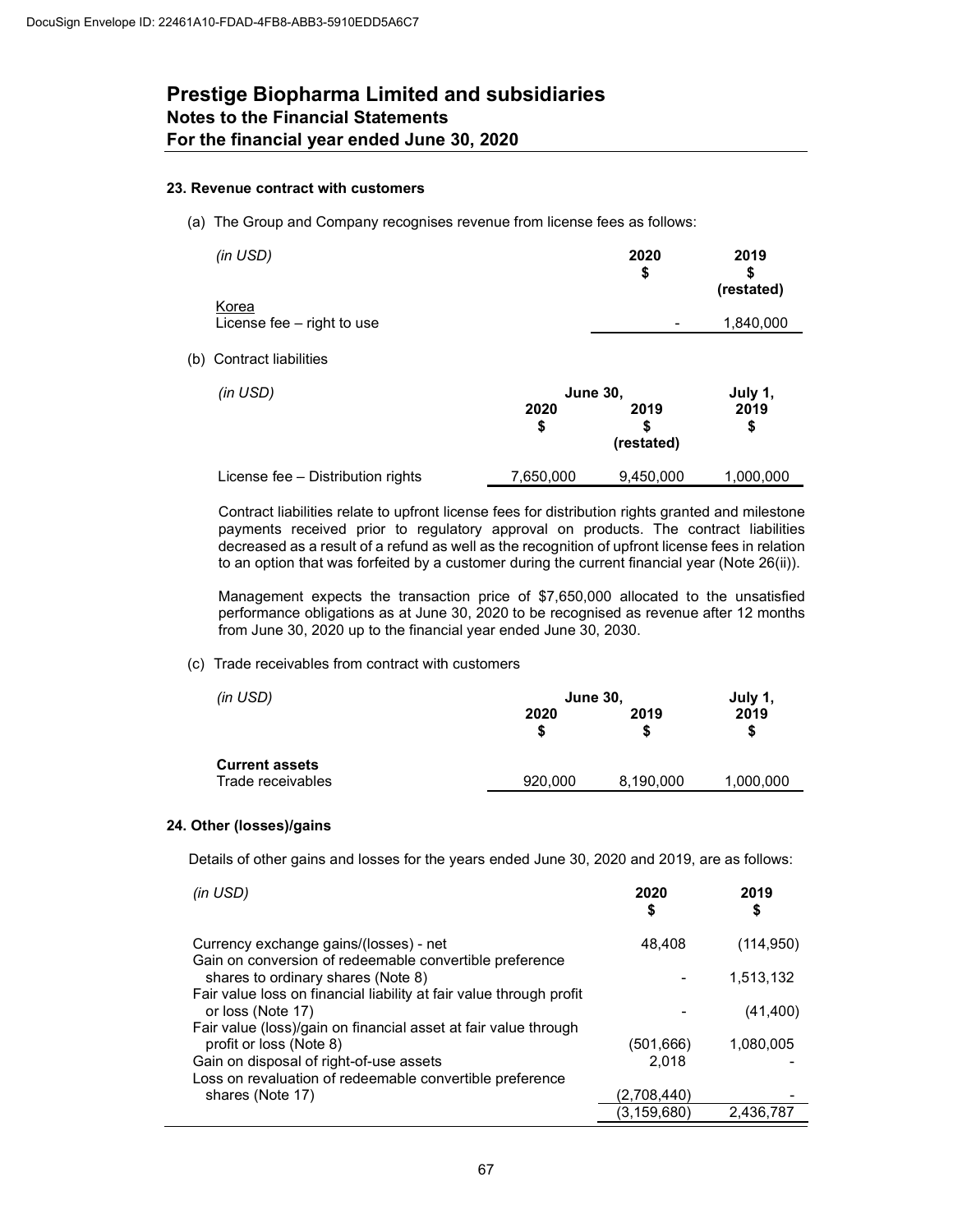# Prestige Biopharma Limited and subsidiaries

## Notes to the Financial Statements

## For the financial year ended June 30, 2020

### 23. Revenue contract with customers

(a) The Group and Company recognises revenue from license fees as follows:

| *(in USD)* | 2020 $ | 2019 $ (restated) |
|---|---|---|
| Korea | | |
| License fee – right to use | - | 1,840,000 |

(b) Contract liabilities

| *(in USD)* | June 30, 2020 $ | June 30, 2019 $ (restated) | July 1, 2019 $ |
|---|---|---|---|
| License fee – Distribution rights | 7,650,000 | 9,450,000 | 1,000,000 |

Contract liabilities relate to upfront license fees for distribution rights granted and milestone payments received prior to regulatory approval on products. The contract liabilities decreased as a result of a refund as well as the recognition of upfront license fees in relation to an option that was forfeited by a customer during the current financial year (Note 26(ii)).

Management expects the transaction price of $7,650,000 allocated to the unsatisfied performance obligations as at June 30, 2020 to be recognised as revenue after 12 months from June 30, 2020 up to the financial year ended June 30, 2030.

(c) Trade receivables from contract with customers

| *(in USD)* | June 30, 2020 $ | June 30, 2019 $ | July 1, 2019 $ |
|---|---|---|---|
| **Current assets** | | | |
| Trade receivables | 920,000 | 8,190,000 | 1,000,000 |

### 24. Other (losses)/gains

Details of other gains and losses for the years ended June 30, 2020 and 2019, are as follows:

| *(in USD)* | 2020 $ | 2019 $ |
|---|---|---|
| Currency exchange gains/(losses) - net | 48,408 | (114,950) |
| Gain on conversion of redeemable convertible preference shares to ordinary shares (Note 8) | - | 1,513,132 |
| Fair value loss on financial liability at fair value through profit or loss (Note 17) | - | (41,400) |
| Fair value (loss)/gain on financial asset at fair value through profit or loss (Note 8) | (501,666) | 1,080,005 |
| Gain on disposal of right-of-use assets | 2,018 | - |
| Loss on revaluation of redeemable convertible preference shares (Note 17) | (2,708,440) | - |
| | (3,159,680) | 2,436,787 |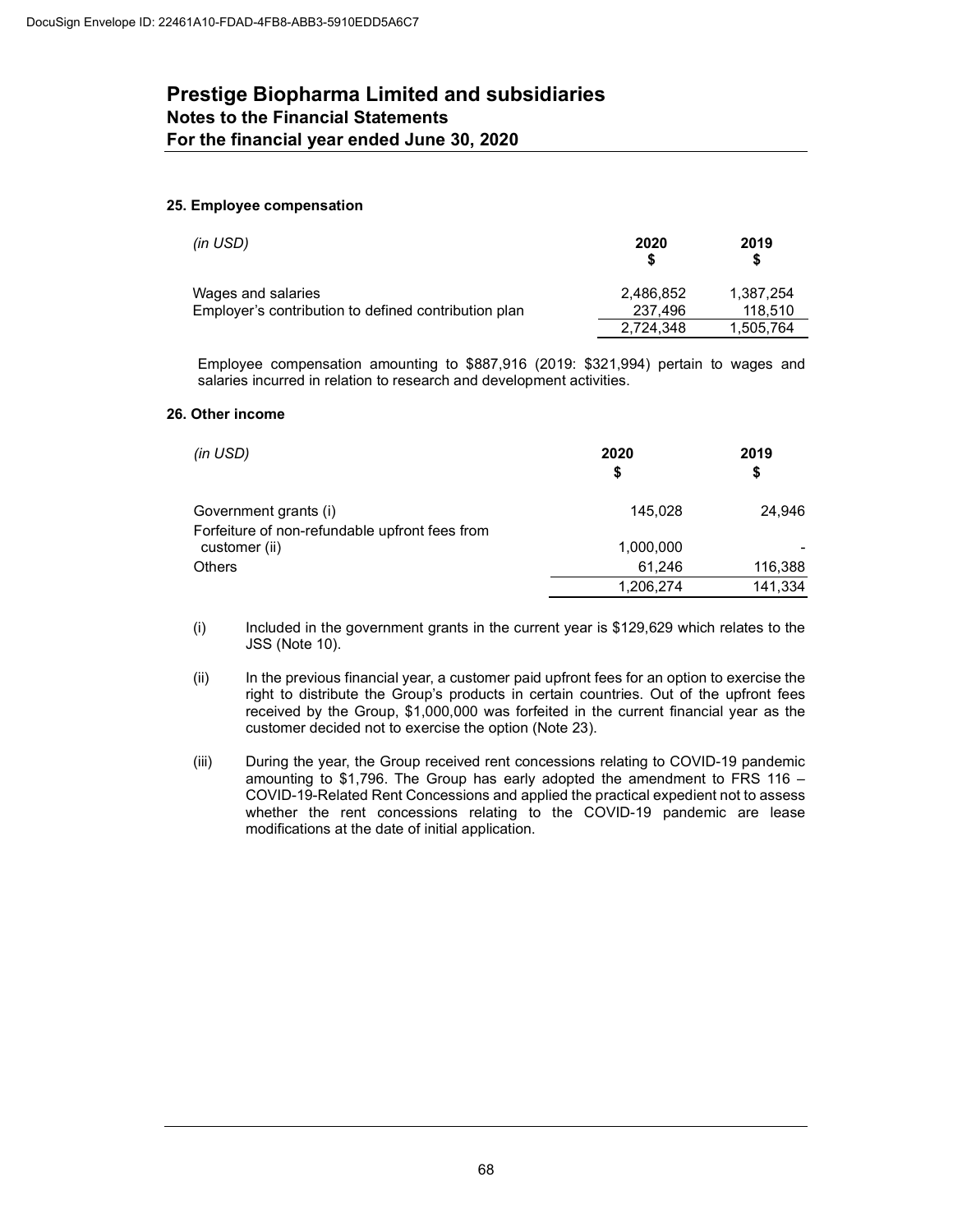# Prestige Biopharma Limited and subsidiaries
## Notes to the Financial Statements
## For the financial year ended June 30, 2020

### 25. Employee compensation

| *(in USD)* | 2020<br>$ | 2019<br>$ |
|---|---|---|
| Wages and salaries | 2,486,852 | 1,387,254 |
| Employer's contribution to defined contribution plan | 237,496 | 118,510 |
| | 2,724,348 | 1,505,764 |

Employee compensation amounting to $887,916 (2019: $321,994) pertain to wages and salaries incurred in relation to research and development activities.

### 26. Other income

| *(in USD)* | 2020<br>$ | 2019<br>$ |
|---|---|---|
| Government grants (i) | 145,028 | 24,946 |
| Forfeiture of non-refundable upfront fees from customer (ii) | 1,000,000 | - |
| Others | 61,246 | 116,388 |
| | 1,206,274 | 141,334 |

(i) Included in the government grants in the current year is $129,629 which relates to the JSS (Note 10).

(ii) In the previous financial year, a customer paid upfront fees for an option to exercise the right to distribute the Group's products in certain countries. Out of the upfront fees received by the Group, $1,000,000 was forfeited in the current financial year as the customer decided not to exercise the option (Note 23).

(iii) During the year, the Group received rent concessions relating to COVID-19 pandemic amounting to $1,796. The Group has early adopted the amendment to FRS 116 – COVID-19-Related Rent Concessions and applied the practical expedient not to assess whether the rent concessions relating to the COVID-19 pandemic are lease modifications at the date of initial application.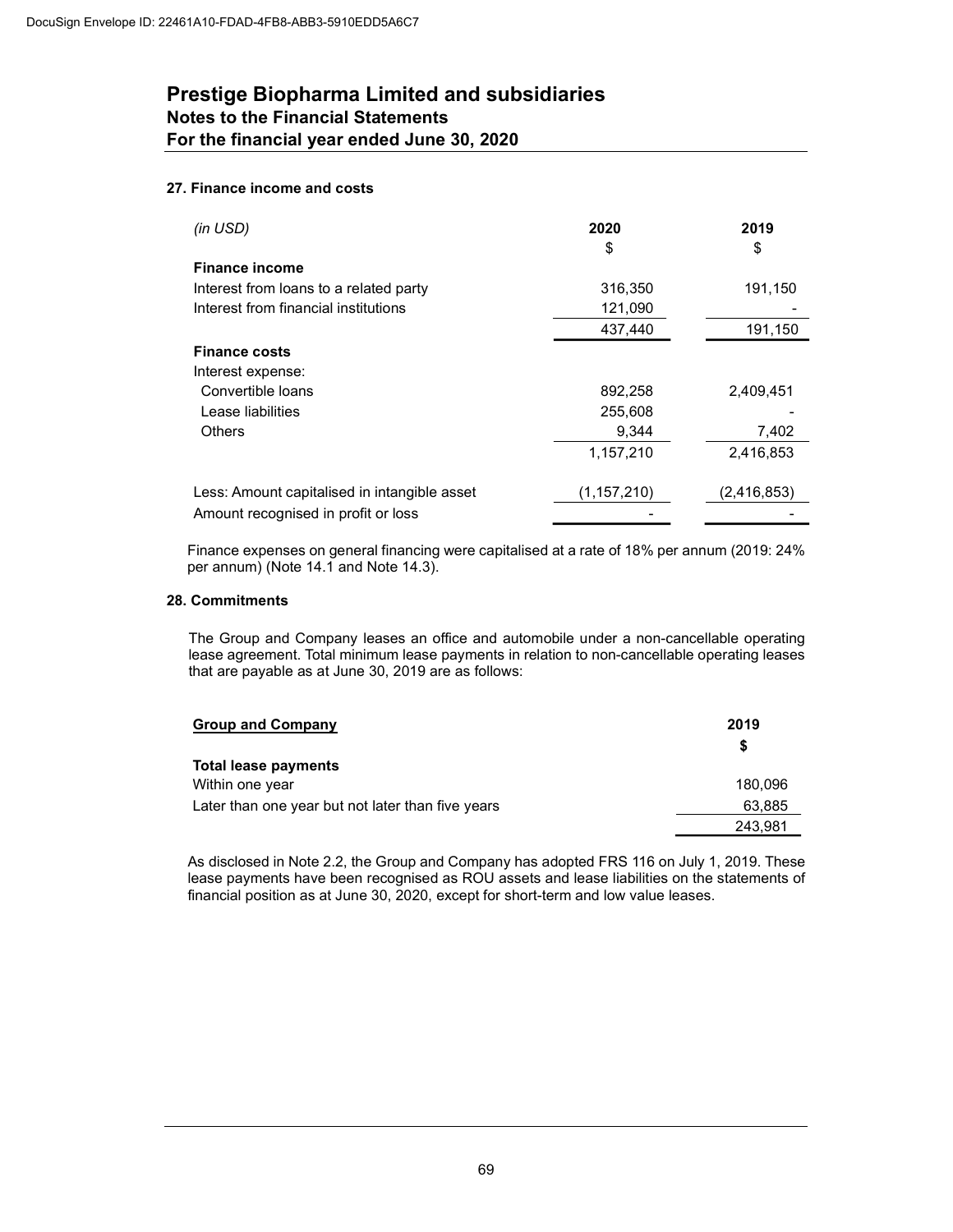Prestige Biopharma Limited and subsidiaries
Notes to the Financial Statements
For the financial year ended June 30, 2020

### 27. Finance income and costs

| *(in USD)* | 2020 $ | 2019 $ |
|---|---|---|
| **Finance income** | | |
| Interest from loans to a related party | 316,350 | 191,150 |
| Interest from financial institutions | 121,090 | - |
| | 437,440 | 191,150 |
| **Finance costs** | | |
| Interest expense: | | |
| Convertible loans | 892,258 | 2,409,451 |
| Lease liabilities | 255,608 | - |
| Others | 9,344 | 7,402 |
| | 1,157,210 | 2,416,853 |
| Less: Amount capitalised in intangible asset | (1,157,210) | (2,416,853) |
| Amount recognised in profit or loss | - | - |

Finance expenses on general financing were capitalised at a rate of 18% per annum (2019: 24% per annum) (Note 14.1 and Note 14.3).

### 28. Commitments

The Group and Company leases an office and automobile under a non-cancellable operating lease agreement. Total minimum lease payments in relation to non-cancellable operating leases that are payable as at June 30, 2019 are as follows:

| Group and Company | 2019 $ |
|---|---|
| **Total lease payments** | |
| Within one year | 180,096 |
| Later than one year but not later than five years | 63,885 |
| | 243,981 |

As disclosed in Note 2.2, the Group and Company has adopted FRS 116 on July 1, 2019. These lease payments have been recognised as ROU assets and lease liabilities on the statements of financial position as at June 30, 2020, except for short-term and low value leases.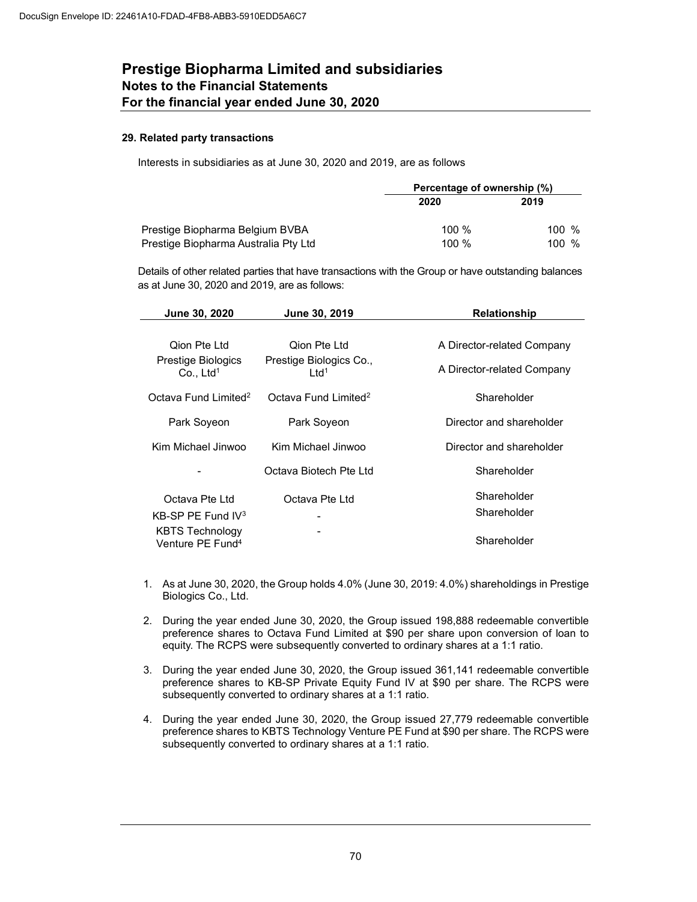# Prestige Biopharma Limited and subsidiaries
## Notes to the Financial Statements
## For the financial year ended June 30, 2020

### 29. Related party transactions

Interests in subsidiaries as at June 30, 2020 and 2019, are as follows

| | Percentage of ownership (%) | |
|---|---|---|
| | 2020 | 2019 |
| Prestige Biopharma Belgium BVBA | 100 % | 100 % |
| Prestige Biopharma Australia Pty Ltd | 100 % | 100 % |

Details of other related parties that have transactions with the Group or have outstanding balances as at June 30, 2020 and 2019, are as follows:

| June 30, 2020 | June 30, 2019 | Relationship |
|---|---|---|
| Qion Pte Ltd | Qion Pte Ltd | A Director-related Company |
| Prestige Biologics Co., Ltd[1] | Prestige Biologics Co., Ltd[1] | A Director-related Company |
| Octava Fund Limited[2] | Octava Fund Limited[2] | Shareholder |
| Park Soyeon | Park Soyeon | Director and shareholder |
| Kim Michael Jinwoo | Kim Michael Jinwoo | Director and shareholder |
| - | Octava Biotech Pte Ltd | Shareholder |
| Octava Pte Ltd | Octava Pte Ltd | Shareholder |
| KB-SP PE Fund IV[3] | - | Shareholder |
| KBTS Technology Venture PE Fund[4] | - | Shareholder |

1. As at June 30, 2020, the Group holds 4.0% (June 30, 2019: 4.0%) shareholdings in Prestige Biologics Co., Ltd.
2. During the year ended June 30, 2020, the Group issued 198,888 redeemable convertible preference shares to Octava Fund Limited at $90 per share upon conversion of loan to equity. The RCPS were subsequently converted to ordinary shares at a 1:1 ratio.
3. During the year ended June 30, 2020, the Group issued 361,141 redeemable convertible preference shares to KB-SP Private Equity Fund IV at $90 per share. The RCPS were subsequently converted to ordinary shares at a 1:1 ratio.
4. During the year ended June 30, 2020, the Group issued 27,779 redeemable convertible preference shares to KBTS Technology Venture PE Fund at $90 per share. The RCPS were subsequently converted to ordinary shares at a 1:1 ratio.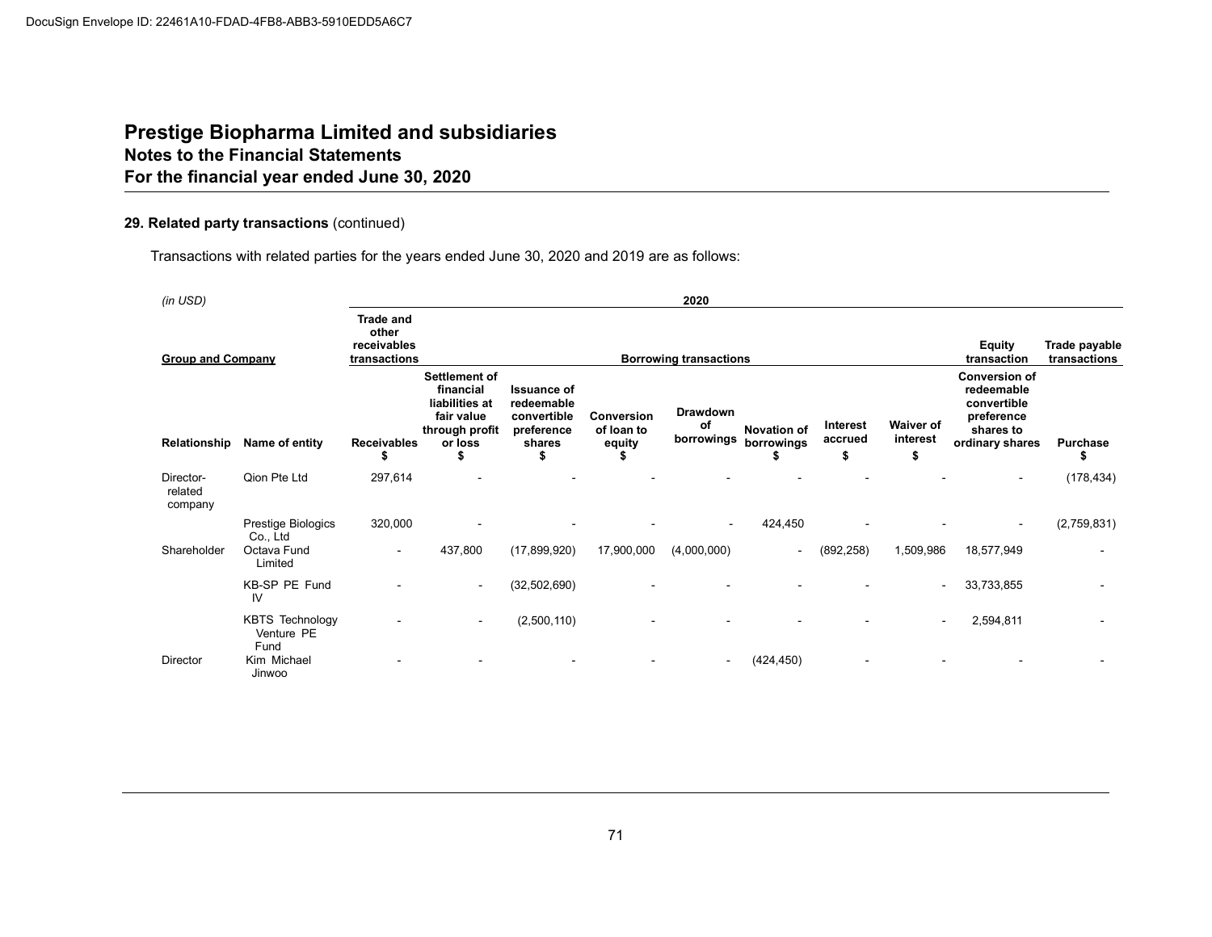DocuSign Envelope ID: 22461A10-FDAD-4FB8-ABB3-5910EDD5A6C7

# Prestige Biopharma Limited and subsidiaries
## Notes to the Financial Statements
## For the financial year ended June 30, 2020

### 29. Related party transactions (continued)

Transactions with related parties for the years ended June 30, 2020 and 2019 are as follows:

| *(in USD)* | | 2020 | | | | | | | | | |
|---|---|---|---|---|---|---|---|---|---|---|---|
| **Group and Company** | | **Trade and other receivables transactions** | **Borrowing transactions** | | | | | | | **Equity transaction** | **Trade payable transactions** |
| **Relationship** | **Name of entity** | **Receivables $** | **Settlement of financial liabilities at fair value through profit or loss $** | **Issuance of redeemable convertible preference shares $** | **Conversion of loan to equity $** | **Drawdown of borrowings** | **Novation of borrowings $** | **Interest accrued $** | **Waiver of interest $** | **Conversion of redeemable convertible preference shares to ordinary shares** | **Purchase $** |
| Director-related company | Qion Pte Ltd | 297,614 | - | - | - | - | - | - | - | - | (178,434) |
| | Prestige Biologics Co., Ltd | 320,000 | - | - | - | - | 424,450 | - | - | - | (2,759,831) |
| Shareholder | Octava Fund Limited | - | 437,800 | (17,899,920) | 17,900,000 | (4,000,000) | - | (892,258) | 1,509,986 | 18,577,949 | - |
| | KB-SP PE Fund IV | - | - | (32,502,690) | - | - | - | - | - | 33,733,855 | - |
| | KBTS Technology Venture PE Fund | - | - | (2,500,110) | - | - | - | - | - | 2,594,811 | - |
| Director | Kim Michael Jinwoo | - | - | - | - | - | (424,450) | - | - | - | - |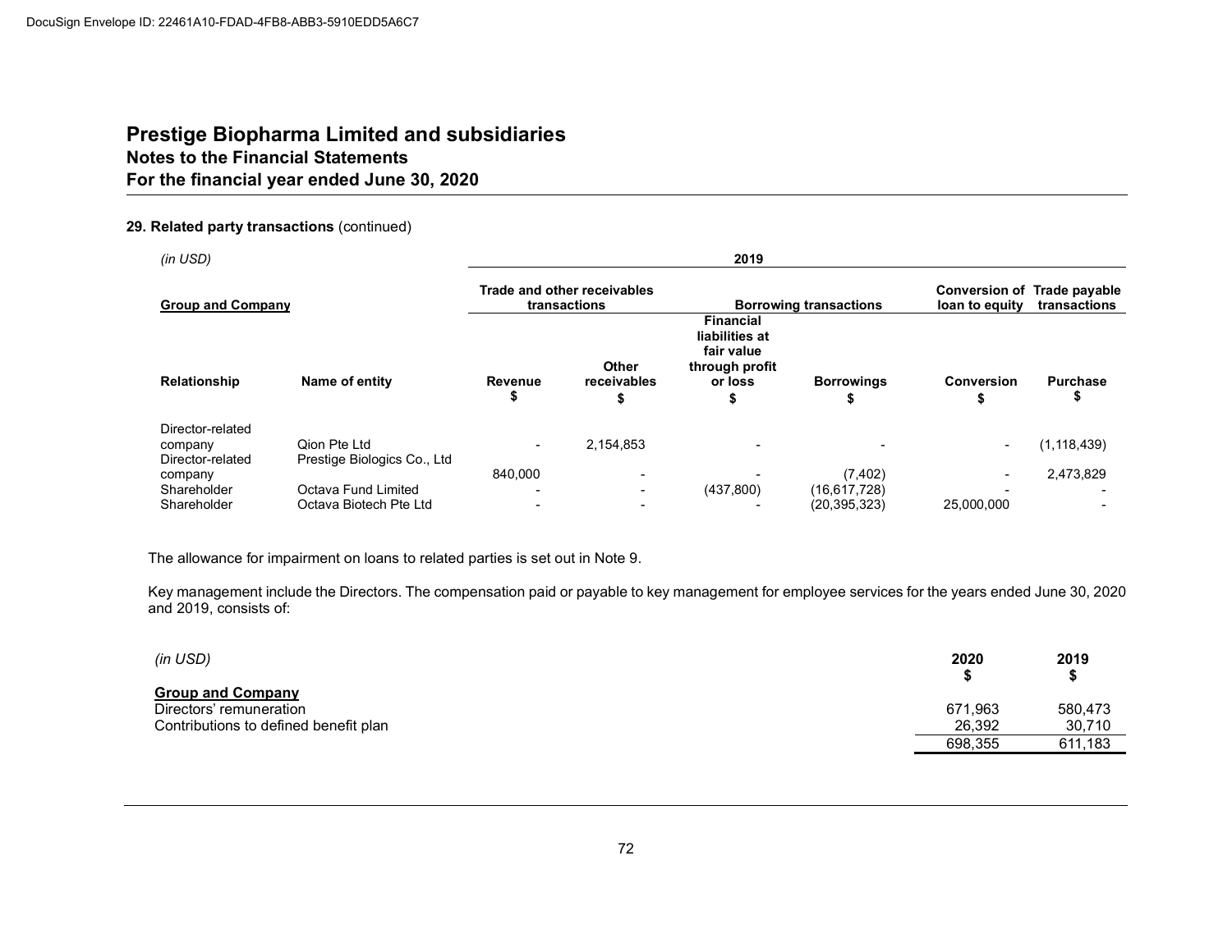# Prestige Biopharma Limited and subsidiaries

## Notes to the Financial Statements

## For the financial year ended June 30, 2020

**29. Related party transactions** (continued)

| *(in USD)* | | 2019 | | | | | |
|---|---|---|---|---|---|---|---|
| **Group and Company** | | **Trade and other receivables transactions** | | **Borrowing transactions** | | **Conversion of loan to equity** | **Trade payable transactions** |
| **Relationship** | **Name of entity** | **Revenue** $ | **Other receivables** $ | **Financial liabilities at fair value through profit or loss** $ | **Borrowings** $ | **Conversion** $ | **Purchase** $ |
| Director-related company | Qion Pte Ltd | - | 2,154,853 | - | - | - | (1,118,439) |
| Director-related company | Prestige Biologics Co., Ltd | 840,000 | - | - | (7,402) | - | 2,473,829 |
| Shareholder | Octava Fund Limited | - | - | (437,800) | (16,617,728) | - | - |
| Shareholder | Octava Biotech Pte Ltd | - | - | - | (20,395,323) | 25,000,000 | - |

The allowance for impairment on loans to related parties is set out in Note 9.

Key management include the Directors. The compensation paid or payable to key management for employee services for the years ended June 30, 2020 and 2019, consists of:

| *(in USD)* | 2020 $ | 2019 $ |
|---|---|---|
| **Group and Company** | | |
| Directors' remuneration | 671,963 | 580,473 |
| Contributions to defined benefit plan | 26,392 | 30,710 |
| | 698,355 | 611,183 |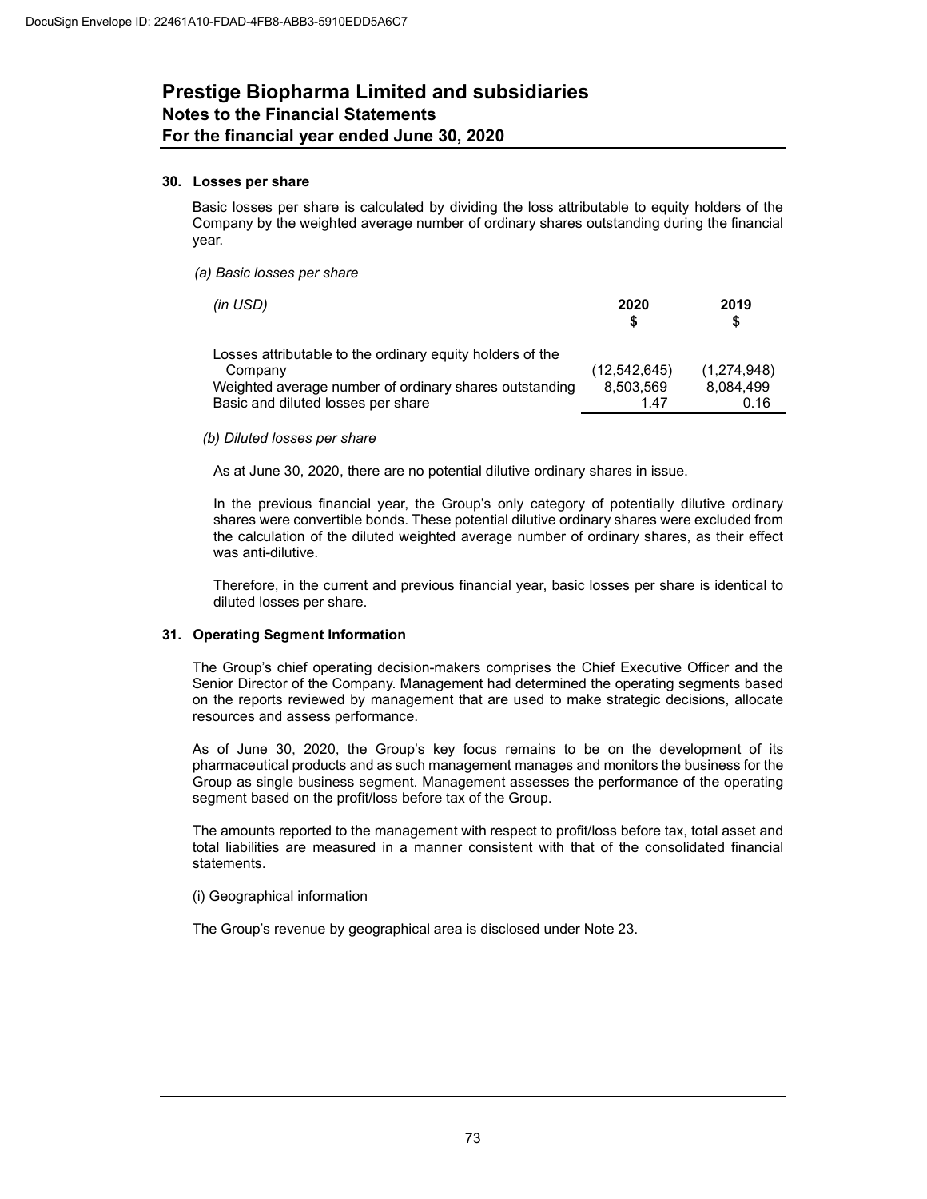DocuSign Envelope ID: 22461A10-FDAD-4FB8-ABB3-5910EDD5A6C7

# Prestige Biopharma Limited and subsidiaries
## Notes to the Financial Statements
## For the financial year ended June 30, 2020

### 30. Losses per share

Basic losses per share is calculated by dividing the loss attributable to equity holders of the Company by the weighted average number of ordinary shares outstanding during the financial year.

*(a) Basic losses per share*

| *(in USD)* | **2020 $** | **2019 $** |
|---|---|---|
| Losses attributable to the ordinary equity holders of the Company | (12,542,645) | (1,274,948) |
| Weighted average number of ordinary shares outstanding | 8,503,569 | 8,084,499 |
| Basic and diluted losses per share | 1.47 | 0.16 |

*(b) Diluted losses per share*

As at June 30, 2020, there are no potential dilutive ordinary shares in issue.

In the previous financial year, the Group's only category of potentially dilutive ordinary shares were convertible bonds. These potential dilutive ordinary shares were excluded from the calculation of the diluted weighted average number of ordinary shares, as their effect was anti-dilutive.

Therefore, in the current and previous financial year, basic losses per share is identical to diluted losses per share.

### 31. Operating Segment Information

The Group's chief operating decision-makers comprises the Chief Executive Officer and the Senior Director of the Company. Management had determined the operating segments based on the reports reviewed by management that are used to make strategic decisions, allocate resources and assess performance.

As of June 30, 2020, the Group's key focus remains to be on the development of its pharmaceutical products and as such management manages and monitors the business for the Group as single business segment. Management assesses the performance of the operating segment based on the profit/loss before tax of the Group.

The amounts reported to the management with respect to profit/loss before tax, total asset and total liabilities are measured in a manner consistent with that of the consolidated financial statements.

(i) Geographical information

The Group's revenue by geographical area is disclosed under Note 23.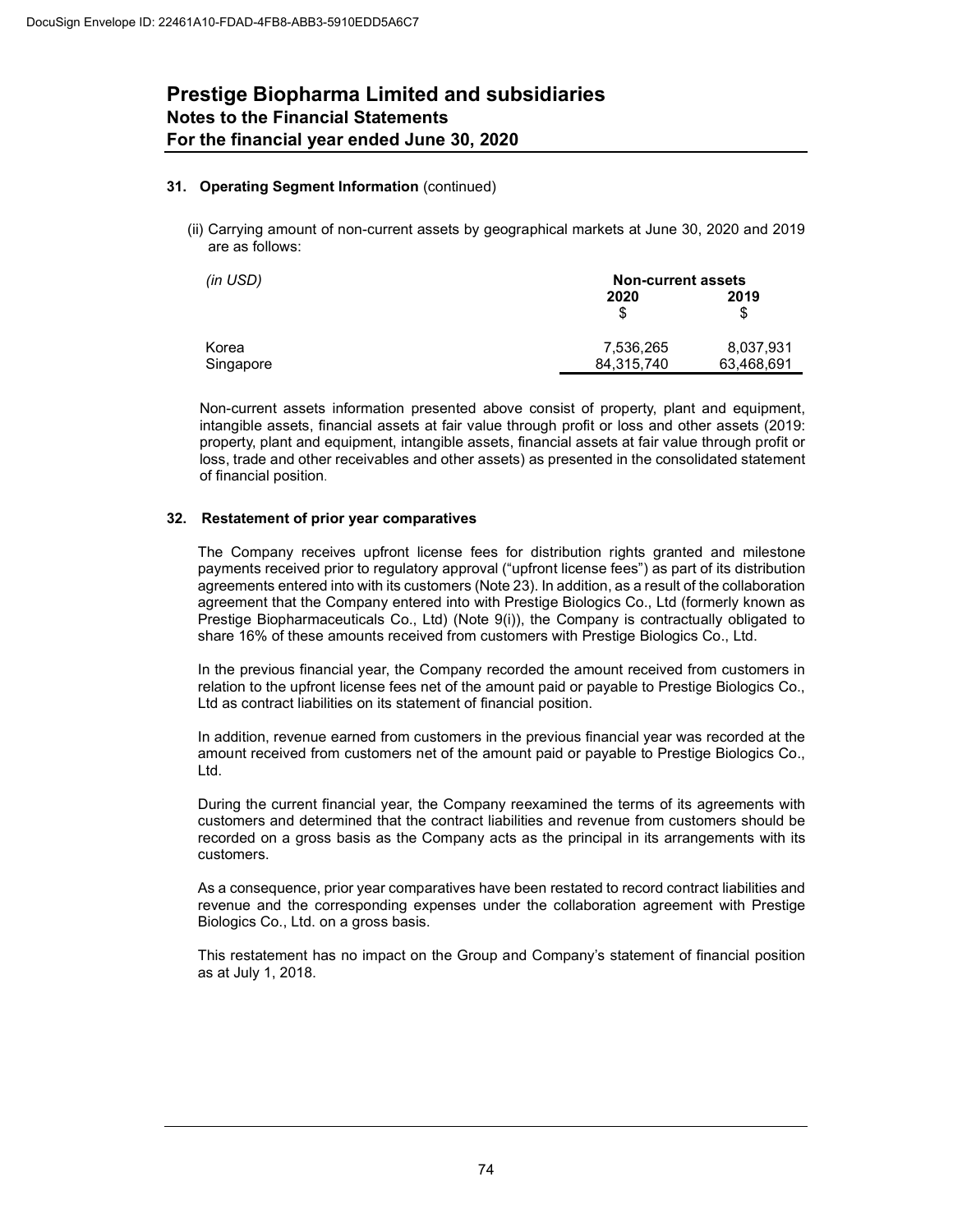# Prestige Biopharma Limited and subsidiaries
## Notes to the Financial Statements
### For the financial year ended June 30, 2020

**31. Operating Segment Information** (continued)

(ii) Carrying amount of non-current assets by geographical markets at June 30, 2020 and 2019 are as follows:

| *(in USD)* | **Non-current assets** | |
|---|---|---|
| | **2020** | **2019** |
| | $ | $ |
| Korea | 7,536,265 | 8,037,931 |
| Singapore | 84,315,740 | 63,468,691 |

Non-current assets information presented above consist of property, plant and equipment, intangible assets, financial assets at fair value through profit or loss and other assets (2019: property, plant and equipment, intangible assets, financial assets at fair value through profit or loss, trade and other receivables and other assets) as presented in the consolidated statement of financial position.

**32. Restatement of prior year comparatives**

The Company receives upfront license fees for distribution rights granted and milestone payments received prior to regulatory approval ("upfront license fees") as part of its distribution agreements entered into with its customers (Note 23). In addition, as a result of the collaboration agreement that the Company entered into with Prestige Biologics Co., Ltd (formerly known as Prestige Biopharmaceuticals Co., Ltd) (Note 9(i)), the Company is contractually obligated to share 16% of these amounts received from customers with Prestige Biologics Co., Ltd.

In the previous financial year, the Company recorded the amount received from customers in relation to the upfront license fees net of the amount paid or payable to Prestige Biologics Co., Ltd as contract liabilities on its statement of financial position.

In addition, revenue earned from customers in the previous financial year was recorded at the amount received from customers net of the amount paid or payable to Prestige Biologics Co., Ltd.

During the current financial year, the Company reexamined the terms of its agreements with customers and determined that the contract liabilities and revenue from customers should be recorded on a gross basis as the Company acts as the principal in its arrangements with its customers.

As a consequence, prior year comparatives have been restated to record contract liabilities and revenue and the corresponding expenses under the collaboration agreement with Prestige Biologics Co., Ltd. on a gross basis.

This restatement has no impact on the Group and Company's statement of financial position as at July 1, 2018.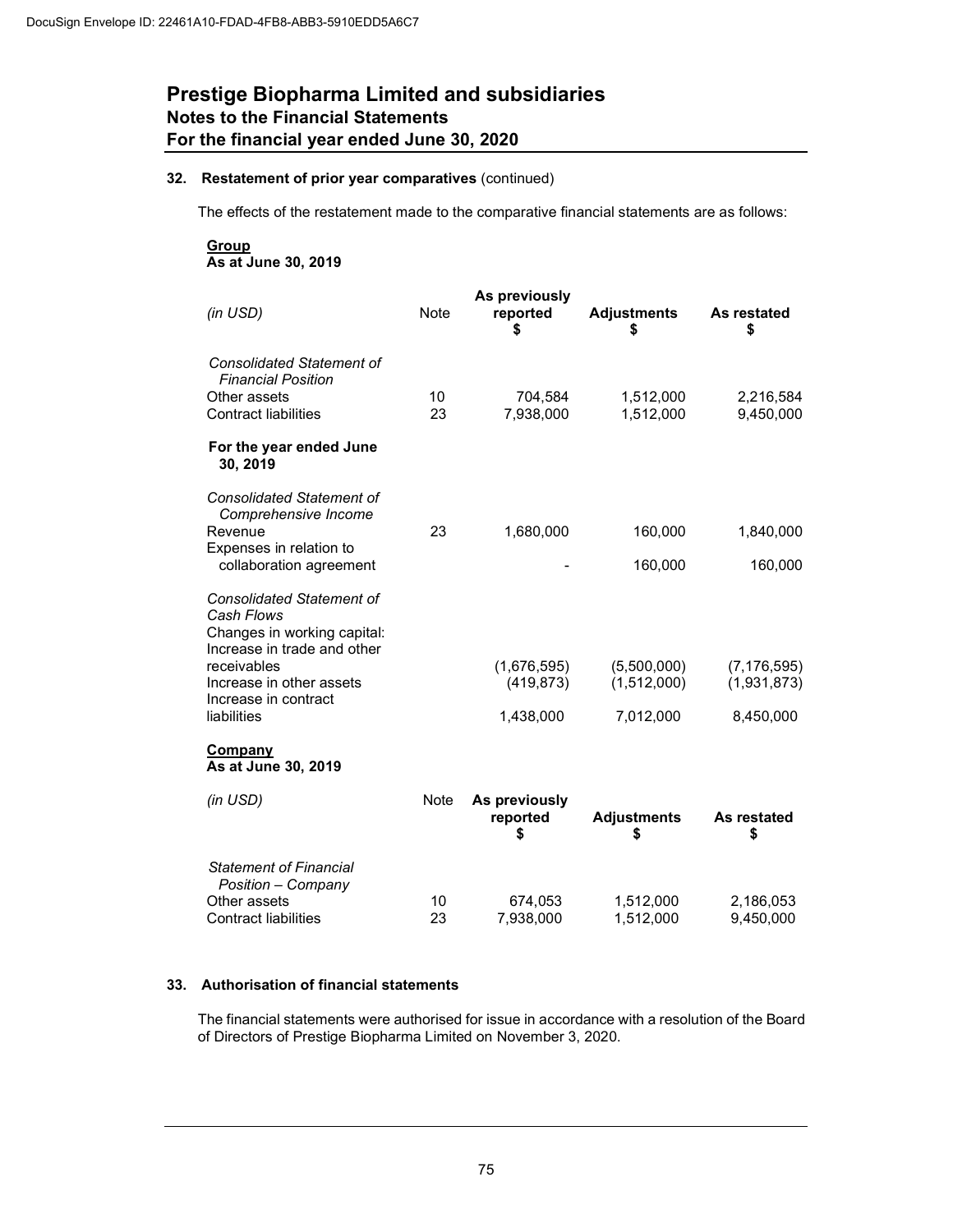# Prestige Biopharma Limited and subsidiaries
## Notes to the Financial Statements
## For the financial year ended June 30, 2020

### 32. Restatement of prior year comparatives (continued)

The effects of the restatement made to the comparative financial statements are as follows:

**Group**
**As at June 30, 2019**

| *(in USD)* | Note | As previously reported $ | Adjustments $ | As restated $ |
|---|---|---|---|---|
| *Consolidated Statement of Financial Position* | | | | |
| Other assets | 10 | 704,584 | 1,512,000 | 2,216,584 |
| Contract liabilities | 23 | 7,938,000 | 1,512,000 | 9,450,000 |
| **For the year ended June 30, 2019** | | | | |
| *Consolidated Statement of Comprehensive Income* | | | | |
| Revenue | 23 | 1,680,000 | 160,000 | 1,840,000 |
| Expenses in relation to collaboration agreement | | - | 160,000 | 160,000 |
| *Consolidated Statement of Cash Flows* | | | | |
| Changes in working capital: | | | | |
| Increase in trade and other receivables | | (1,676,595) | (5,500,000) | (7,176,595) |
| Increase in other assets | | (419,873) | (1,512,000) | (1,931,873) |
| Increase in contract liabilities | | 1,438,000 | 7,012,000 | 8,450,000 |

**Company**
**As at June 30, 2019**

| *(in USD)* | Note | As previously reported $ | Adjustments $ | As restated $ |
|---|---|---|---|---|
| *Statement of Financial Position – Company* | | | | |
| Other assets | 10 | 674,053 | 1,512,000 | 2,186,053 |
| Contract liabilities | 23 | 7,938,000 | 1,512,000 | 9,450,000 |

### 33. Authorisation of financial statements

The financial statements were authorised for issue in accordance with a resolution of the Board of Directors of Prestige Biopharma Limited on November 3, 2020.